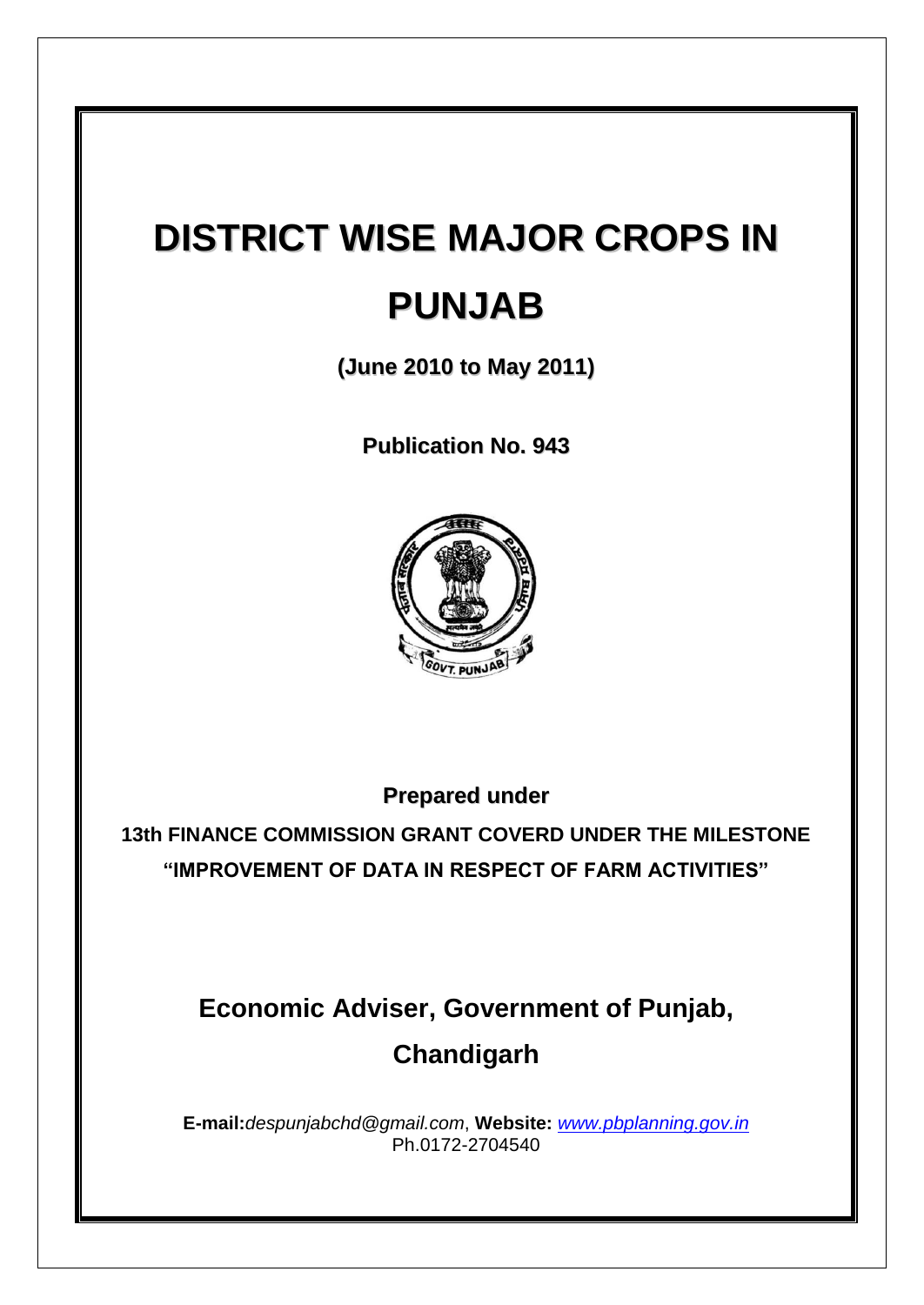# DISTRICT WISE MAJOR CROPS IN PUNJAB

**(June 2010 to May 2011)**

**Publication No. 943**

**Prepared under**

**13th FINANCE COMMISSION GRANT COVERD UNDER THE MILESTONE "IMPROVEMENT OF DATA IN RESPECT OF FARM ACTIVITIES"**

## Economic Adviser, Government of Punjab, Chandigarh

**E-mail:** *despunjabchd@gmail.com*, **Website:** *www.pbplanning.gov.in*
Ph.0172-2704540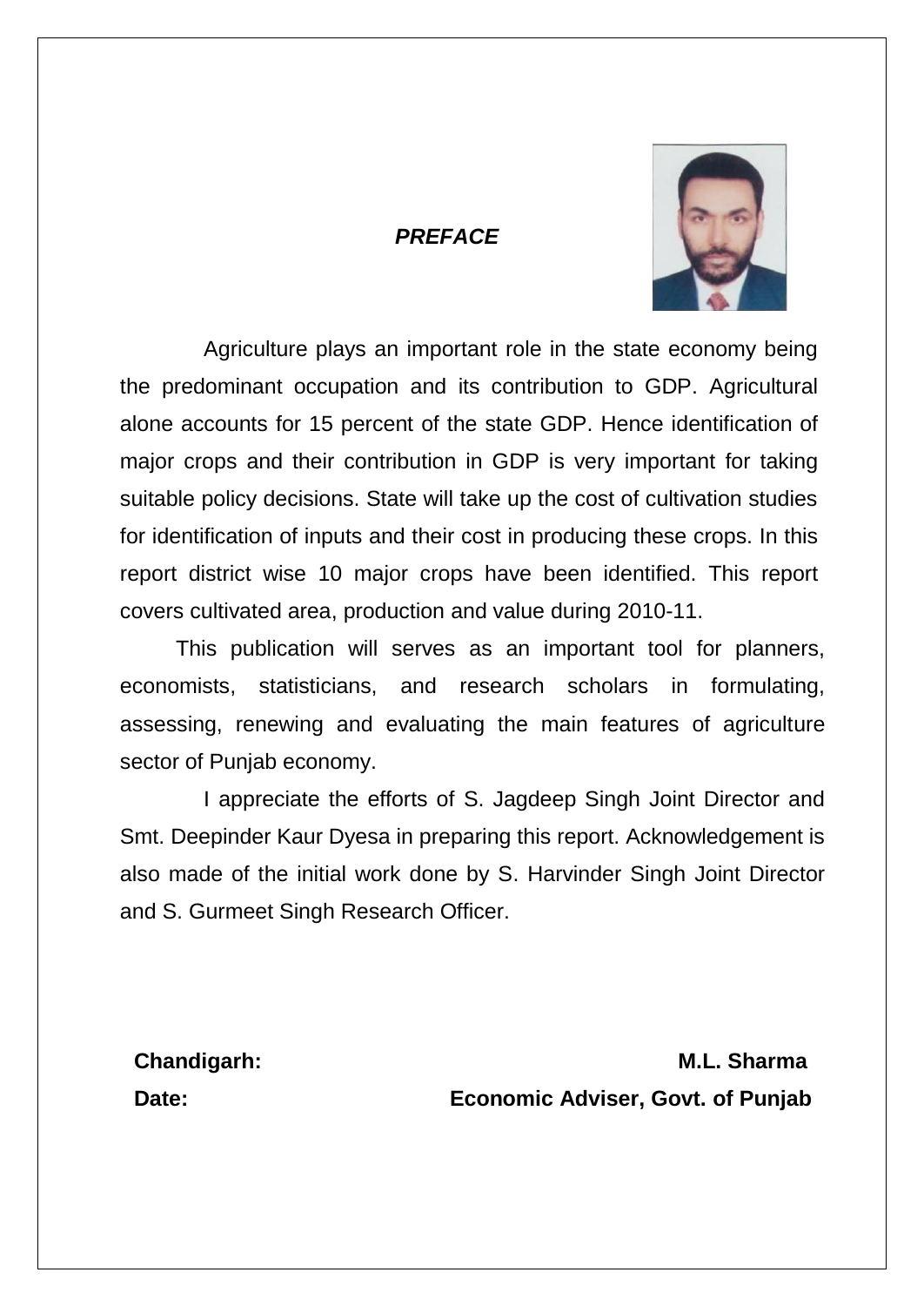## *PREFACE*

Agriculture plays an important role in the state economy being the predominant occupation and its contribution to GDP. Agricultural alone accounts for 15 percent of the state GDP. Hence identification of major crops and their contribution in GDP is very important for taking suitable policy decisions. State will take up the cost of cultivation studies for identification of inputs and their cost in producing these crops. In this report district wise 10 major crops have been identified. This report covers cultivated area, production and value during 2010-11.

This publication will serves as an important tool for planners, economists, statisticians, and research scholars in formulating, assessing, renewing and evaluating the main features of agriculture sector of Punjab economy.

I appreciate the efforts of S. Jagdeep Singh Joint Director and Smt. Deepinder Kaur Dyesa in preparing this report. Acknowledgement is also made of the initial work done by S. Harvinder Singh Joint Director and S. Gurmeet Singh Research Officer.

**Chandigarh:** **M.L. Sharma**

**Date:** **Economic Adviser, Govt. of Punjab**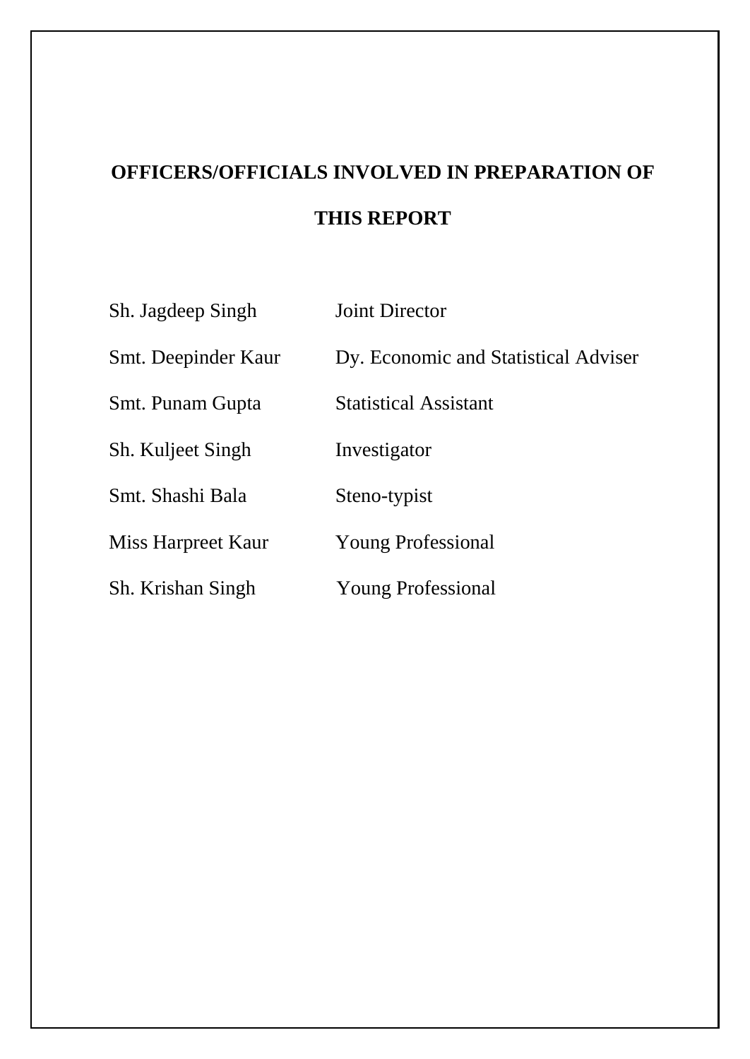# OFFICERS/OFFICIALS INVOLVED IN PREPARATION OF THIS REPORT

| | |
|---|---|
| Sh. Jagdeep Singh | Joint Director |
| Smt. Deepinder Kaur | Dy. Economic and Statistical Adviser |
| Smt. Punam Gupta | Statistical Assistant |
| Sh. Kuljeet Singh | Investigator |
| Smt. Shashi Bala | Steno-typist |
| Miss Harpreet Kaur | Young Professional |
| Sh. Krishan Singh | Young Professional |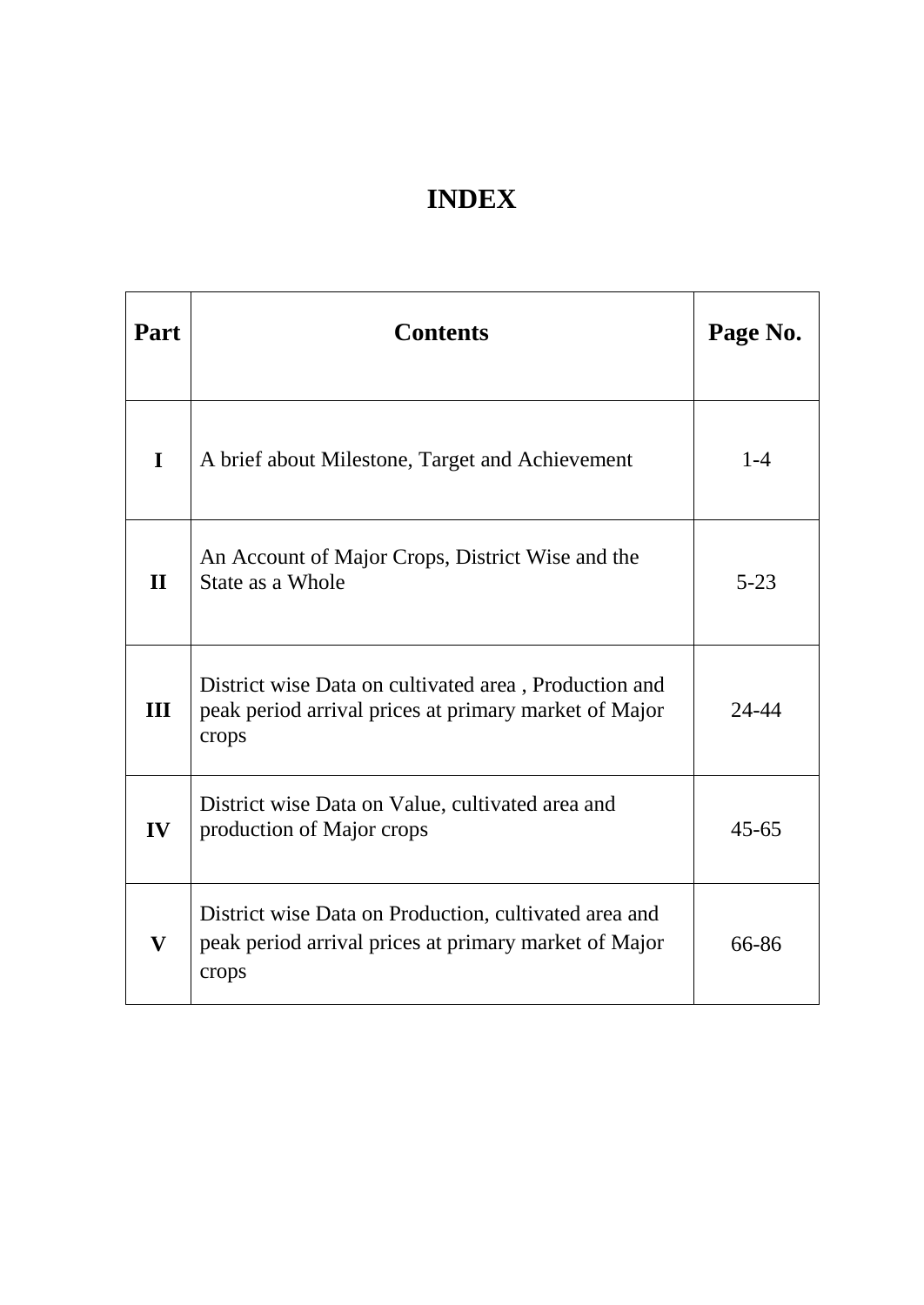# INDEX

| Part | Contents | Page No. |
|---|---|---|
| I | A brief about Milestone, Target and Achievement | 1-4 |
| II | An Account of Major Crops, District Wise and the State as a Whole | 5-23 |
| III | District wise Data on cultivated area , Production and peak period arrival prices at primary market of Major crops | 24-44 |
| IV | District wise Data on Value, cultivated area and production of Major crops | 45-65 |
| V | District wise Data on Production, cultivated area and peak period arrival prices at primary market of Major crops | 66-86 |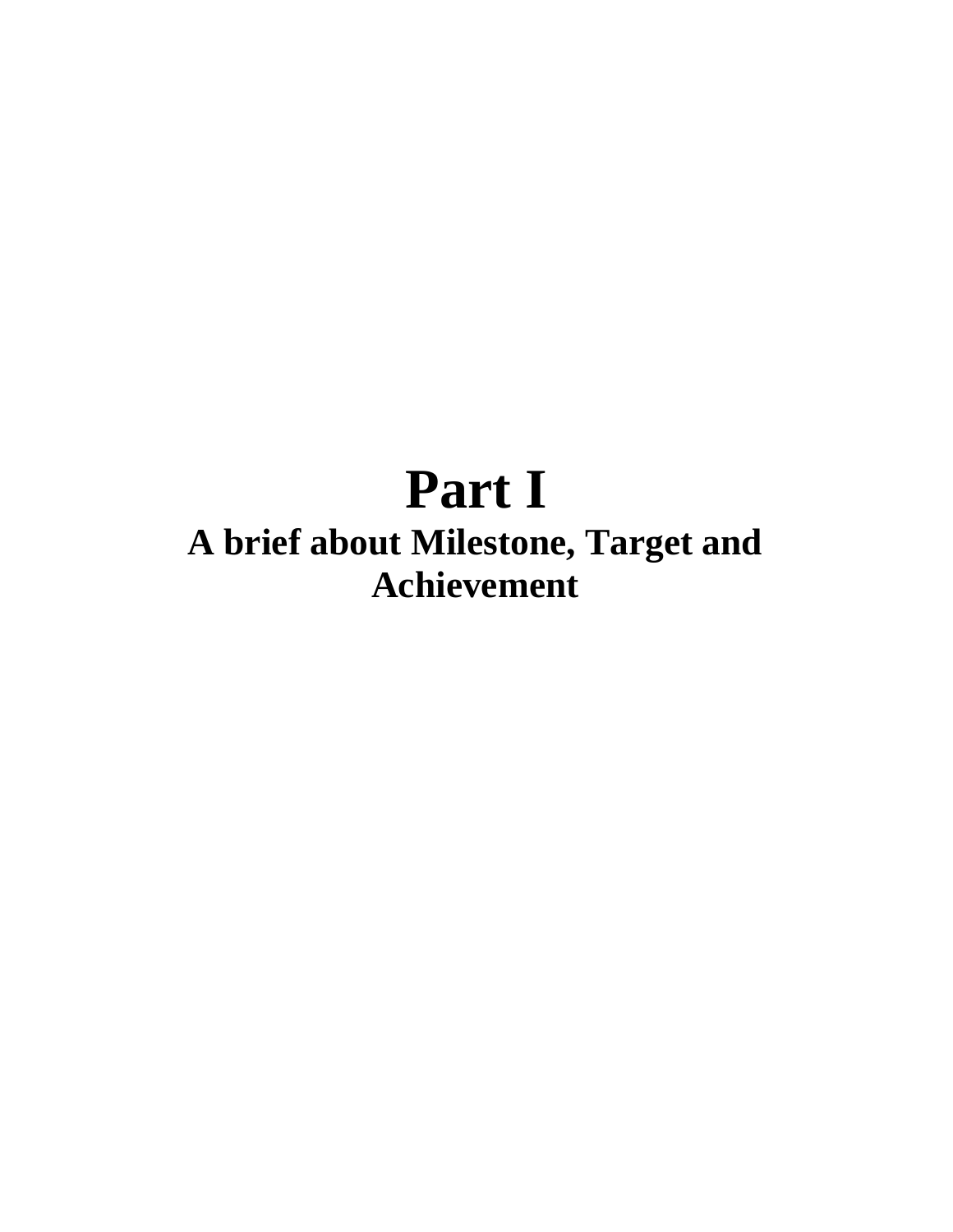# Part I

## A brief about Milestone, Target and Achievement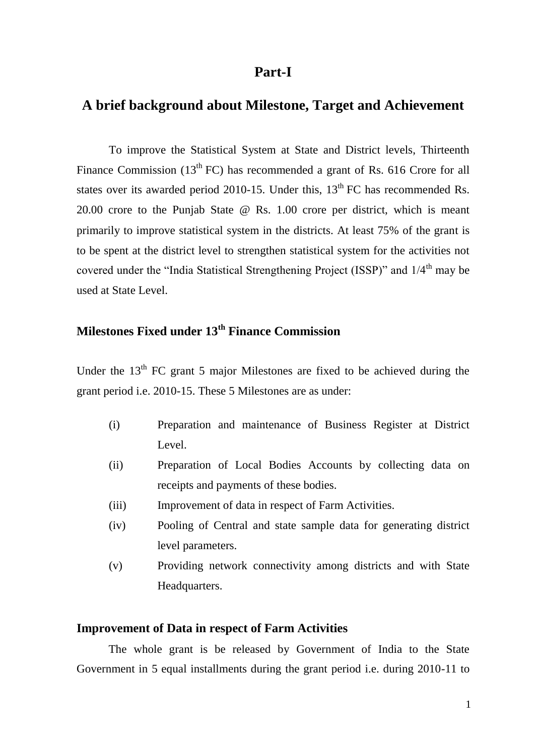# Part-I

## A brief background about Milestone, Target and Achievement

To improve the Statistical System at State and District levels, Thirteenth Finance Commission ($13^{th}$ FC) has recommended a grant of Rs. 616 Crore for all states over its awarded period 2010-15. Under this, $13^{th}$ FC has recommended Rs. 20.00 crore to the Punjab State @ Rs. 1.00 crore per district, which is meant primarily to improve statistical system in the districts. At least 75% of the grant is to be spent at the district level to strengthen statistical system for the activities not covered under the "India Statistical Strengthening Project (ISSP)" and $1/4^{th}$ may be used at State Level.

## Milestones Fixed under $13^{th}$ Finance Commission

Under the $13^{th}$ FC grant 5 major Milestones are fixed to be achieved during the grant period i.e. 2010-15. These 5 Milestones are as under:

(i) Preparation and maintenance of Business Register at District Level.

(ii) Preparation of Local Bodies Accounts by collecting data on receipts and payments of these bodies.

(iii) Improvement of data in respect of Farm Activities.

(iv) Pooling of Central and state sample data for generating district level parameters.

(v) Providing network connectivity among districts and with State Headquarters.

### Improvement of Data in respect of Farm Activities

The whole grant is be released by Government of India to the State Government in 5 equal installments during the grant period i.e. during 2010-11 to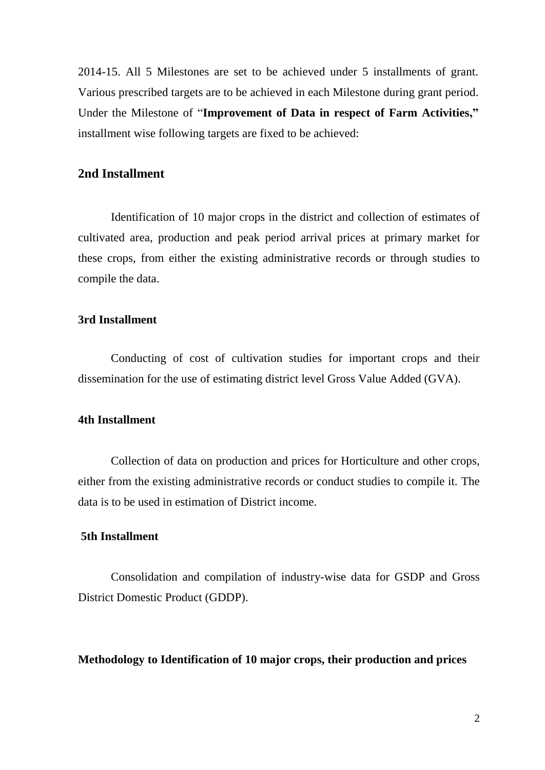2014-15. All 5 Milestones are set to be achieved under 5 installments of grant. Various prescribed targets are to be achieved in each Milestone during grant period. Under the Milestone of "**Improvement of Data in respect of Farm Activities,"** installment wise following targets are fixed to be achieved:

## 2nd Installment

Identification of 10 major crops in the district and collection of estimates of cultivated area, production and peak period arrival prices at primary market for these crops, from either the existing administrative records or through studies to compile the data.

### 3rd Installment

Conducting of cost of cultivation studies for important crops and their dissemination for the use of estimating district level Gross Value Added (GVA).

### 4th Installment

Collection of data on production and prices for Horticulture and other crops, either from the existing administrative records or conduct studies to compile it. The data is to be used in estimation of District income.

### 5th Installment

Consolidation and compilation of industry-wise data for GSDP and Gross District Domestic Product (GDDP).

**Methodology to Identification of 10 major crops, their production and prices**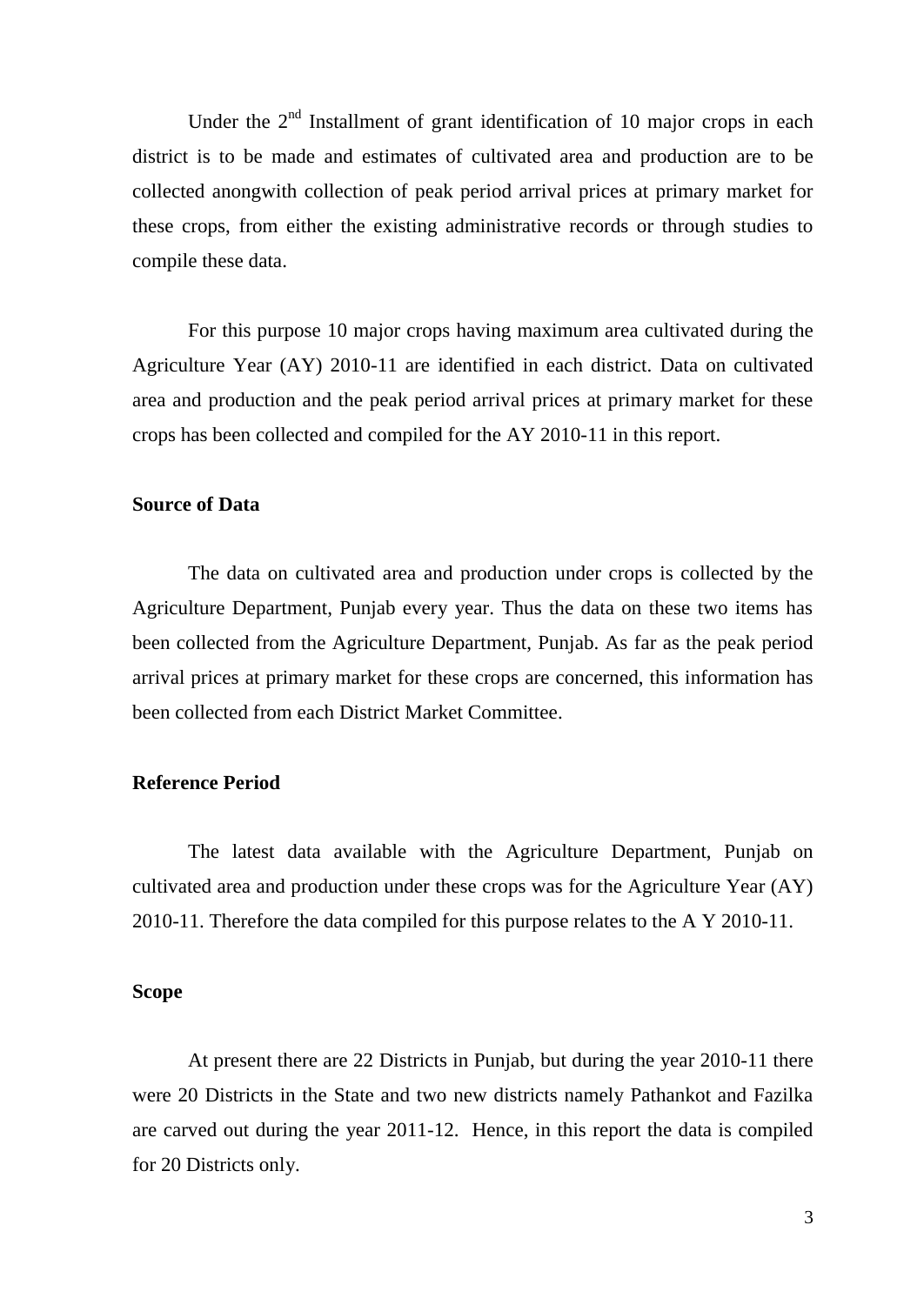Under the 2nd Installment of grant identification of 10 major crops in each district is to be made and estimates of cultivated area and production are to be collected anongwith collection of peak period arrival prices at primary market for these crops, from either the existing administrative records or through studies to compile these data.

For this purpose 10 major crops having maximum area cultivated during the Agriculture Year (AY) 2010-11 are identified in each district. Data on cultivated area and production and the peak period arrival prices at primary market for these crops has been collected and compiled for the AY 2010-11 in this report.

**Source of Data**

The data on cultivated area and production under crops is collected by the Agriculture Department, Punjab every year. Thus the data on these two items has been collected from the Agriculture Department, Punjab. As far as the peak period arrival prices at primary market for these crops are concerned, this information has been collected from each District Market Committee.

**Reference Period**

The latest data available with the Agriculture Department, Punjab on cultivated area and production under these crops was for the Agriculture Year (AY) 2010-11. Therefore the data compiled for this purpose relates to the A Y 2010-11.

**Scope**

At present there are 22 Districts in Punjab, but during the year 2010-11 there were 20 Districts in the State and two new districts namely Pathankot and Fazilka are carved out during the year 2011-12. Hence, in this report the data is compiled for 20 Districts only.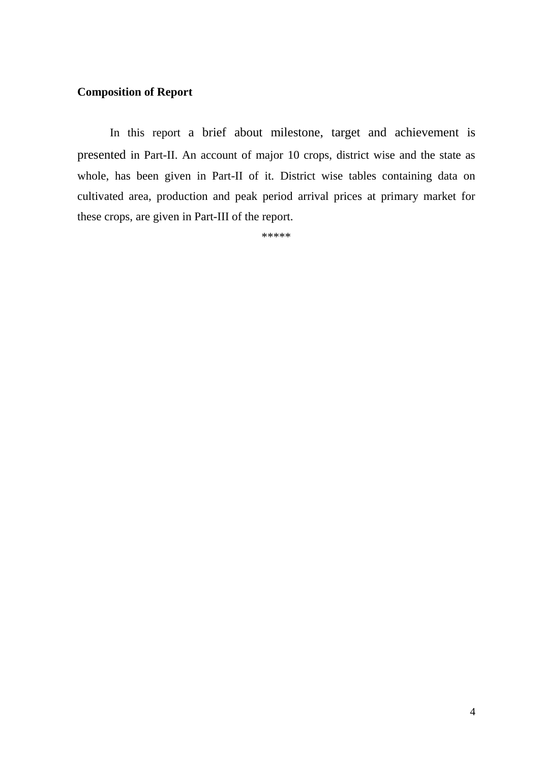**Composition of Report**

In this report a brief about milestone, target and achievement is presented in Part-II. An account of major 10 crops, district wise and the state as whole, has been given in Part-II of it. District wise tables containing data on cultivated area, production and peak period arrival prices at primary market for these crops, are given in Part-III of the report.

*****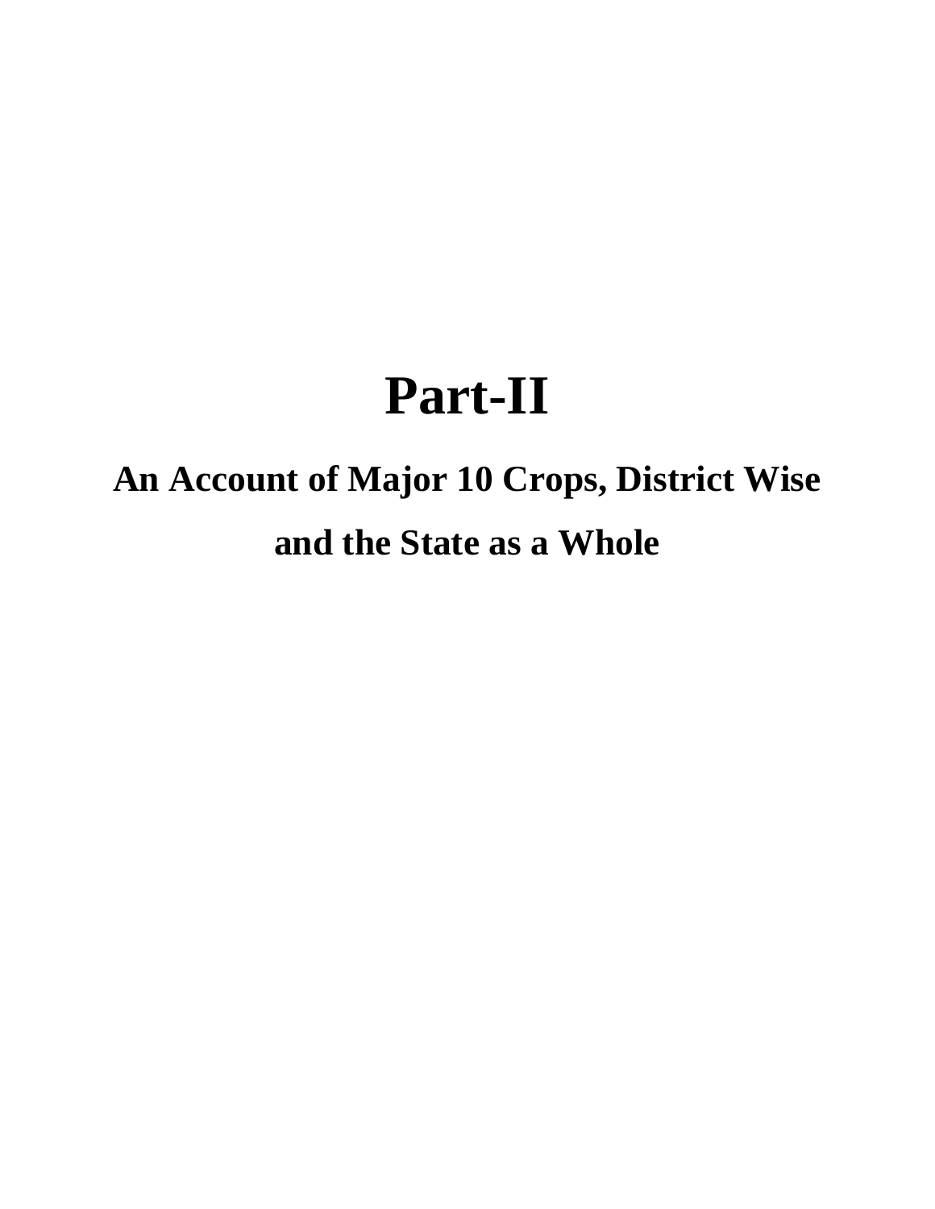# Part-II

## An Account of Major 10 Crops, District Wise and the State as a Whole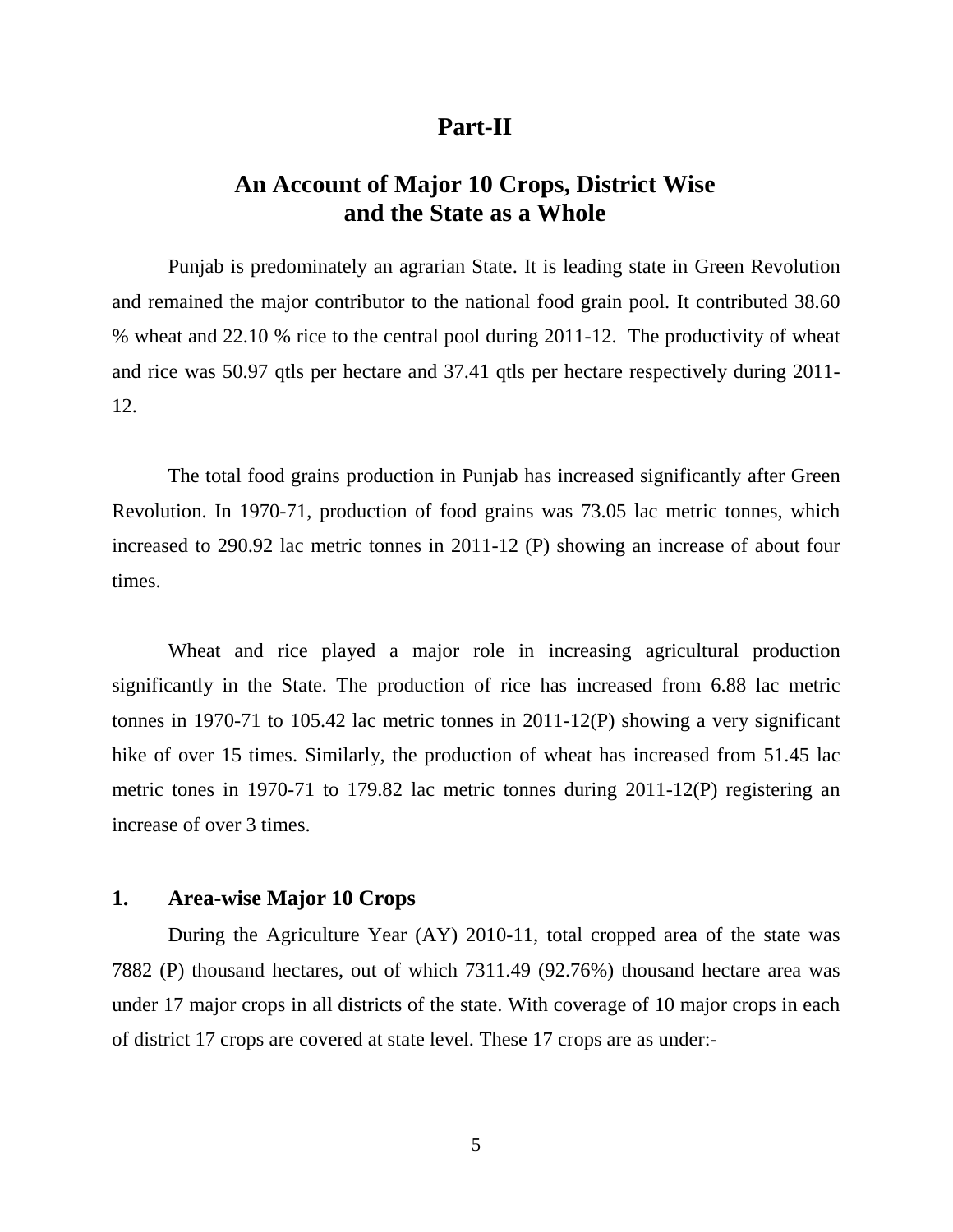# Part-II

## An Account of Major 10 Crops, District Wise and the State as a Whole

Punjab is predominately an agrarian State. It is leading state in Green Revolution and remained the major contributor to the national food grain pool. It contributed 38.60 % wheat and 22.10 % rice to the central pool during 2011-12. The productivity of wheat and rice was 50.97 qtls per hectare and 37.41 qtls per hectare respectively during 2011-12.

The total food grains production in Punjab has increased significantly after Green Revolution. In 1970-71, production of food grains was 73.05 lac metric tonnes, which increased to 290.92 lac metric tonnes in 2011-12 (P) showing an increase of about four times.

Wheat and rice played a major role in increasing agricultural production significantly in the State. The production of rice has increased from 6.88 lac metric tonnes in 1970-71 to 105.42 lac metric tonnes in 2011-12(P) showing a very significant hike of over 15 times. Similarly, the production of wheat has increased from 51.45 lac metric tones in 1970-71 to 179.82 lac metric tonnes during 2011-12(P) registering an increase of over 3 times.

### 1. Area-wise Major 10 Crops

During the Agriculture Year (AY) 2010-11, total cropped area of the state was 7882 (P) thousand hectares, out of which 7311.49 (92.76%) thousand hectare area was under 17 major crops in all districts of the state. With coverage of 10 major crops in each of district 17 crops are covered at state level. These 17 crops are as under:-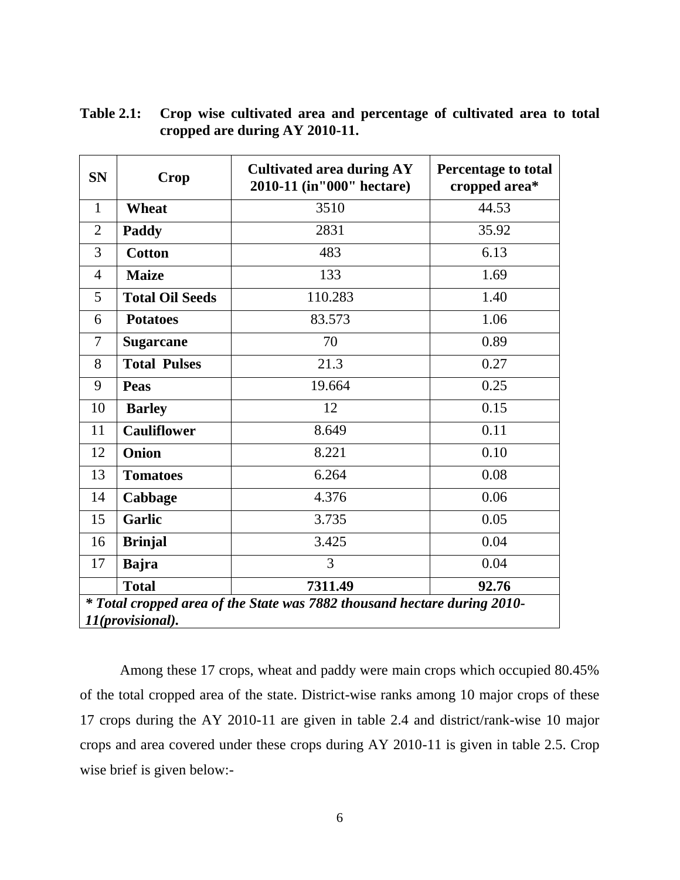**Table 2.1: Crop wise cultivated area and percentage of cultivated area to total cropped are during AY 2010-11.**

| SN | Crop | Cultivated area during AY 2010-11 (in"000" hectare) | Percentage to total cropped area* |
|---|---|---|---|
| 1 | **Wheat** | 3510 | 44.53 |
| 2 | **Paddy** | 2831 | 35.92 |
| 3 | **Cotton** | 483 | 6.13 |
| 4 | **Maize** | 133 | 1.69 |
| 5 | **Total Oil Seeds** | 110.283 | 1.40 |
| 6 | **Potatoes** | 83.573 | 1.06 |
| 7 | **Sugarcane** | 70 | 0.89 |
| 8 | **Total Pulses** | 21.3 | 0.27 |
| 9 | **Peas** | 19.664 | 0.25 |
| 10 | **Barley** | 12 | 0.15 |
| 11 | **Cauliflower** | 8.649 | 0.11 |
| 12 | **Onion** | 8.221 | 0.10 |
| 13 | **Tomatoes** | 6.264 | 0.08 |
| 14 | **Cabbage** | 4.376 | 0.06 |
| 15 | **Garlic** | 3.735 | 0.05 |
| 16 | **Brinjal** | 3.425 | 0.04 |
| 17 | **Bajra** | 3 | 0.04 |
| | **Total** | **7311.49** | **92.76** |

***\* Total cropped area of the State was 7882 thousand hectare during 2010-11(provisional).***

Among these 17 crops, wheat and paddy were main crops which occupied 80.45% of the total cropped area of the state. District-wise ranks among 10 major crops of these 17 crops during the AY 2010-11 are given in table 2.4 and district/rank-wise 10 major crops and area covered under these crops during AY 2010-11 is given in table 2.5. Crop wise brief is given below:-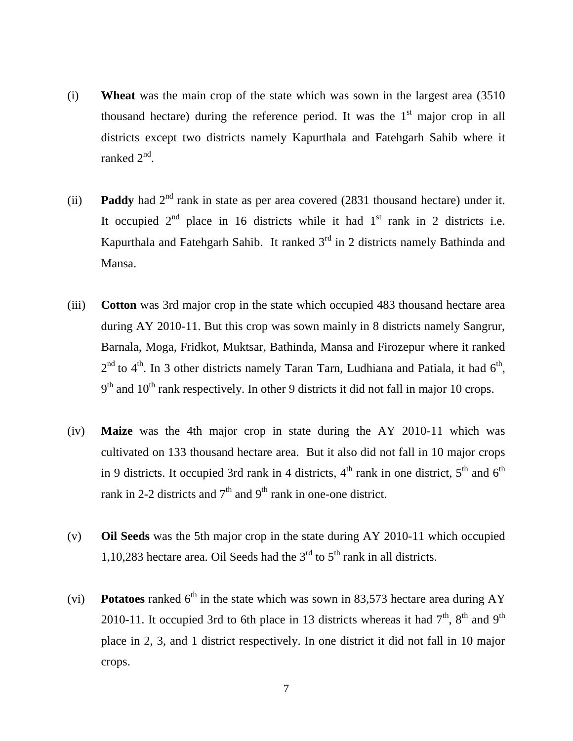(i) **Wheat** was the main crop of the state which was sown in the largest area (3510 thousand hectare) during the reference period. It was the $1^{st}$ major crop in all districts except two districts namely Kapurthala and Fatehgarh Sahib where it ranked $2^{nd}$.

(ii) **Paddy** had $2^{nd}$ rank in state as per area covered (2831 thousand hectare) under it. It occupied $2^{nd}$ place in 16 districts while it had $1^{st}$ rank in 2 districts i.e. Kapurthala and Fatehgarh Sahib. It ranked $3^{rd}$ in 2 districts namely Bathinda and Mansa.

(iii) **Cotton** was 3rd major crop in the state which occupied 483 thousand hectare area during AY 2010-11. But this crop was sown mainly in 8 districts namely Sangrur, Barnala, Moga, Fridkot, Muktsar, Bathinda, Mansa and Firozepur where it ranked $2^{nd}$ to $4^{th}$. In 3 other districts namely Taran Tarn, Ludhiana and Patiala, it had $6^{th}$, $9^{th}$ and $10^{th}$ rank respectively. In other 9 districts it did not fall in major 10 crops.

(iv) **Maize** was the 4th major crop in state during the AY 2010-11 which was cultivated on 133 thousand hectare area. But it also did not fall in 10 major crops in 9 districts. It occupied 3rd rank in 4 districts, $4^{th}$ rank in one district, $5^{th}$ and $6^{th}$ rank in 2-2 districts and $7^{th}$ and $9^{th}$ rank in one-one district.

(v) **Oil Seeds** was the 5th major crop in the state during AY 2010-11 which occupied 1,10,283 hectare area. Oil Seeds had the $3^{rd}$ to $5^{th}$ rank in all districts.

(vi) **Potatoes** ranked $6^{th}$ in the state which was sown in 83,573 hectare area during AY 2010-11. It occupied 3rd to 6th place in 13 districts whereas it had $7^{th}$, $8^{th}$ and $9^{th}$ place in 2, 3, and 1 district respectively. In one district it did not fall in 10 major crops.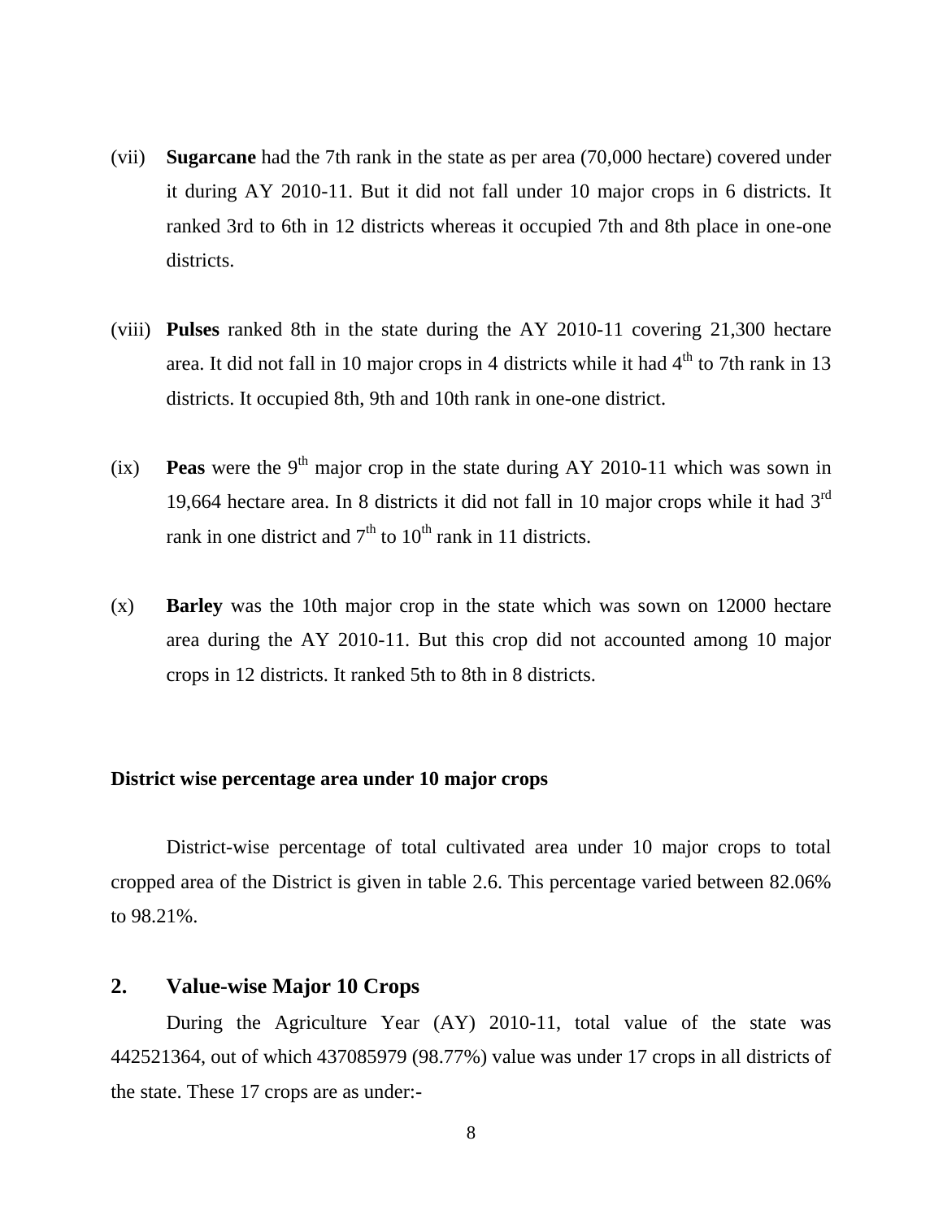(vii) **Sugarcane** had the 7th rank in the state as per area (70,000 hectare) covered under it during AY 2010-11. But it did not fall under 10 major crops in 6 districts. It ranked 3rd to 6th in 12 districts whereas it occupied 7th and 8th place in one-one districts.

(viii) **Pulses** ranked 8th in the state during the AY 2010-11 covering 21,300 hectare area. It did not fall in 10 major crops in 4 districts while it had 4th to 7th rank in 13 districts. It occupied 8th, 9th and 10th rank in one-one district.

(ix) **Peas** were the 9th major crop in the state during AY 2010-11 which was sown in 19,664 hectare area. In 8 districts it did not fall in 10 major crops while it had 3rd rank in one district and 7th to 10th rank in 11 districts.

(x) **Barley** was the 10th major crop in the state which was sown on 12000 hectare area during the AY 2010-11. But this crop did not accounted among 10 major crops in 12 districts. It ranked 5th to 8th in 8 districts.

**District wise percentage area under 10 major crops**

District-wise percentage of total cultivated area under 10 major crops to total cropped area of the District is given in table 2.6. This percentage varied between 82.06% to 98.21%.

## 2. Value-wise Major 10 Crops

During the Agriculture Year (AY) 2010-11, total value of the state was 442521364, out of which 437085979 (98.77%) value was under 17 crops in all districts of the state. These 17 crops are as under:-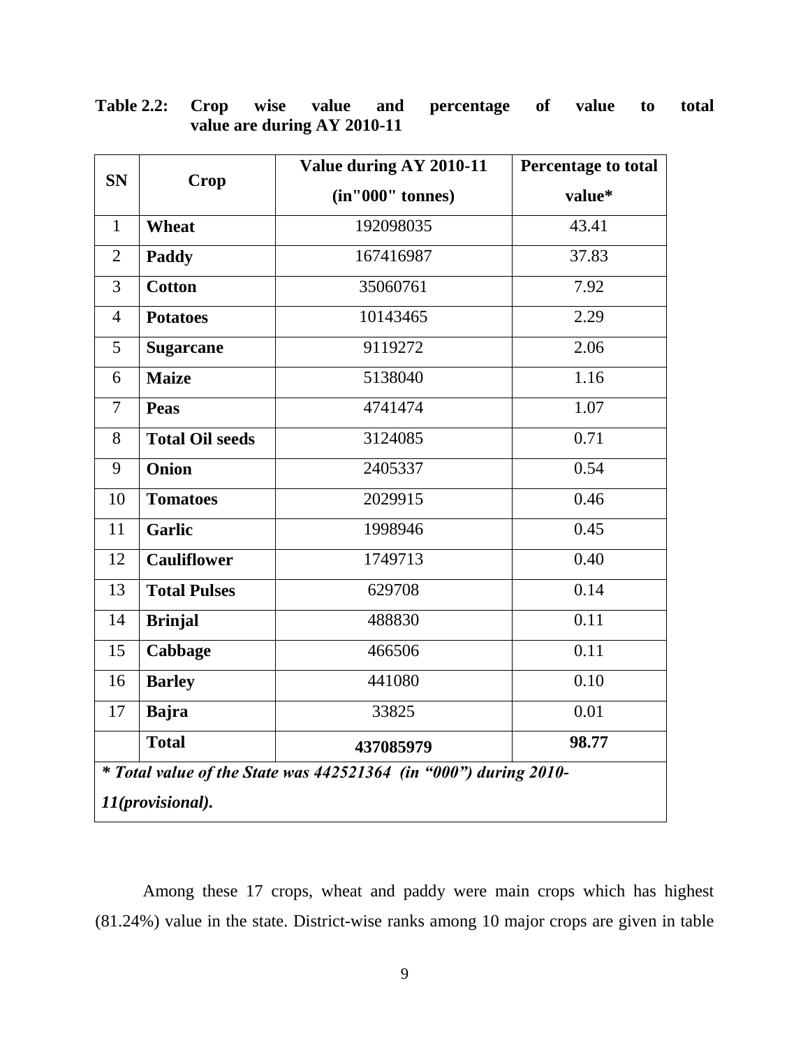**Table 2.2: Crop wise value and percentage of value to total value are during AY 2010-11**

| SN | Crop | Value during AY 2010-11 (in"000" tonnes) | Percentage to total value* |
|---|---|---|---|
| 1 | **Wheat** | 192098035 | 43.41 |
| 2 | **Paddy** | 167416987 | 37.83 |
| 3 | **Cotton** | 35060761 | 7.92 |
| 4 | **Potatoes** | 10143465 | 2.29 |
| 5 | **Sugarcane** | 9119272 | 2.06 |
| 6 | **Maize** | 5138040 | 1.16 |
| 7 | **Peas** | 4741474 | 1.07 |
| 8 | **Total Oil seeds** | 3124085 | 0.71 |
| 9 | **Onion** | 2405337 | 0.54 |
| 10 | **Tomatoes** | 2029915 | 0.46 |
| 11 | **Garlic** | 1998946 | 0.45 |
| 12 | **Cauliflower** | 1749713 | 0.40 |
| 13 | **Total Pulses** | 629708 | 0.14 |
| 14 | **Brinjal** | 488830 | 0.11 |
| 15 | **Cabbage** | 466506 | 0.11 |
| 16 | **Barley** | 441080 | 0.10 |
| 17 | **Bajra** | 33825 | 0.01 |
| | **Total** | **437085979** | **98.77** |

***\* Total value of the State was 442521364 (in "000") during 2010-11(provisional).***

Among these 17 crops, wheat and paddy were main crops which has highest (81.24%) value in the state. District-wise ranks among 10 major crops are given in table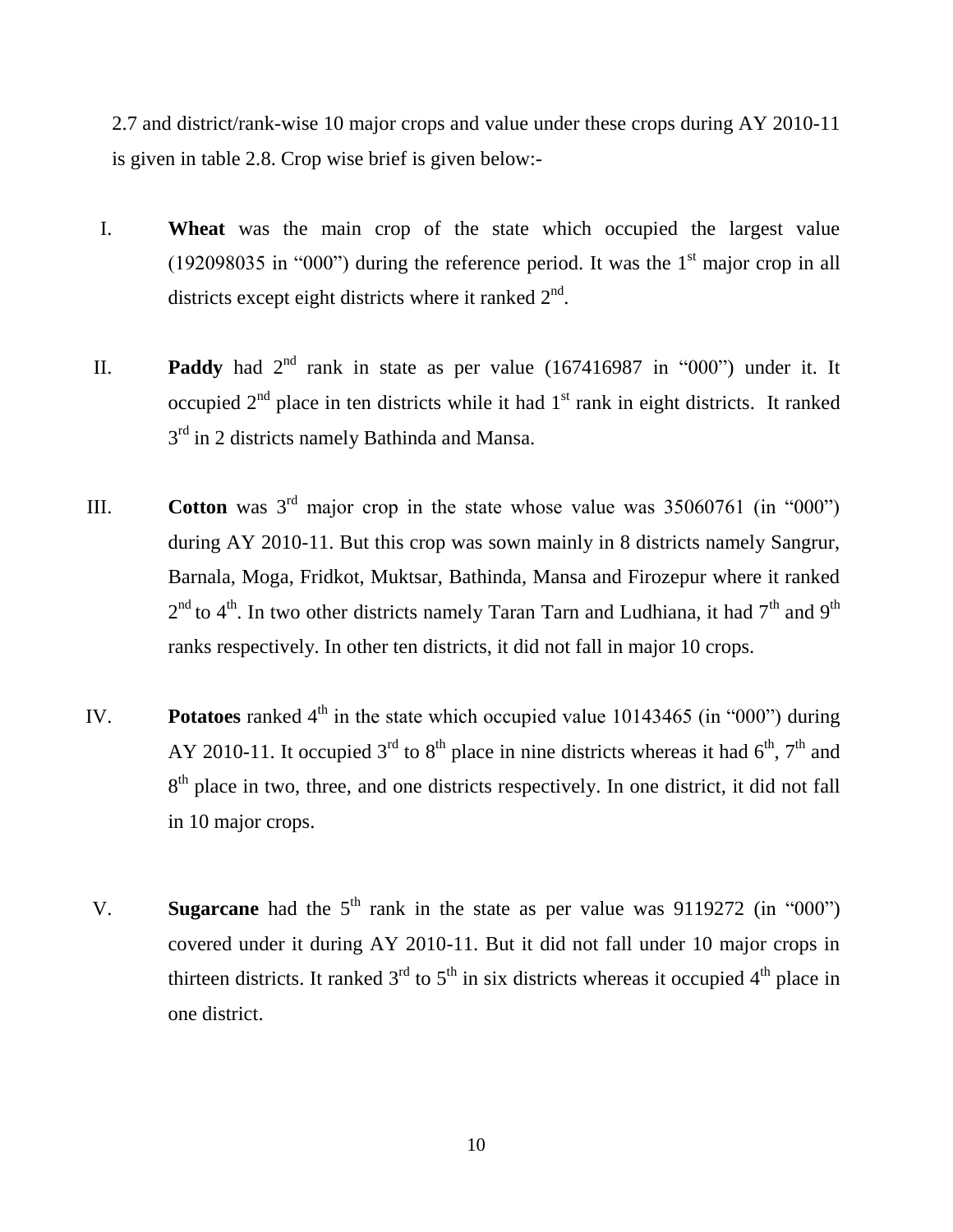2.7 and district/rank-wise 10 major crops and value under these crops during AY 2010-11 is given in table 2.8. Crop wise brief is given below:-

I. **Wheat** was the main crop of the state which occupied the largest value (192098035 in "000") during the reference period. It was the 1st major crop in all districts except eight districts where it ranked 2nd.

II. **Paddy** had 2nd rank in state as per value (167416987 in "000") under it. It occupied 2nd place in ten districts while it had 1st rank in eight districts. It ranked 3rd in 2 districts namely Bathinda and Mansa.

III. **Cotton** was 3rd major crop in the state whose value was 35060761 (in "000") during AY 2010-11. But this crop was sown mainly in 8 districts namely Sangrur, Barnala, Moga, Fridkot, Muktsar, Bathinda, Mansa and Firozepur where it ranked 2nd to 4th. In two other districts namely Taran Tarn and Ludhiana, it had 7th and 9th ranks respectively. In other ten districts, it did not fall in major 10 crops.

IV. **Potatoes** ranked 4th in the state which occupied value 10143465 (in "000") during AY 2010-11. It occupied 3rd to 8th place in nine districts whereas it had 6th, 7th and 8th place in two, three, and one districts respectively. In one district, it did not fall in 10 major crops.

V. **Sugarcane** had the 5th rank in the state as per value was 9119272 (in "000") covered under it during AY 2010-11. But it did not fall under 10 major crops in thirteen districts. It ranked 3rd to 5th in six districts whereas it occupied 4th place in one district.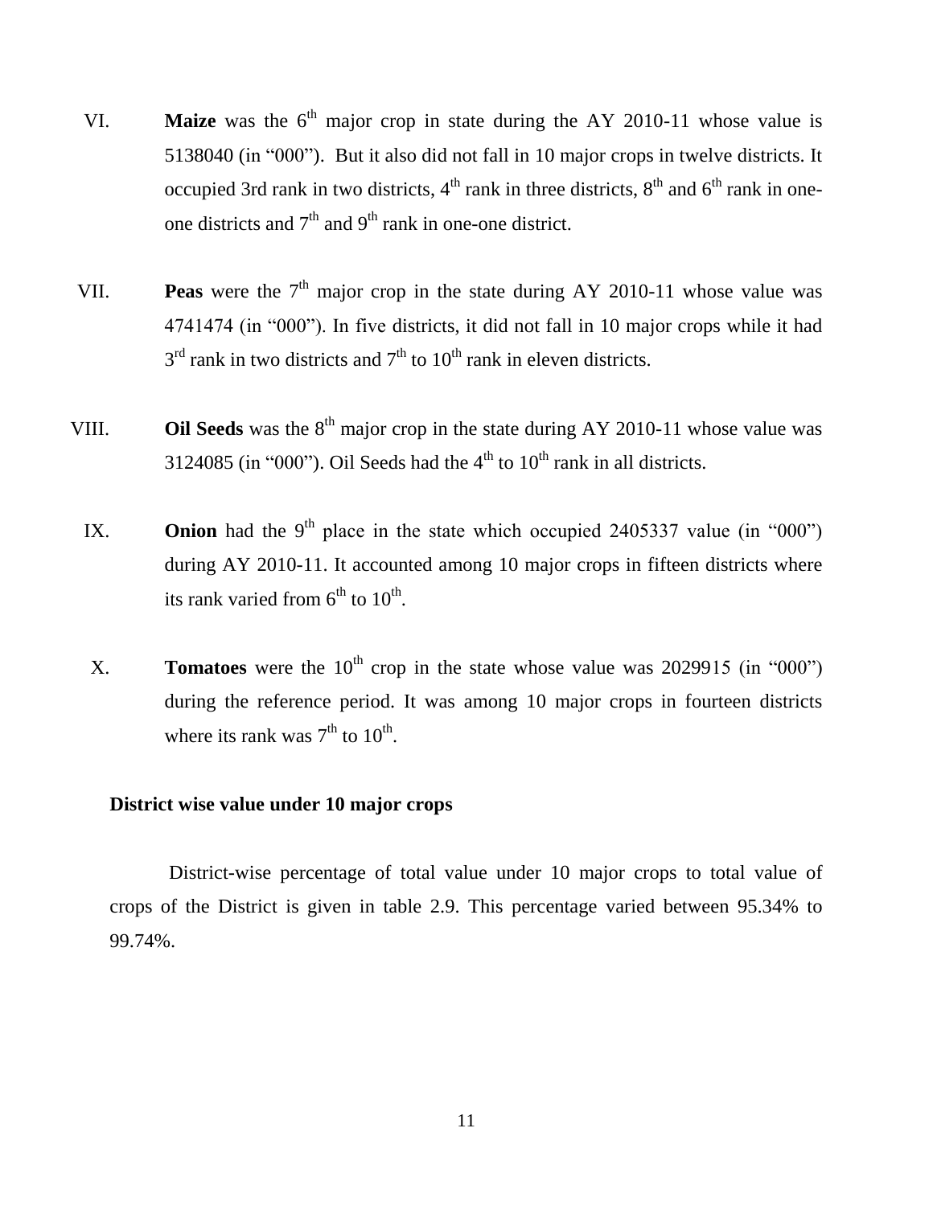VI. **Maize** was the 6$^{th}$ major crop in state during the AY 2010-11 whose value is 5138040 (in "000"). But it also did not fall in 10 major crops in twelve districts. It occupied 3rd rank in two districts, 4$^{th}$ rank in three districts, 8$^{th}$ and 6$^{th}$ rank in one-one districts and 7$^{th}$ and 9$^{th}$ rank in one-one district.

VII. **Peas** were the 7$^{th}$ major crop in the state during AY 2010-11 whose value was 4741474 (in "000"). In five districts, it did not fall in 10 major crops while it had 3$^{rd}$ rank in two districts and 7$^{th}$ to 10$^{th}$ rank in eleven districts.

VIII. **Oil Seeds** was the 8$^{th}$ major crop in the state during AY 2010-11 whose value was 3124085 (in "000"). Oil Seeds had the 4$^{th}$ to 10$^{th}$ rank in all districts.

IX. **Onion** had the 9$^{th}$ place in the state which occupied 2405337 value (in "000") during AY 2010-11. It accounted among 10 major crops in fifteen districts where its rank varied from 6$^{th}$ to 10$^{th}$.

X. **Tomatoes** were the 10$^{th}$ crop in the state whose value was 2029915 (in "000") during the reference period. It was among 10 major crops in fourteen districts where its rank was 7$^{th}$ to 10$^{th}$.

**District wise value under 10 major crops**

District-wise percentage of total value under 10 major crops to total value of crops of the District is given in table 2.9. This percentage varied between 95.34% to 99.74%.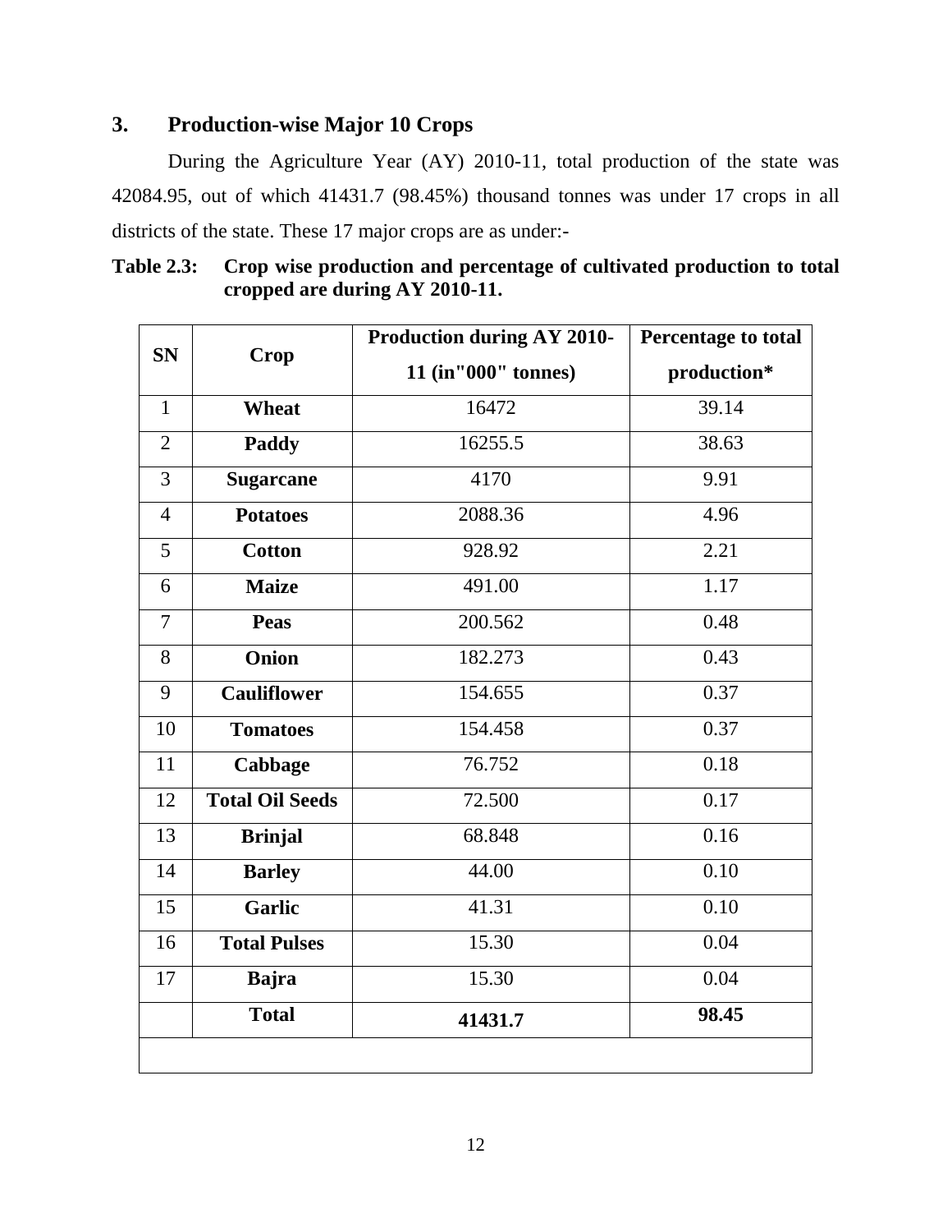## 3. Production-wise Major 10 Crops

During the Agriculture Year (AY) 2010-11, total production of the state was 42084.95, out of which 41431.7 (98.45%) thousand tonnes was under 17 crops in all districts of the state. These 17 major crops are as under:-

**Table 2.3: Crop wise production and percentage of cultivated production to total cropped are during AY 2010-11.**

| SN | Crop | Production during AY 2010-11 (in"000" tonnes) | Percentage to total production* |
|---|---|---|---|
| 1 | **Wheat** | 16472 | 39.14 |
| 2 | **Paddy** | 16255.5 | 38.63 |
| 3 | **Sugarcane** | 4170 | 9.91 |
| 4 | **Potatoes** | 2088.36 | 4.96 |
| 5 | **Cotton** | 928.92 | 2.21 |
| 6 | **Maize** | 491.00 | 1.17 |
| 7 | **Peas** | 200.562 | 0.48 |
| 8 | **Onion** | 182.273 | 0.43 |
| 9 | **Cauliflower** | 154.655 | 0.37 |
| 10 | **Tomatoes** | 154.458 | 0.37 |
| 11 | **Cabbage** | 76.752 | 0.18 |
| 12 | **Total Oil Seeds** | 72.500 | 0.17 |
| 13 | **Brinjal** | 68.848 | 0.16 |
| 14 | **Barley** | 44.00 | 0.10 |
| 15 | **Garlic** | 41.31 | 0.10 |
| 16 | **Total Pulses** | 15.30 | 0.04 |
| 17 | **Bajra** | 15.30 | 0.04 |
| | **Total** | **41431.7** | **98.45** |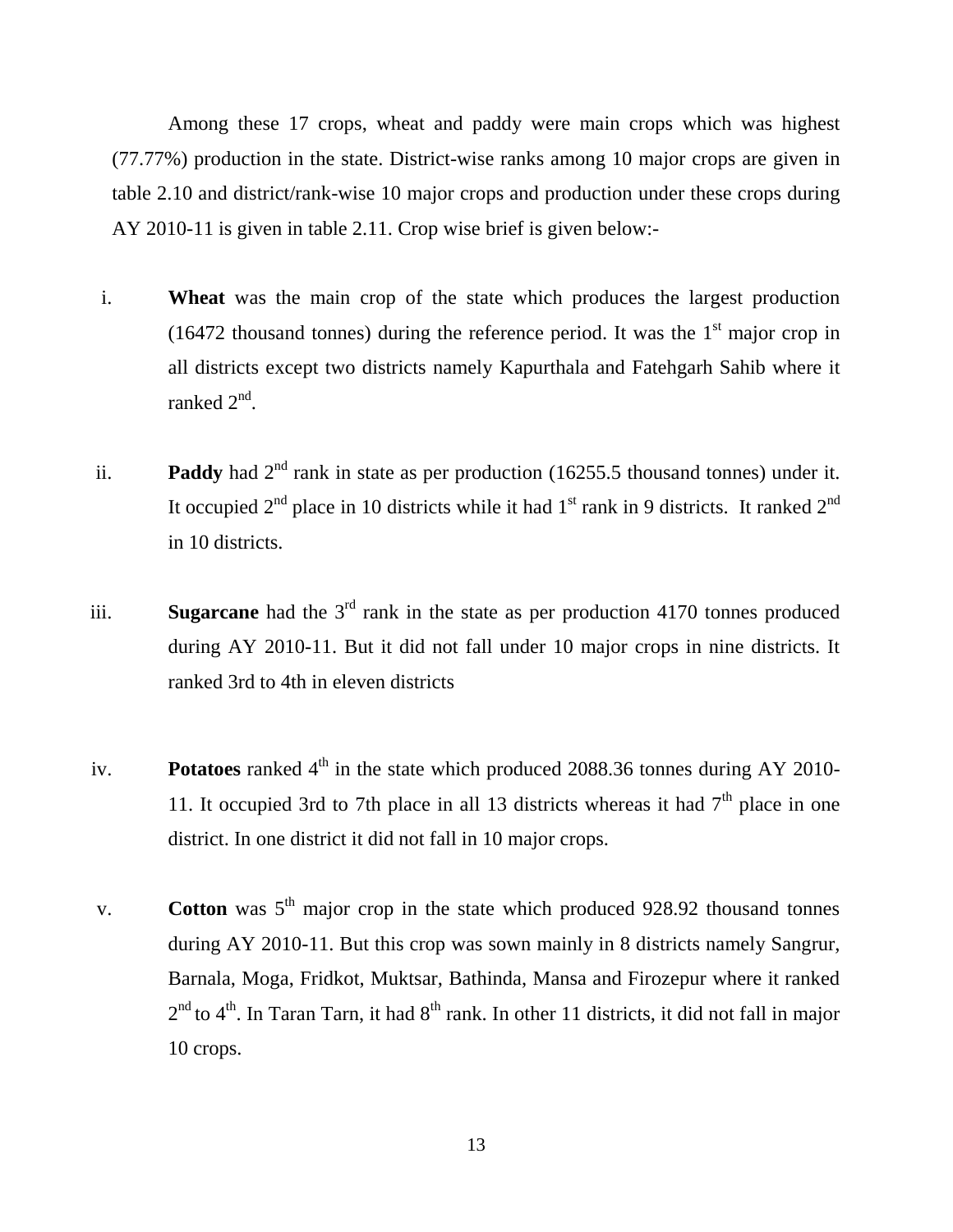Among these 17 crops, wheat and paddy were main crops which was highest (77.77%) production in the state. District-wise ranks among 10 major crops are given in table 2.10 and district/rank-wise 10 major crops and production under these crops during AY 2010-11 is given in table 2.11. Crop wise brief is given below:-

i. **Wheat** was the main crop of the state which produces the largest production (16472 thousand tonnes) during the reference period. It was the 1st major crop in all districts except two districts namely Kapurthala and Fatehgarh Sahib where it ranked 2nd.

ii. **Paddy** had 2nd rank in state as per production (16255.5 thousand tonnes) under it. It occupied 2nd place in 10 districts while it had 1st rank in 9 districts. It ranked 2nd in 10 districts.

iii. **Sugarcane** had the 3rd rank in the state as per production 4170 tonnes produced during AY 2010-11. But it did not fall under 10 major crops in nine districts. It ranked 3rd to 4th in eleven districts

iv. **Potatoes** ranked 4th in the state which produced 2088.36 tonnes during AY 2010-11. It occupied 3rd to 7th place in all 13 districts whereas it had 7th place in one district. In one district it did not fall in 10 major crops.

v. **Cotton** was 5th major crop in the state which produced 928.92 thousand tonnes during AY 2010-11. But this crop was sown mainly in 8 districts namely Sangrur, Barnala, Moga, Fridkot, Muktsar, Bathinda, Mansa and Firozepur where it ranked 2nd to 4th. In Taran Tarn, it had 8th rank. In other 11 districts, it did not fall in major 10 crops.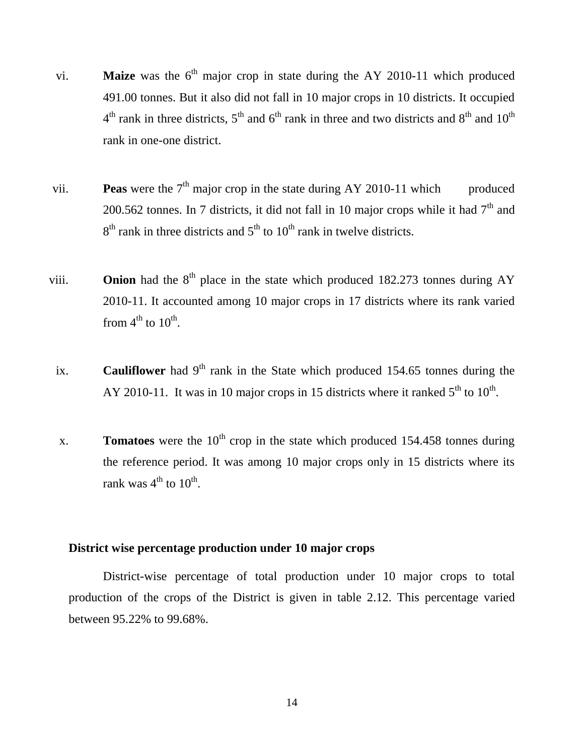vi. **Maize** was the $6^{th}$ major crop in state during the AY 2010-11 which produced 491.00 tonnes. But it also did not fall in 10 major crops in 10 districts. It occupied $4^{th}$ rank in three districts, $5^{th}$ and $6^{th}$ rank in three and two districts and $8^{th}$ and $10^{th}$ rank in one-one district.

vii. **Peas** were the $7^{th}$ major crop in the state during AY 2010-11 which produced 200.562 tonnes. In 7 districts, it did not fall in 10 major crops while it had $7^{th}$ and $8^{th}$ rank in three districts and $5^{th}$ to $10^{th}$ rank in twelve districts.

viii. **Onion** had the $8^{th}$ place in the state which produced 182.273 tonnes during AY 2010-11. It accounted among 10 major crops in 17 districts where its rank varied from $4^{th}$ to $10^{th}$.

ix. **Cauliflower** had $9^{th}$ rank in the State which produced 154.65 tonnes during the AY 2010-11. It was in 10 major crops in 15 districts where it ranked $5^{th}$ to $10^{th}$.

x. **Tomatoes** were the $10^{th}$ crop in the state which produced 154.458 tonnes during the reference period. It was among 10 major crops only in 15 districts where its rank was $4^{th}$ to $10^{th}$.

**District wise percentage production under 10 major crops**

District-wise percentage of total production under 10 major crops to total production of the crops of the District is given in table 2.12. This percentage varied between 95.22% to 99.68%.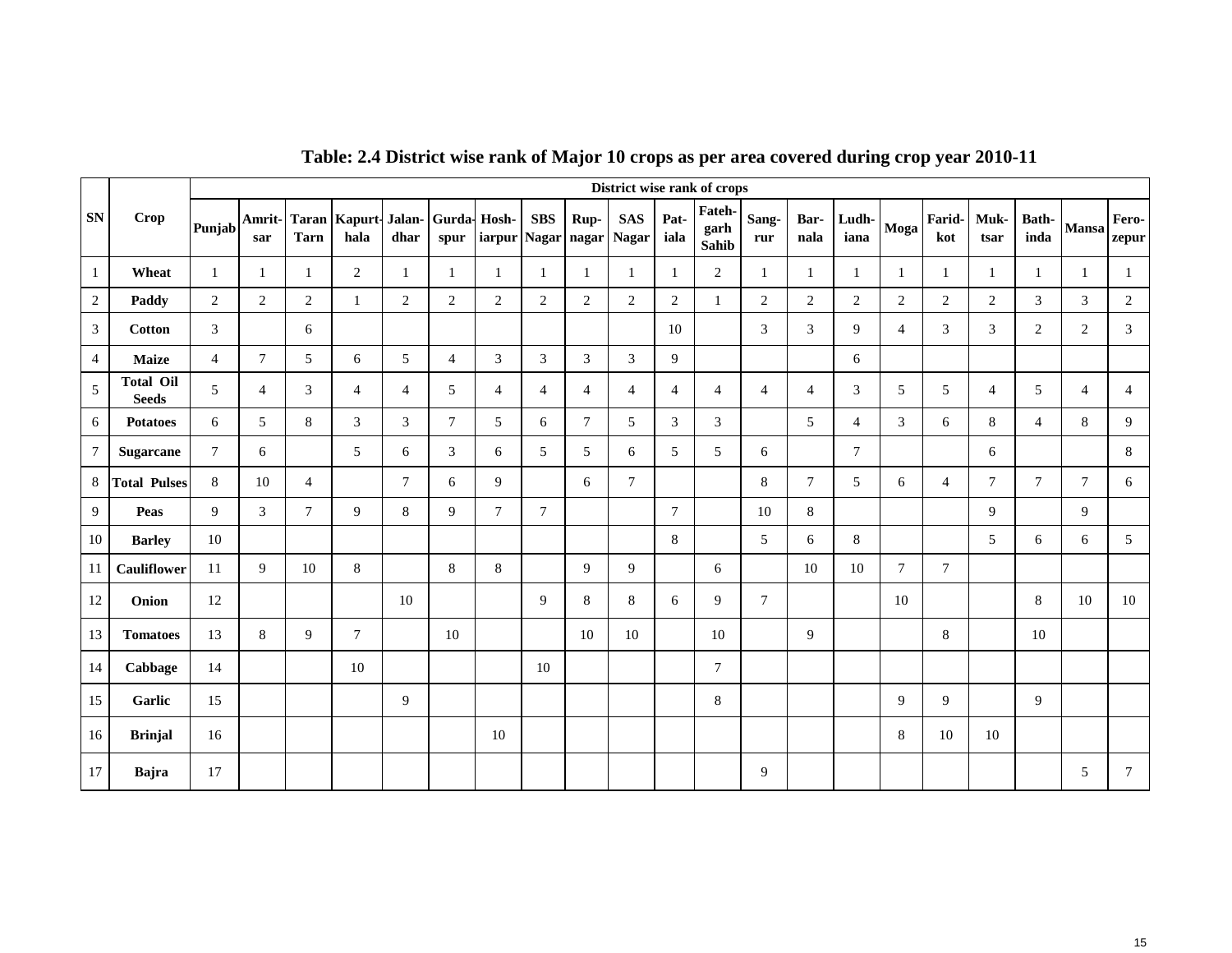## Table: 2.4 District wise rank of Major 10 crops as per area covered during crop year 2010-11

| SN | Crop | District wise rank of crops | | | | | | | | | | | | | | | | | | | | |
|---|---|---|---|---|---|---|---|---|---|---|---|---|---|---|---|---|---|---|---|---|---|---|
| | | Punjab | Amrit-sar | Taran Tarn | Kapurt-hala | Jalan-dhar | Gurda-spur | Hosh-iarpur | SBS Nagar | Rup-nagar | SAS Nagar | Pat-iala | Fateh-garh Sahib | Sang-rur | Bar-nala | Ludh-iana | Moga | Farid-kot | Muk-tsar | Bath-inda | Mansa | Fero-zepur |
| 1 | Wheat | 1 | 1 | 1 | 2 | 1 | 1 | 1 | 1 | 1 | 1 | 1 | 2 | 1 | 1 | 1 | 1 | 1 | 1 | 1 | 1 | 1 |
| 2 | Paddy | 2 | 2 | 2 | 1 | 2 | 2 | 2 | 2 | 2 | 2 | 2 | 1 | 2 | 2 | 2 | 2 | 2 | 2 | 3 | 3 | 2 |
| 3 | Cotton | 3 | | 6 | | | | | | | | 10 | | 3 | 3 | 9 | 4 | 3 | 3 | 2 | 2 | 3 |
| 4 | Maize | 4 | 7 | 5 | 6 | 5 | 4 | 3 | 3 | 3 | 3 | 9 | | | | 6 | | | | | | |
| 5 | Total Oil Seeds | 5 | 4 | 3 | 4 | 4 | 5 | 4 | 4 | 4 | 4 | 4 | 4 | 4 | 4 | 3 | 5 | 5 | 4 | 5 | 4 | 4 |
| 6 | Potatoes | 6 | 5 | 8 | 3 | 3 | 7 | 5 | 6 | 7 | 5 | 3 | 3 | | 5 | 4 | 3 | 6 | 8 | 4 | 8 | 9 |
| 7 | Sugarcane | 7 | 6 | | 5 | 6 | 3 | 6 | 5 | 5 | 6 | 5 | 5 | 6 | | 7 | | | 6 | | | 8 |
| 8 | Total Pulses | 8 | 10 | 4 | | 7 | 6 | 9 | | 6 | 7 | | | 8 | 7 | 5 | 6 | 4 | 7 | 7 | 7 | 6 |
| 9 | Peas | 9 | 3 | 7 | 9 | 8 | 9 | 7 | 7 | | | 7 | | 10 | 8 | | | | 9 | | 9 | |
| 10 | Barley | 10 | | | | | | | | | | 8 | | 5 | 6 | 8 | | | 5 | 6 | 6 | 5 |
| 11 | Cauliflower | 11 | 9 | 10 | 8 | | 8 | 8 | | 9 | 9 | | 6 | | 10 | 10 | 7 | 7 | | | | |
| 12 | Onion | 12 | | | | 10 | | | 9 | 8 | 8 | 6 | 9 | 7 | | | 10 | | | 8 | 10 | 10 |
| 13 | Tomatoes | 13 | 8 | 9 | 7 | | 10 | | | 10 | 10 | | 10 | | 9 | | | 8 | | 10 | | |
| 14 | Cabbage | 14 | | | 10 | | | | 10 | | | | 7 | | | | | | | | | |
| 15 | Garlic | 15 | | | | 9 | | | | | | | 8 | | | | 9 | 9 | | 9 | | |
| 16 | Brinjal | 16 | | | | | | 10 | | | | | | | | | 8 | 10 | 10 | | | |
| 17 | Bajra | 17 | | | | | | | | | | | | 9 | | | | | | | 5 | 7 |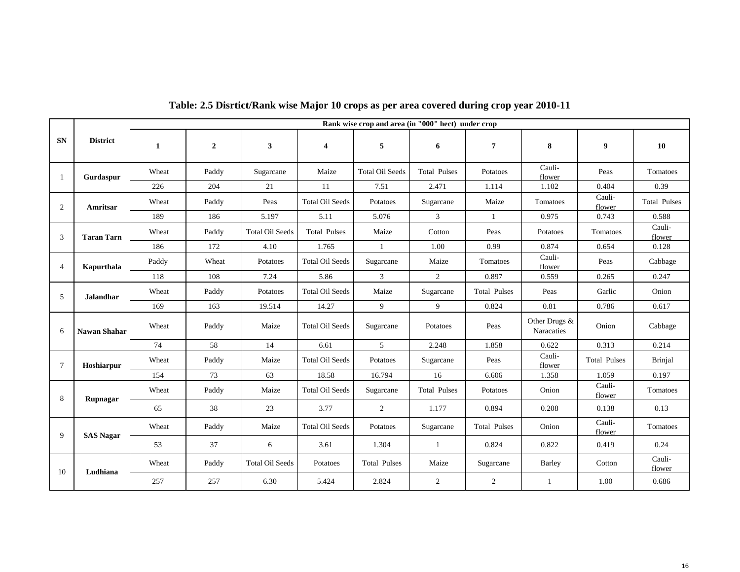## Table: 2.5 Disrtict/Rank wise Major 10 crops as per area covered during crop year 2010-11

| SN | District | Rank wise crop and area (in "000" hect) under crop | | | | | | | | | |
|---|---|---|---|---|---|---|---|---|---|---|---|
| | | 1 | 2 | 3 | 4 | 5 | 6 | 7 | 8 | 9 | 10 |
| 1 | Gurdaspur | Wheat | Paddy | Sugarcane | Maize | Total Oil Seeds | Total Pulses | Potatoes | Cauli-flower | Peas | Tomatoes |
| | | 226 | 204 | 21 | 11 | 7.51 | 2.471 | 1.114 | 1.102 | 0.404 | 0.39 |
| 2 | Amritsar | Wheat | Paddy | Peas | Total Oil Seeds | Potatoes | Sugarcane | Maize | Tomatoes | Cauli-flower | Total Pulses |
| | | 189 | 186 | 5.197 | 5.11 | 5.076 | 3 | 1 | 0.975 | 0.743 | 0.588 |
| 3 | Taran Tarn | Wheat | Paddy | Total Oil Seeds | Total Pulses | Maize | Cotton | Peas | Potatoes | Tomatoes | Cauli-flower |
| | | 186 | 172 | 4.10 | 1.765 | 1 | 1.00 | 0.99 | 0.874 | 0.654 | 0.128 |
| 4 | Kapurthala | Paddy | Wheat | Potatoes | Total Oil Seeds | Sugarcane | Maize | Tomatoes | Cauli-flower | Peas | Cabbage |
| | | 118 | 108 | 7.24 | 5.86 | 3 | 2 | 0.897 | 0.559 | 0.265 | 0.247 |
| 5 | Jalandhar | Wheat | Paddy | Potatoes | Total Oil Seeds | Maize | Sugarcane | Total Pulses | Peas | Garlic | Onion |
| | | 169 | 163 | 19.514 | 14.27 | 9 | 9 | 0.824 | 0.81 | 0.786 | 0.617 |
| 6 | Nawan Shahar | Wheat | Paddy | Maize | Total Oil Seeds | Sugarcane | Potatoes | Peas | Other Drugs & Naracaties | Onion | Cabbage |
| | | 74 | 58 | 14 | 6.61 | 5 | 2.248 | 1.858 | 0.622 | 0.313 | 0.214 |
| 7 | Hoshiarpur | Wheat | Paddy | Maize | Total Oil Seeds | Potatoes | Sugarcane | Peas | Cauli-flower | Total Pulses | Brinjal |
| | | 154 | 73 | 63 | 18.58 | 16.794 | 16 | 6.606 | 1.358 | 1.059 | 0.197 |
| 8 | Rupnagar | Wheat | Paddy | Maize | Total Oil Seeds | Sugarcane | Total Pulses | Potatoes | Onion | Cauli-flower | Tomatoes |
| | | 65 | 38 | 23 | 3.77 | 2 | 1.177 | 0.894 | 0.208 | 0.138 | 0.13 |
| 9 | SAS Nagar | Wheat | Paddy | Maize | Total Oil Seeds | Potatoes | Sugarcane | Total Pulses | Onion | Cauli-flower | Tomatoes |
| | | 53 | 37 | 6 | 3.61 | 1.304 | 1 | 0.824 | 0.822 | 0.419 | 0.24 |
| 10 | Ludhiana | Wheat | Paddy | Total Oil Seeds | Potatoes | Total Pulses | Maize | Sugarcane | Barley | Cotton | Cauli-flower |
| | | 257 | 257 | 6.30 | 5.424 | 2.824 | 2 | 2 | 1 | 1.00 | 0.686 |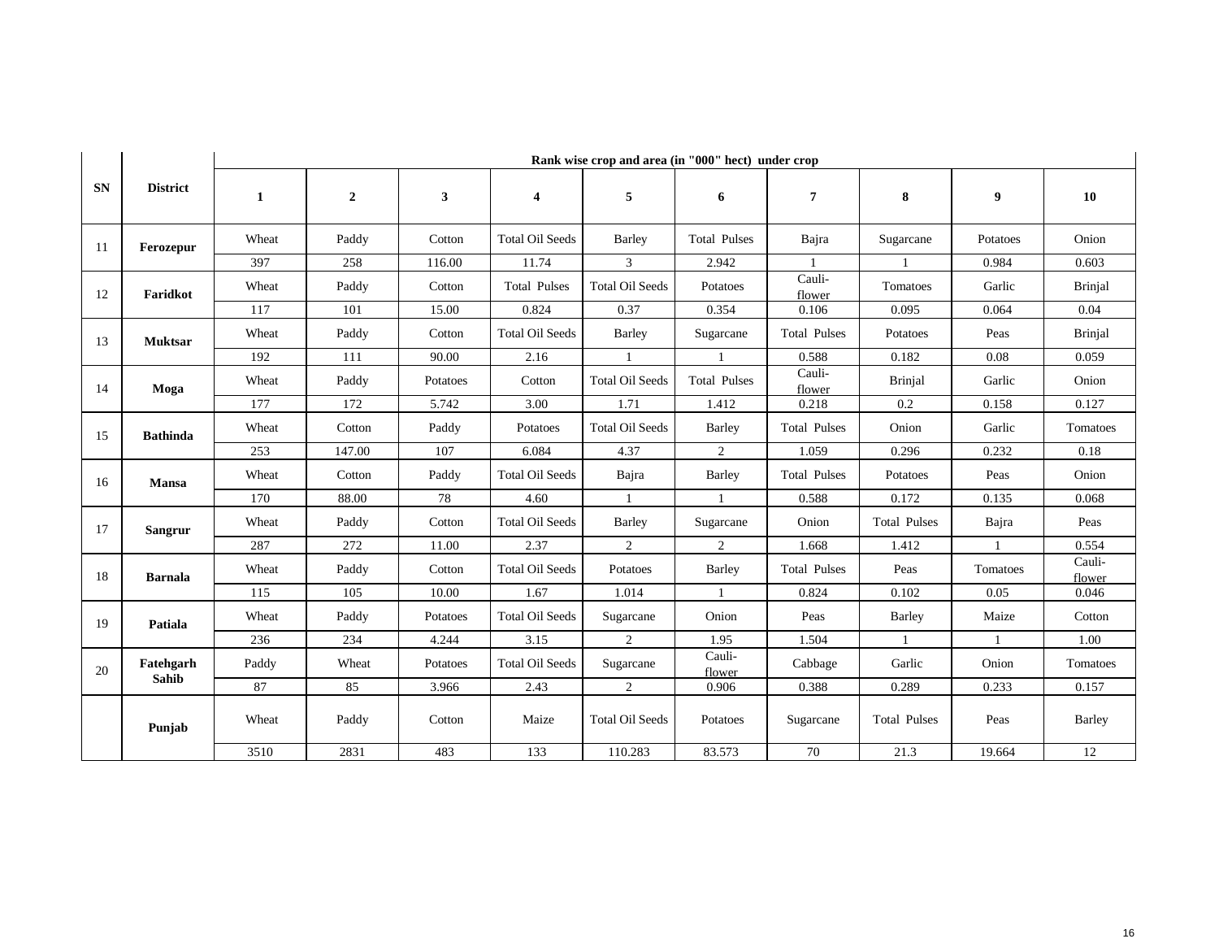| SN | District | Rank wise crop and area (in "000" hect) under crop | | | | | | | | | |
|---|---|---|---|---|---|---|---|---|---|---|---|
| | | 1 | 2 | 3 | 4 | 5 | 6 | 7 | 8 | 9 | 10 |
| 11 | Ferozepur | Wheat | Paddy | Cotton | Total Oil Seeds | Barley | Total Pulses | Bajra | Sugarcane | Potatoes | Onion |
| | | 397 | 258 | 116.00 | 11.74 | 3 | 2.942 | 1 | 1 | 0.984 | 0.603 |
| 12 | Faridkot | Wheat | Paddy | Cotton | Total Pulses | Total Oil Seeds | Potatoes | Cauli-flower | Tomatoes | Garlic | Brinjal |
| | | 117 | 101 | 15.00 | 0.824 | 0.37 | 0.354 | 0.106 | 0.095 | 0.064 | 0.04 |
| 13 | Muktsar | Wheat | Paddy | Cotton | Total Oil Seeds | Barley | Sugarcane | Total Pulses | Potatoes | Peas | Brinjal |
| | | 192 | 111 | 90.00 | 2.16 | 1 | 1 | 0.588 | 0.182 | 0.08 | 0.059 |
| 14 | Moga | Wheat | Paddy | Potatoes | Cotton | Total Oil Seeds | Total Pulses | Cauli-flower | Brinjal | Garlic | Onion |
| | | 177 | 172 | 5.742 | 3.00 | 1.71 | 1.412 | 0.218 | 0.2 | 0.158 | 0.127 |
| 15 | Bathinda | Wheat | Cotton | Paddy | Potatoes | Total Oil Seeds | Barley | Total Pulses | Onion | Garlic | Tomatoes |
| | | 253 | 147.00 | 107 | 6.084 | 4.37 | 2 | 1.059 | 0.296 | 0.232 | 0.18 |
| 16 | Mansa | Wheat | Cotton | Paddy | Total Oil Seeds | Bajra | Barley | Total Pulses | Potatoes | Peas | Onion |
| | | 170 | 88.00 | 78 | 4.60 | 1 | 1 | 0.588 | 0.172 | 0.135 | 0.068 |
| 17 | Sangrur | Wheat | Paddy | Cotton | Total Oil Seeds | Barley | Sugarcane | Onion | Total Pulses | Bajra | Peas |
| | | 287 | 272 | 11.00 | 2.37 | 2 | 2 | 1.668 | 1.412 | 1 | 0.554 |
| 18 | Barnala | Wheat | Paddy | Cotton | Total Oil Seeds | Potatoes | Barley | Total Pulses | Peas | Tomatoes | Cauli-flower |
| | | 115 | 105 | 10.00 | 1.67 | 1.014 | 1 | 0.824 | 0.102 | 0.05 | 0.046 |
| 19 | Patiala | Wheat | Paddy | Potatoes | Total Oil Seeds | Sugarcane | Onion | Peas | Barley | Maize | Cotton |
| | | 236 | 234 | 4.244 | 3.15 | 2 | 1.95 | 1.504 | 1 | 1 | 1.00 |
| 20 | Fatehgarh Sahib | Paddy | Wheat | Potatoes | Total Oil Seeds | Sugarcane | Cauli-flower | Cabbage | Garlic | Onion | Tomatoes |
| | | 87 | 85 | 3.966 | 2.43 | 2 | 0.906 | 0.388 | 0.289 | 0.233 | 0.157 |
| | Punjab | Wheat | Paddy | Cotton | Maize | Total Oil Seeds | Potatoes | Sugarcane | Total Pulses | Peas | Barley |
| | | 3510 | 2831 | 483 | 133 | 110.283 | 83.573 | 70 | 21.3 | 19.664 | 12 |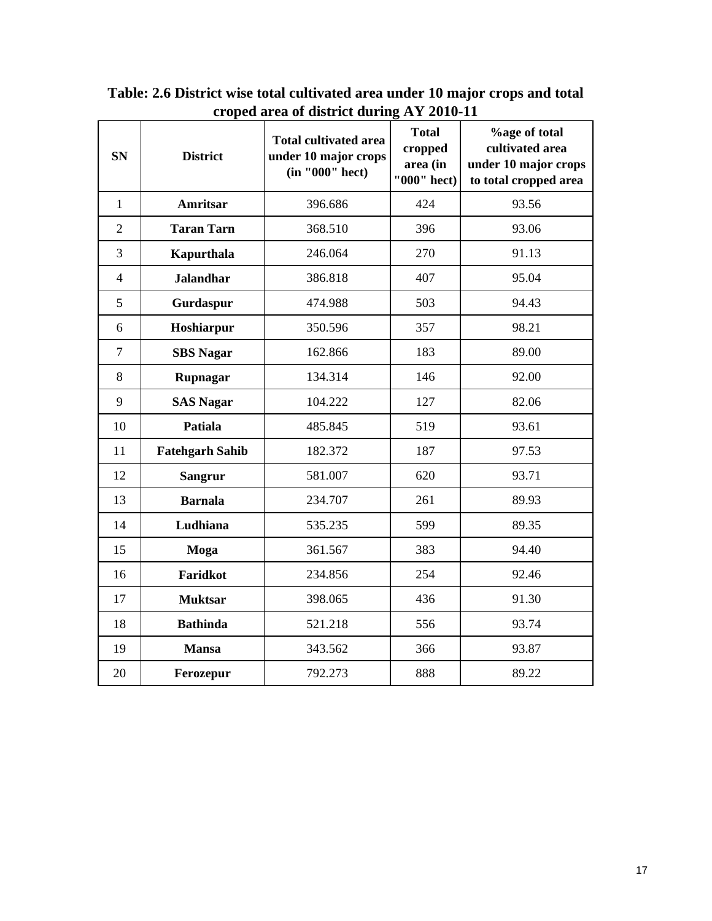**Table: 2.6 District wise total cultivated area under 10 major crops and total croped area of district during AY 2010-11**

| SN | District | Total cultivated area under 10 major crops (in "000" hect) | Total cropped area (in "000" hect) | %age of total cultivated area under 10 major crops to total cropped area |
|---|---|---|---|---|
| 1 | **Amritsar** | 396.686 | 424 | 93.56 |
| 2 | **Taran Tarn** | 368.510 | 396 | 93.06 |
| 3 | **Kapurthala** | 246.064 | 270 | 91.13 |
| 4 | **Jalandhar** | 386.818 | 407 | 95.04 |
| 5 | **Gurdaspur** | 474.988 | 503 | 94.43 |
| 6 | **Hoshiarpur** | 350.596 | 357 | 98.21 |
| 7 | **SBS Nagar** | 162.866 | 183 | 89.00 |
| 8 | **Rupnagar** | 134.314 | 146 | 92.00 |
| 9 | **SAS Nagar** | 104.222 | 127 | 82.06 |
| 10 | **Patiala** | 485.845 | 519 | 93.61 |
| 11 | **Fatehgarh Sahib** | 182.372 | 187 | 97.53 |
| 12 | **Sangrur** | 581.007 | 620 | 93.71 |
| 13 | **Barnala** | 234.707 | 261 | 89.93 |
| 14 | **Ludhiana** | 535.235 | 599 | 89.35 |
| 15 | **Moga** | 361.567 | 383 | 94.40 |
| 16 | **Faridkot** | 234.856 | 254 | 92.46 |
| 17 | **Muktsar** | 398.065 | 436 | 91.30 |
| 18 | **Bathinda** | 521.218 | 556 | 93.74 |
| 19 | **Mansa** | 343.562 | 366 | 93.87 |
| 20 | **Ferozepur** | 792.273 | 888 | 89.22 |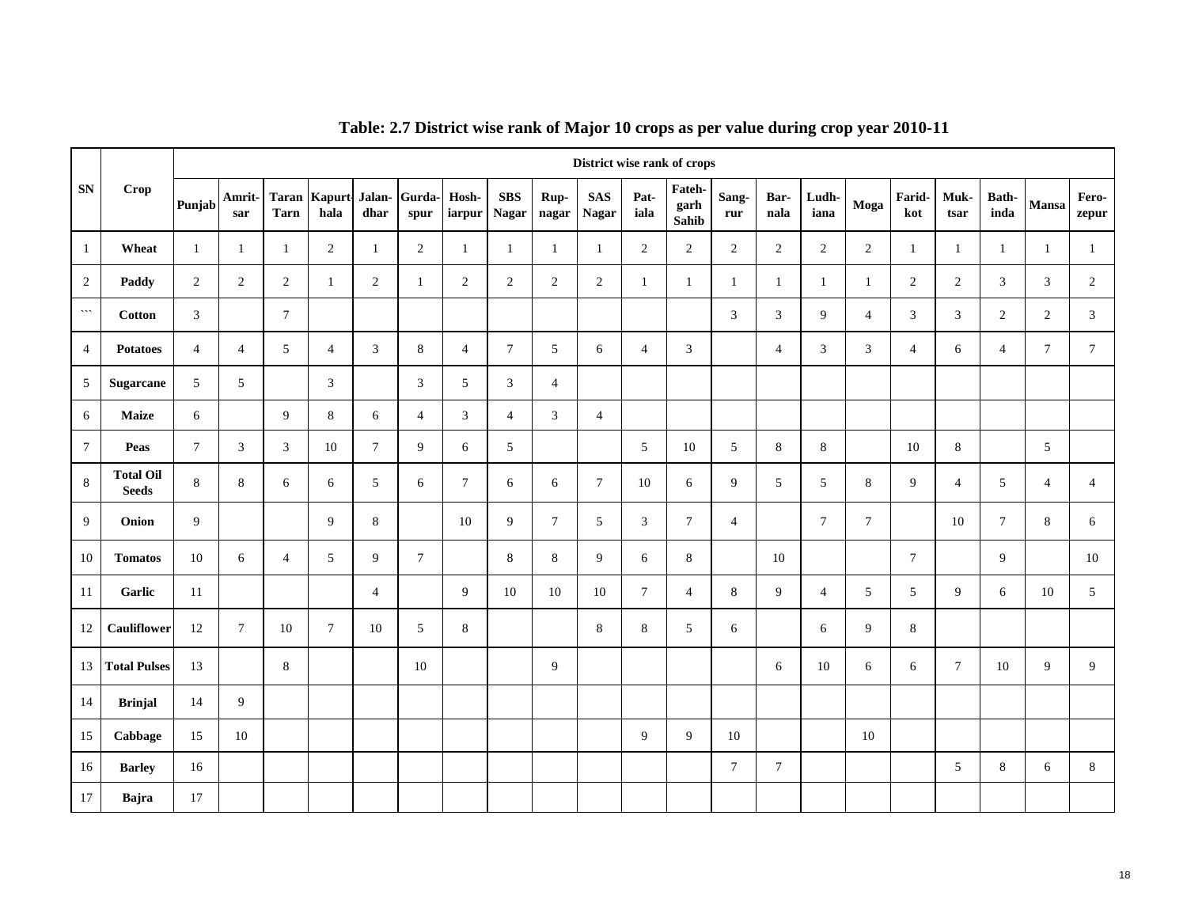## Table: 2.7 District wise rank of Major 10 crops as per value during crop year 2010-11

| SN | Crop | District wise rank of crops | | | | | | | | | | | | | | | | | | | | |
|---|---|---|---|---|---|---|---|---|---|---|---|---|---|---|---|---|---|---|---|---|---|---|
| | | Punjab | Amrit-sar | Taran Tarn | Kapurt-hala | Jalan-dhar | Gurda-spur | Hosh-iarpur | SBS Nagar | Rup-nagar | SAS Nagar | Pat-iala | Fateh-garh Sahib | Sang-rur | Bar-nala | Ludh-iana | Moga | Farid-kot | Muk-tsar | Bath-inda | Mansa | Fero-zepur |
| 1 | Wheat | 1 | 1 | 1 | 2 | 1 | 2 | 1 | 1 | 1 | 1 | 2 | 2 | 2 | 2 | 2 | 2 | 1 | 1 | 1 | 1 | 1 |
| 2 | Paddy | 2 | 2 | 2 | 1 | 2 | 1 | 2 | 2 | 2 | 2 | 1 | 1 | 1 | 1 | 1 | 1 | 2 | 2 | 3 | 3 | 2 |
| ``` | Cotton | 3 | | 7 | | | | | | | | | | 3 | 3 | 9 | 4 | 3 | 3 | 2 | 2 | 3 |
| 4 | Potatoes | 4 | 4 | 5 | 4 | 3 | 8 | 4 | 7 | 5 | 6 | 4 | 3 | | 4 | 3 | 3 | 4 | 6 | 4 | 7 | 7 |
| 5 | Sugarcane | 5 | 5 | | 3 | | 3 | 5 | 3 | 4 | | | | | | | | | | | | |
| 6 | Maize | 6 | | 9 | 8 | 6 | 4 | 3 | 4 | 3 | 4 | | | | | | | | | | | |
| 7 | Peas | 7 | 3 | 3 | 10 | 7 | 9 | 6 | 5 | | | 5 | 10 | 5 | 8 | 8 | | 10 | 8 | | 5 | |
| 8 | Total Oil Seeds | 8 | 8 | 6 | 6 | 5 | 6 | 7 | 6 | 6 | 7 | 10 | 6 | 9 | 5 | 5 | 8 | 9 | 4 | 5 | 4 | 4 |
| 9 | Onion | 9 | | | 9 | 8 | | 10 | 9 | 7 | 5 | 3 | 7 | 4 | | 7 | 7 | | 10 | 7 | 8 | 6 |
| 10 | Tomatos | 10 | 6 | 4 | 5 | 9 | 7 | | 8 | 8 | 9 | 6 | 8 | | 10 | | | 7 | | 9 | | 10 |
| 11 | Garlic | 11 | | | | 4 | | 9 | 10 | 10 | 10 | 7 | 4 | 8 | 9 | 4 | 5 | 5 | 9 | 6 | 10 | 5 |
| 12 | Cauliflower | 12 | 7 | 10 | 7 | 10 | 5 | 8 | | | 8 | 8 | 5 | 6 | | 6 | 9 | 8 | | | | |
| 13 | Total Pulses | 13 | | 8 | | | 10 | | | 9 | | | | | 6 | 10 | 6 | 6 | 7 | 10 | 9 | 9 |
| 14 | Brinjal | 14 | 9 | | | | | | | | | | | | | | | | | | | |
| 15 | Cabbage | 15 | 10 | | | | | | | | | 9 | 9 | 10 | | | 10 | | | | | |
| 16 | Barley | 16 | | | | | | | | | | | | 7 | 7 | | | | 5 | 8 | 6 | 8 |
| 17 | Bajra | 17 | | | | | | | | | | | | | | | | | | | | |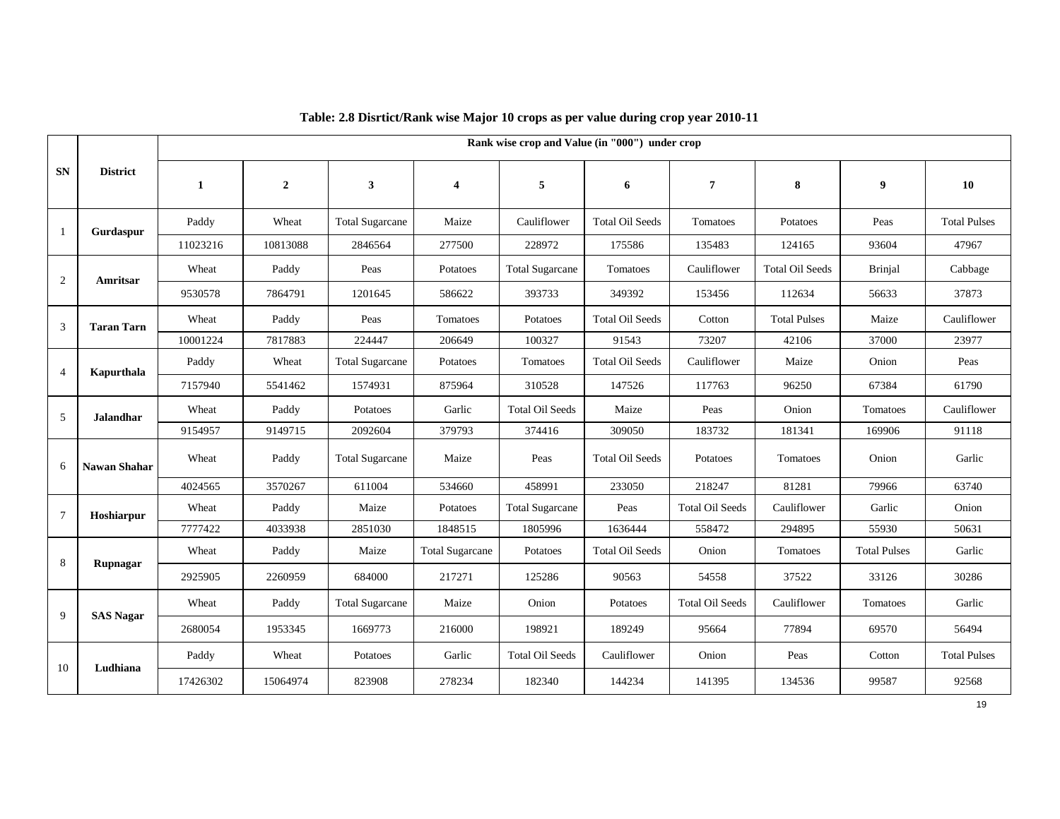**Table: 2.8 Disrtict/Rank wise Major 10 crops as per value during crop year 2010-11**

| SN | District | Rank wise crop and Value (in "000") under crop | | | | | | | | | |
|---|---|---|---|---|---|---|---|---|---|---|---|
| | | 1 | 2 | 3 | 4 | 5 | 6 | 7 | 8 | 9 | 10 |
| 1 | Gurdaspur | Paddy | Wheat | Total Sugarcane | Maize | Cauliflower | Total Oil Seeds | Tomatoes | Potatoes | Peas | Total Pulses |
| | | 11023216 | 10813088 | 2846564 | 277500 | 228972 | 175586 | 135483 | 124165 | 93604 | 47967 |
| 2 | Amritsar | Wheat | Paddy | Peas | Potatoes | Total Sugarcane | Tomatoes | Cauliflower | Total Oil Seeds | Brinjal | Cabbage |
| | | 9530578 | 7864791 | 1201645 | 586622 | 393733 | 349392 | 153456 | 112634 | 56633 | 37873 |
| 3 | Taran Tarn | Wheat | Paddy | Peas | Tomatoes | Potatoes | Total Oil Seeds | Cotton | Total Pulses | Maize | Cauliflower |
| | | 10001224 | 7817883 | 224447 | 206649 | 100327 | 91543 | 73207 | 42106 | 37000 | 23977 |
| 4 | Kapurthala | Paddy | Wheat | Total Sugarcane | Potatoes | Tomatoes | Total Oil Seeds | Cauliflower | Maize | Onion | Peas |
| | | 7157940 | 5541462 | 1574931 | 875964 | 310528 | 147526 | 117763 | 96250 | 67384 | 61790 |
| 5 | Jalandhar | Wheat | Paddy | Potatoes | Garlic | Total Oil Seeds | Maize | Peas | Onion | Tomatoes | Cauliflower |
| | | 9154957 | 9149715 | 2092604 | 379793 | 374416 | 309050 | 183732 | 181341 | 169906 | 91118 |
| 6 | Nawan Shahar | Wheat | Paddy | Total Sugarcane | Maize | Peas | Total Oil Seeds | Potatoes | Tomatoes | Onion | Garlic |
| | | 4024565 | 3570267 | 611004 | 534660 | 458991 | 233050 | 218247 | 81281 | 79966 | 63740 |
| 7 | Hoshiarpur | Wheat | Paddy | Maize | Potatoes | Total Sugarcane | Peas | Total Oil Seeds | Cauliflower | Garlic | Onion |
| | | 7777422 | 4033938 | 2851030 | 1848515 | 1805996 | 1636444 | 558472 | 294895 | 55930 | 50631 |
| 8 | Rupnagar | Wheat | Paddy | Maize | Total Sugarcane | Potatoes | Total Oil Seeds | Onion | Tomatoes | Total Pulses | Garlic |
| | | 2925905 | 2260959 | 684000 | 217271 | 125286 | 90563 | 54558 | 37522 | 33126 | 30286 |
| 9 | SAS Nagar | Wheat | Paddy | Total Sugarcane | Maize | Onion | Potatoes | Total Oil Seeds | Cauliflower | Tomatoes | Garlic |
| | | 2680054 | 1953345 | 1669773 | 216000 | 198921 | 189249 | 95664 | 77894 | 69570 | 56494 |
| 10 | Ludhiana | Paddy | Wheat | Potatoes | Garlic | Total Oil Seeds | Cauliflower | Onion | Peas | Cotton | Total Pulses |
| | | 17426302 | 15064974 | 823908 | 278234 | 182340 | 144234 | 141395 | 134536 | 99587 | 92568 |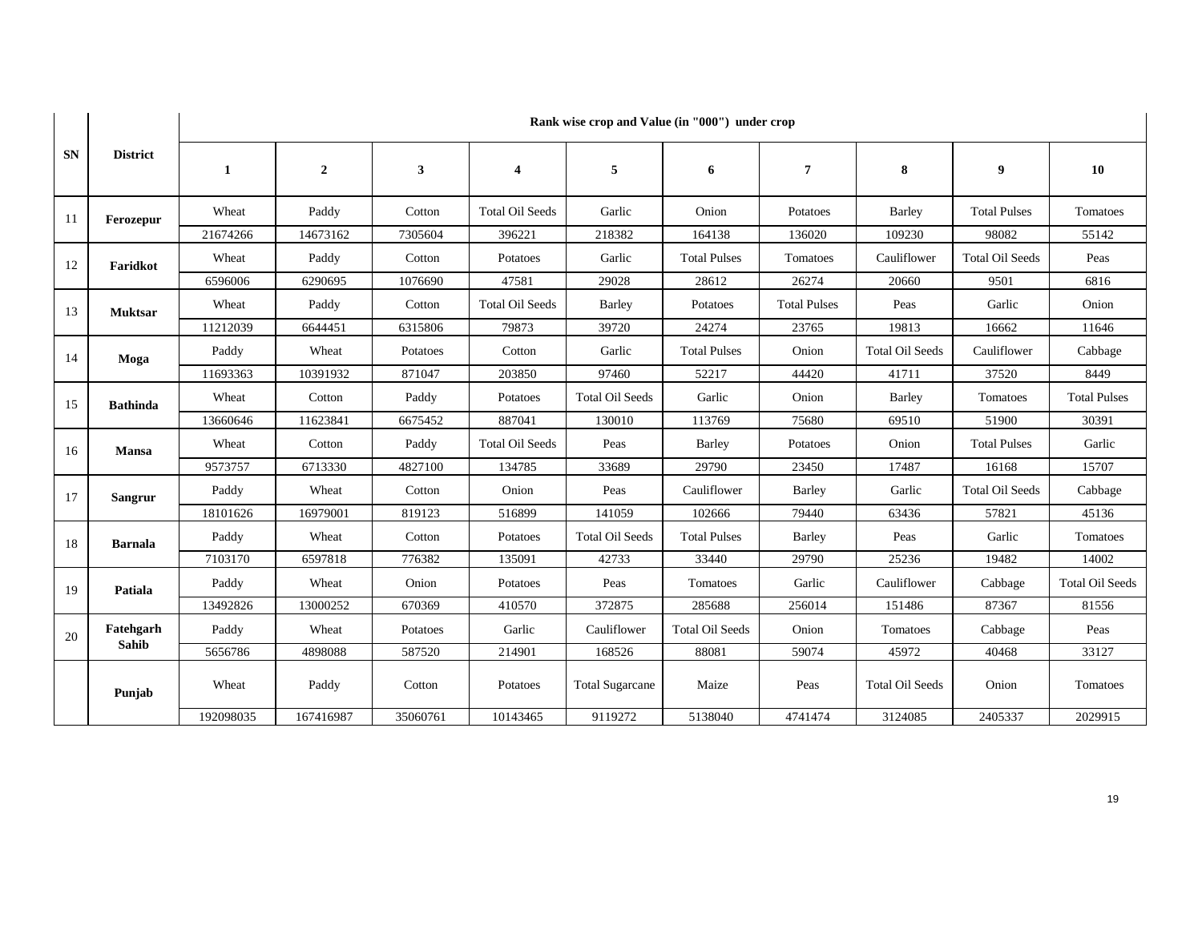| SN | District | Rank wise crop and Value (in "000") under crop | | | | | | | | | |
|---|---|---|---|---|---|---|---|---|---|---|---|
| | | 1 | 2 | 3 | 4 | 5 | 6 | 7 | 8 | 9 | 10 |
| 11 | **Ferozepur** | Wheat | Paddy | Cotton | Total Oil Seeds | Garlic | Onion | Potatoes | Barley | Total Pulses | Tomatoes |
| | | 21674266 | 14673162 | 7305604 | 396221 | 218382 | 164138 | 136020 | 109230 | 98082 | 55142 |
| 12 | **Faridkot** | Wheat | Paddy | Cotton | Potatoes | Garlic | Total Pulses | Tomatoes | Cauliflower | Total Oil Seeds | Peas |
| | | 6596006 | 6290695 | 1076690 | 47581 | 29028 | 28612 | 26274 | 20660 | 9501 | 6816 |
| 13 | **Muktsar** | Wheat | Paddy | Cotton | Total Oil Seeds | Barley | Potatoes | Total Pulses | Peas | Garlic | Onion |
| | | 11212039 | 6644451 | 6315806 | 79873 | 39720 | 24274 | 23765 | 19813 | 16662 | 11646 |
| 14 | **Moga** | Paddy | Wheat | Potatoes | Cotton | Garlic | Total Pulses | Onion | Total Oil Seeds | Cauliflower | Cabbage |
| | | 11693363 | 10391932 | 871047 | 203850 | 97460 | 52217 | 44420 | 41711 | 37520 | 8449 |
| 15 | **Bathinda** | Wheat | Cotton | Paddy | Potatoes | Total Oil Seeds | Garlic | Onion | Barley | Tomatoes | Total Pulses |
| | | 13660646 | 11623841 | 6675452 | 887041 | 130010 | 113769 | 75680 | 69510 | 51900 | 30391 |
| 16 | **Mansa** | Wheat | Cotton | Paddy | Total Oil Seeds | Peas | Barley | Potatoes | Onion | Total Pulses | Garlic |
| | | 9573757 | 6713330 | 4827100 | 134785 | 33689 | 29790 | 23450 | 17487 | 16168 | 15707 |
| 17 | **Sangrur** | Paddy | Wheat | Cotton | Onion | Peas | Cauliflower | Barley | Garlic | Total Oil Seeds | Cabbage |
| | | 18101626 | 16979001 | 819123 | 516899 | 141059 | 102666 | 79440 | 63436 | 57821 | 45136 |
| 18 | **Barnala** | Paddy | Wheat | Cotton | Potatoes | Total Oil Seeds | Total Pulses | Barley | Peas | Garlic | Tomatoes |
| | | 7103170 | 6597818 | 776382 | 135091 | 42733 | 33440 | 29790 | 25236 | 19482 | 14002 |
| 19 | **Patiala** | Paddy | Wheat | Onion | Potatoes | Peas | Tomatoes | Garlic | Cauliflower | Cabbage | Total Oil Seeds |
| | | 13492826 | 13000252 | 670369 | 410570 | 372875 | 285688 | 256014 | 151486 | 87367 | 81556 |
| 20 | **Fatehgarh Sahib** | Paddy | Wheat | Potatoes | Garlic | Cauliflower | Total Oil Seeds | Onion | Tomatoes | Cabbage | Peas |
| | | 5656786 | 4898088 | 587520 | 214901 | 168526 | 88081 | 59074 | 45972 | 40468 | 33127 |
| | **Punjab** | Wheat | Paddy | Cotton | Potatoes | Total Sugarcane | Maize | Peas | Total Oil Seeds | Onion | Tomatoes |
| | | 192098035 | 167416987 | 35060761 | 10143465 | 9119272 | 5138040 | 4741474 | 3124085 | 2405337 | 2029915 |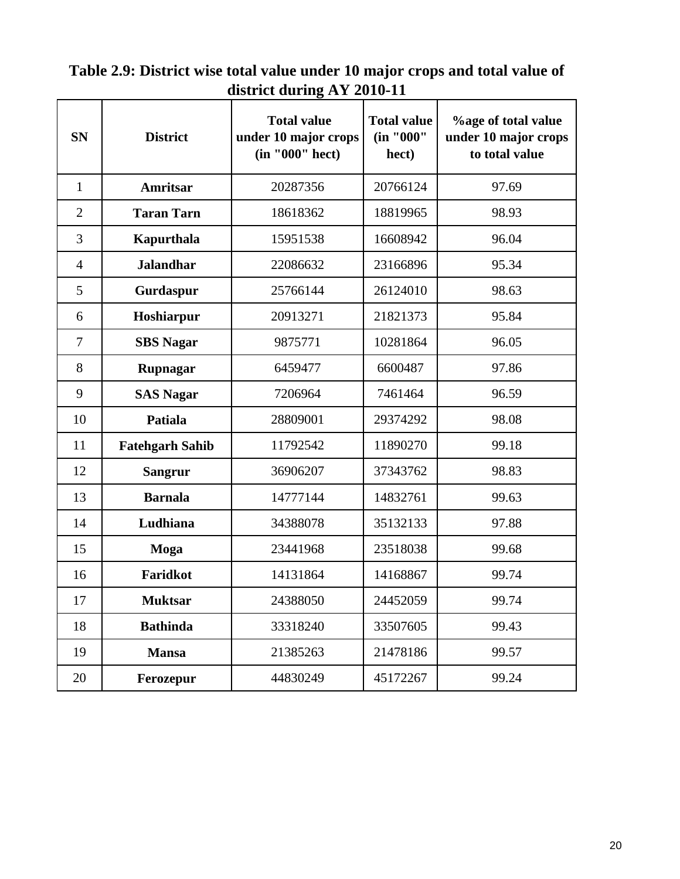**Table 2.9: District wise total value under 10 major crops and total value of district during AY 2010-11**

| SN | District | Total value under 10 major crops (in "000" hect) | Total value (in "000" hect) | %age of total value under 10 major crops to total value |
|---|---|---|---|---|
| 1 | **Amritsar** | 20287356 | 20766124 | 97.69 |
| 2 | **Taran Tarn** | 18618362 | 18819965 | 98.93 |
| 3 | **Kapurthala** | 15951538 | 16608942 | 96.04 |
| 4 | **Jalandhar** | 22086632 | 23166896 | 95.34 |
| 5 | **Gurdaspur** | 25766144 | 26124010 | 98.63 |
| 6 | **Hoshiarpur** | 20913271 | 21821373 | 95.84 |
| 7 | **SBS Nagar** | 9875771 | 10281864 | 96.05 |
| 8 | **Rupnagar** | 6459477 | 6600487 | 97.86 |
| 9 | **SAS Nagar** | 7206964 | 7461464 | 96.59 |
| 10 | **Patiala** | 28809001 | 29374292 | 98.08 |
| 11 | **Fatehgarh Sahib** | 11792542 | 11890270 | 99.18 |
| 12 | **Sangrur** | 36906207 | 37343762 | 98.83 |
| 13 | **Barnala** | 14777144 | 14832761 | 99.63 |
| 14 | **Ludhiana** | 34388078 | 35132133 | 97.88 |
| 15 | **Moga** | 23441968 | 23518038 | 99.68 |
| 16 | **Faridkot** | 14131864 | 14168867 | 99.74 |
| 17 | **Muktsar** | 24388050 | 24452059 | 99.74 |
| 18 | **Bathinda** | 33318240 | 33507605 | 99.43 |
| 19 | **Mansa** | 21385263 | 21478186 | 99.57 |
| 20 | **Ferozepur** | 44830249 | 45172267 | 99.24 |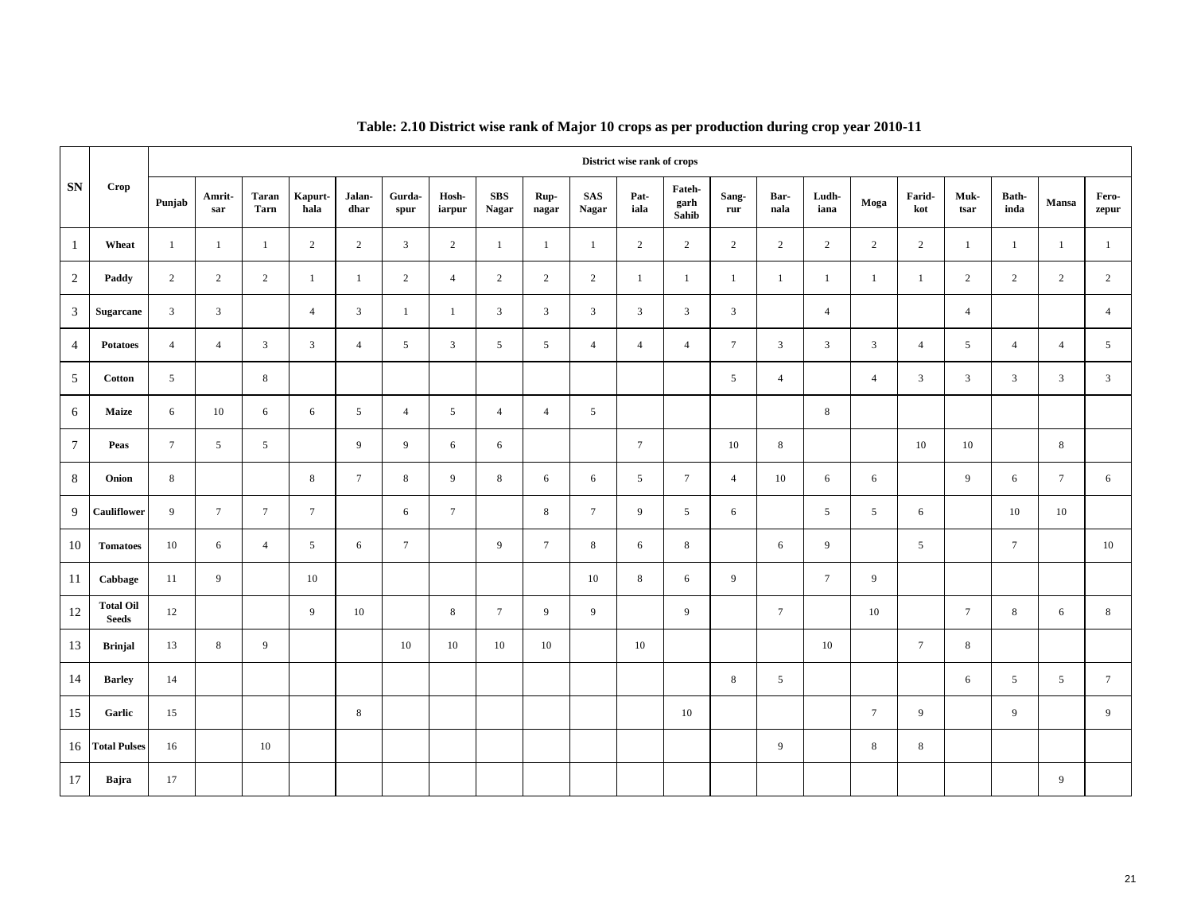**Table: 2.10 District wise rank of Major 10 crops as per production during crop year 2010-11**

| SN | Crop | District wise rank of crops | | | | | | | | | | | | | | | | | | | | |
|---|---|---|---|---|---|---|---|---|---|---|---|---|---|---|---|---|---|---|---|---|---|---|
| | | Punjab | Amrit-sar | Taran Tarn | Kapurt-hala | Jalan-dhar | Gurda-spur | Hosh-iarpur | SBS Nagar | Rup-nagar | SAS Nagar | Pat-iala | Fateh-garh Sahib | Sang-rur | Bar-nala | Ludh-iana | Moga | Farid-kot | Muk-tsar | Bath-inda | Mansa | Fero-zepur |
| 1 | Wheat | 1 | 1 | 1 | 2 | 2 | 3 | 2 | 1 | 1 | 1 | 2 | 2 | 2 | 2 | 2 | 2 | 2 | 1 | 1 | 1 | 1 |
| 2 | Paddy | 2 | 2 | 2 | 1 | 1 | 2 | 4 | 2 | 2 | 2 | 1 | 1 | 1 | 1 | 1 | 1 | 1 | 2 | 2 | 2 | 2 |
| 3 | Sugarcane | 3 | 3 | | 4 | 3 | 1 | 1 | 3 | 3 | 3 | 3 | 3 | 3 | | 4 | | | 4 | | | 4 |
| 4 | Potatoes | 4 | 4 | 3 | 3 | 4 | 5 | 3 | 5 | 5 | 4 | 4 | 4 | 7 | 3 | 3 | 3 | 4 | 5 | 4 | 4 | 5 |
| 5 | Cotton | 5 | | 8 | | | | | | | | | | 5 | 4 | | 4 | 3 | 3 | 3 | 3 | 3 |
| 6 | Maize | 6 | 10 | 6 | 6 | 5 | 4 | 5 | 4 | 4 | 5 | | | | | 8 | | | | | | |
| 7 | Peas | 7 | 5 | 5 | | 9 | 9 | 6 | 6 | | | 7 | | 10 | 8 | | | 10 | 10 | | 8 | |
| 8 | Onion | 8 | | | 8 | 7 | 8 | 9 | 8 | 6 | 6 | 5 | 7 | 4 | 10 | 6 | 6 | | 9 | 6 | 7 | 6 |
| 9 | Cauliflower | 9 | 7 | 7 | 7 | | 6 | 7 | | 8 | 7 | 9 | 5 | 6 | | 5 | 5 | 6 | | 10 | 10 | |
| 10 | Tomatoes | 10 | 6 | 4 | 5 | 6 | 7 | | 9 | 7 | 8 | 6 | 8 | | 6 | 9 | | 5 | | 7 | | 10 |
| 11 | Cabbage | 11 | 9 | | 10 | | | | | | 10 | 8 | 6 | 9 | | 7 | 9 | | | | | |
| 12 | Total Oil Seeds | 12 | | | 9 | 10 | | 8 | 7 | 9 | 9 | | 9 | | 7 | | 10 | | 7 | 8 | 6 | 8 |
| 13 | Brinjal | 13 | 8 | 9 | | | 10 | 10 | 10 | 10 | | 10 | | | | 10 | | 7 | 8 | | | |
| 14 | Barley | 14 | | | | | | | | | | | | 8 | 5 | | | | 6 | 5 | 5 | 7 |
| 15 | Garlic | 15 | | | | 8 | | | | | | | 10 | | | | 7 | 9 | | 9 | | 9 |
| 16 | Total Pulses | 16 | | 10 | | | | | | | | | | | 9 | | 8 | 8 | | | | |
| 17 | Bajra | 17 | | | | | | | | | | | | | | | | | | | 9 | |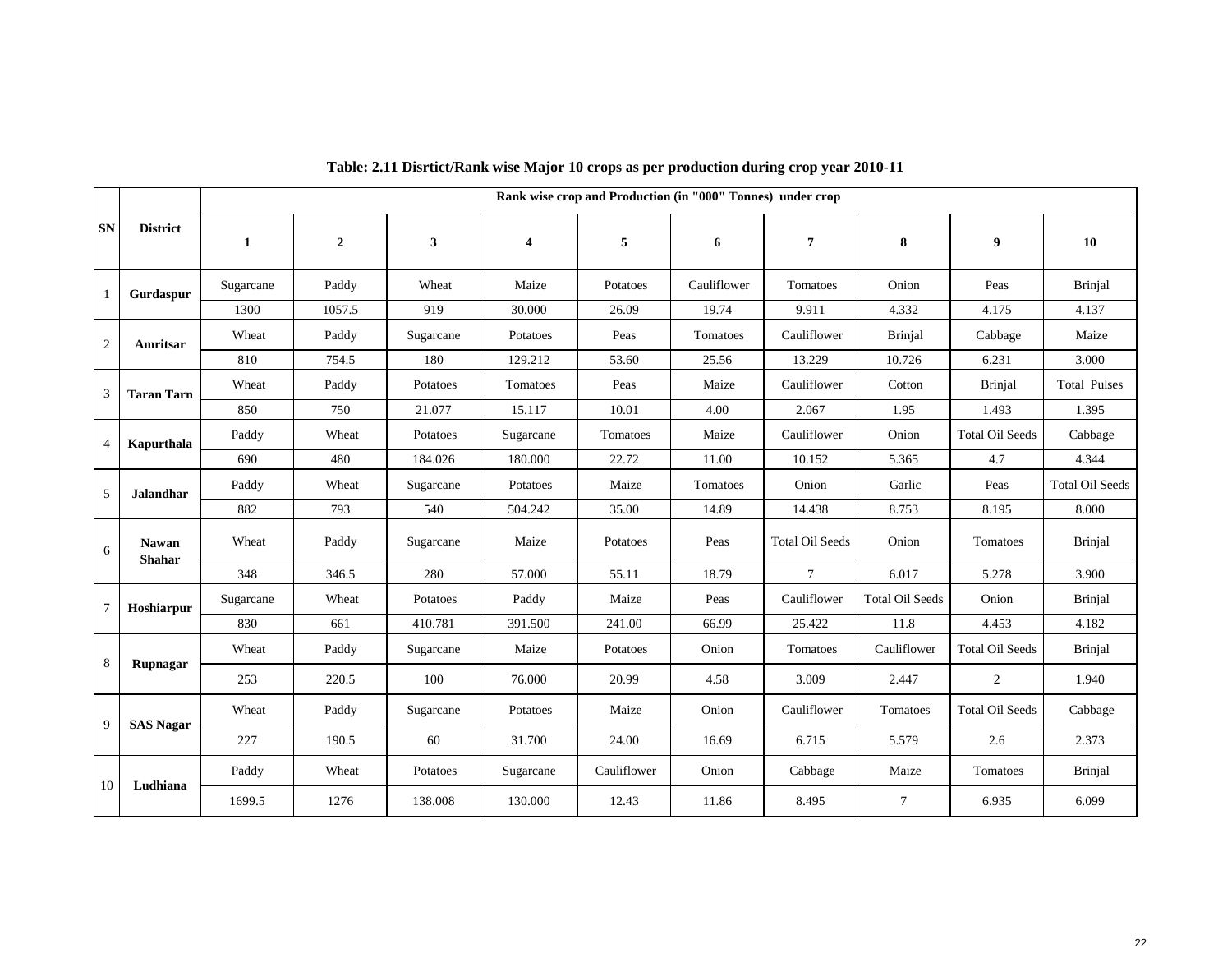**Table: 2.11 Disrtict/Rank wise Major 10 crops as per production during crop year 2010-11**

| SN | District | Rank wise crop and Production (in "000" Tonnes) under crop | | | | | | | | | |
|---|---|---|---|---|---|---|---|---|---|---|---|
| | | 1 | 2 | 3 | 4 | 5 | 6 | 7 | 8 | 9 | 10 |
| 1 | Gurdaspur | Sugarcane | Paddy | Wheat | Maize | Potatoes | Cauliflower | Tomatoes | Onion | Peas | Brinjal |
| | | 1300 | 1057.5 | 919 | 30.000 | 26.09 | 19.74 | 9.911 | 4.332 | 4.175 | 4.137 |
| 2 | Amritsar | Wheat | Paddy | Sugarcane | Potatoes | Peas | Tomatoes | Cauliflower | Brinjal | Cabbage | Maize |
| | | 810 | 754.5 | 180 | 129.212 | 53.60 | 25.56 | 13.229 | 10.726 | 6.231 | 3.000 |
| 3 | Taran Tarn | Wheat | Paddy | Potatoes | Tomatoes | Peas | Maize | Cauliflower | Cotton | Brinjal | Total Pulses |
| | | 850 | 750 | 21.077 | 15.117 | 10.01 | 4.00 | 2.067 | 1.95 | 1.493 | 1.395 |
| 4 | Kapurthala | Paddy | Wheat | Potatoes | Sugarcane | Tomatoes | Maize | Cauliflower | Onion | Total Oil Seeds | Cabbage |
| | | 690 | 480 | 184.026 | 180.000 | 22.72 | 11.00 | 10.152 | 5.365 | 4.7 | 4.344 |
| 5 | Jalandhar | Paddy | Wheat | Sugarcane | Potatoes | Maize | Tomatoes | Onion | Garlic | Peas | Total Oil Seeds |
| | | 882 | 793 | 540 | 504.242 | 35.00 | 14.89 | 14.438 | 8.753 | 8.195 | 8.000 |
| 6 | Nawan Shahar | Wheat | Paddy | Sugarcane | Maize | Potatoes | Peas | Total Oil Seeds | Onion | Tomatoes | Brinjal |
| | | 348 | 346.5 | 280 | 57.000 | 55.11 | 18.79 | 7 | 6.017 | 5.278 | 3.900 |
| 7 | Hoshiarpur | Sugarcane | Wheat | Potatoes | Paddy | Maize | Peas | Cauliflower | Total Oil Seeds | Onion | Brinjal |
| | | 830 | 661 | 410.781 | 391.500 | 241.00 | 66.99 | 25.422 | 11.8 | 4.453 | 4.182 |
| 8 | Rupnagar | Wheat | Paddy | Sugarcane | Maize | Potatoes | Onion | Tomatoes | Cauliflower | Total Oil Seeds | Brinjal |
| | | 253 | 220.5 | 100 | 76.000 | 20.99 | 4.58 | 3.009 | 2.447 | 2 | 1.940 |
| 9 | SAS Nagar | Wheat | Paddy | Sugarcane | Potatoes | Maize | Onion | Cauliflower | Tomatoes | Total Oil Seeds | Cabbage |
| | | 227 | 190.5 | 60 | 31.700 | 24.00 | 16.69 | 6.715 | 5.579 | 2.6 | 2.373 |
| 10 | Ludhiana | Paddy | Wheat | Potatoes | Sugarcane | Cauliflower | Onion | Cabbage | Maize | Tomatoes | Brinjal |
| | | 1699.5 | 1276 | 138.008 | 130.000 | 12.43 | 11.86 | 8.495 | 7 | 6.935 | 6.099 |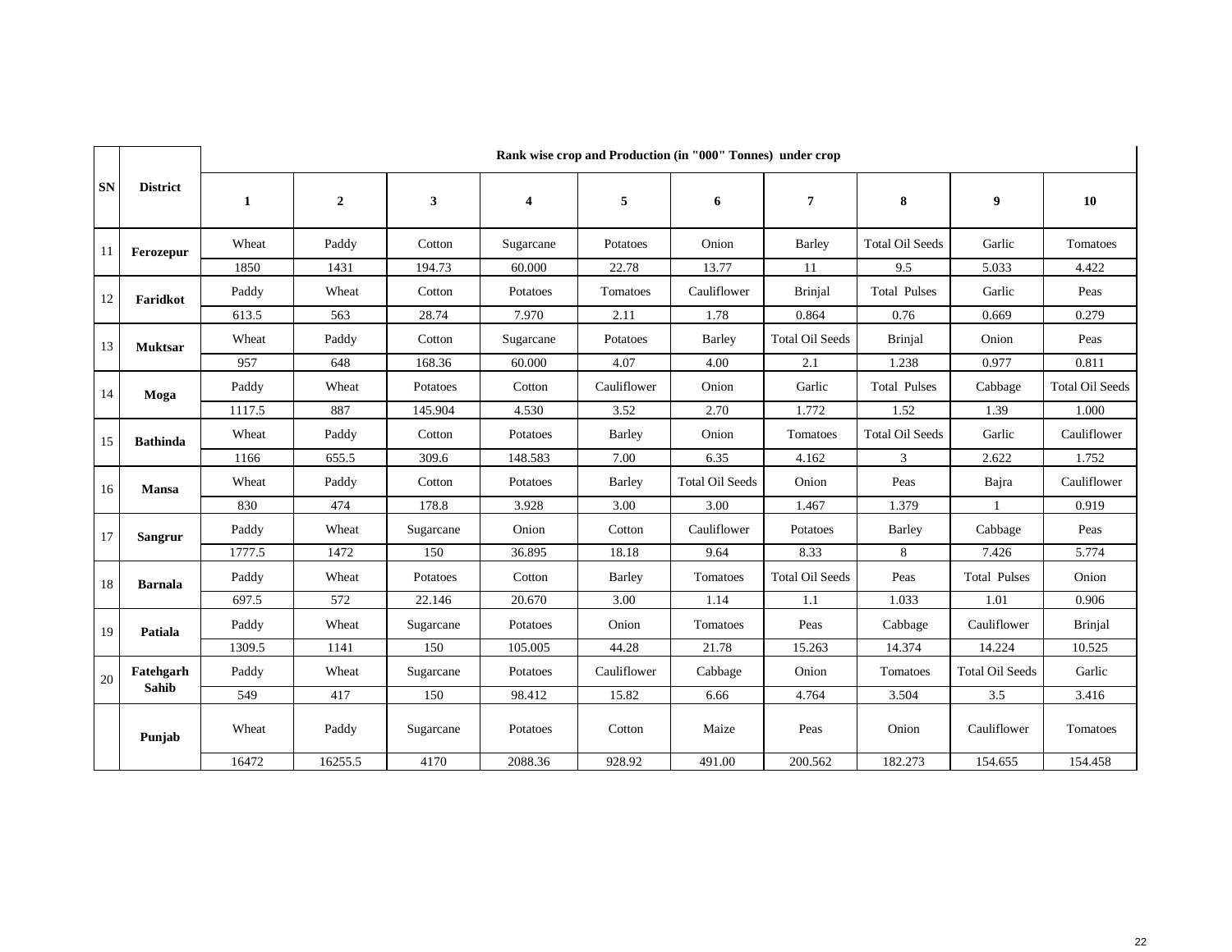| SN | District | Rank wise crop and Production (in "000" Tonnes) under crop | | | | | | | | | |
|---|---|---|---|---|---|---|---|---|---|---|---|
| | | 1 | 2 | 3 | 4 | 5 | 6 | 7 | 8 | 9 | 10 |
| 11 | Ferozepur | Wheat | Paddy | Cotton | Sugarcane | Potatoes | Onion | Barley | Total Oil Seeds | Garlic | Tomatoes |
| | | 1850 | 1431 | 194.73 | 60.000 | 22.78 | 13.77 | 11 | 9.5 | 5.033 | 4.422 |
| 12 | Faridkot | Paddy | Wheat | Cotton | Potatoes | Tomatoes | Cauliflower | Brinjal | Total Pulses | Garlic | Peas |
| | | 613.5 | 563 | 28.74 | 7.970 | 2.11 | 1.78 | 0.864 | 0.76 | 0.669 | 0.279 |
| 13 | Muktsar | Wheat | Paddy | Cotton | Sugarcane | Potatoes | Barley | Total Oil Seeds | Brinjal | Onion | Peas |
| | | 957 | 648 | 168.36 | 60.000 | 4.07 | 4.00 | 2.1 | 1.238 | 0.977 | 0.811 |
| 14 | Moga | Paddy | Wheat | Potatoes | Cotton | Cauliflower | Onion | Garlic | Total Pulses | Cabbage | Total Oil Seeds |
| | | 1117.5 | 887 | 145.904 | 4.530 | 3.52 | 2.70 | 1.772 | 1.52 | 1.39 | 1.000 |
| 15 | Bathinda | Wheat | Paddy | Cotton | Potatoes | Barley | Onion | Tomatoes | Total Oil Seeds | Garlic | Cauliflower |
| | | 1166 | 655.5 | 309.6 | 148.583 | 7.00 | 6.35 | 4.162 | 3 | 2.622 | 1.752 |
| 16 | Mansa | Wheat | Paddy | Cotton | Potatoes | Barley | Total Oil Seeds | Onion | Peas | Bajra | Cauliflower |
| | | 830 | 474 | 178.8 | 3.928 | 3.00 | 3.00 | 1.467 | 1.379 | 1 | 0.919 |
| 17 | Sangrur | Paddy | Wheat | Sugarcane | Onion | Cotton | Cauliflower | Potatoes | Barley | Cabbage | Peas |
| | | 1777.5 | 1472 | 150 | 36.895 | 18.18 | 9.64 | 8.33 | 8 | 7.426 | 5.774 |
| 18 | Barnala | Paddy | Wheat | Potatoes | Cotton | Barley | Tomatoes | Total Oil Seeds | Peas | Total Pulses | Onion |
| | | 697.5 | 572 | 22.146 | 20.670 | 3.00 | 1.14 | 1.1 | 1.033 | 1.01 | 0.906 |
| 19 | Patiala | Paddy | Wheat | Sugarcane | Potatoes | Onion | Tomatoes | Peas | Cabbage | Cauliflower | Brinjal |
| | | 1309.5 | 1141 | 150 | 105.005 | 44.28 | 21.78 | 15.263 | 14.374 | 14.224 | 10.525 |
| 20 | Fatehgarh Sahib | Paddy | Wheat | Sugarcane | Potatoes | Cauliflower | Cabbage | Onion | Tomatoes | Total Oil Seeds | Garlic |
| | | 549 | 417 | 150 | 98.412 | 15.82 | 6.66 | 4.764 | 3.504 | 3.5 | 3.416 |
| | Punjab | Wheat | Paddy | Sugarcane | Potatoes | Cotton | Maize | Peas | Onion | Cauliflower | Tomatoes |
| | | 16472 | 16255.5 | 4170 | 2088.36 | 928.92 | 491.00 | 200.562 | 182.273 | 154.655 | 154.458 |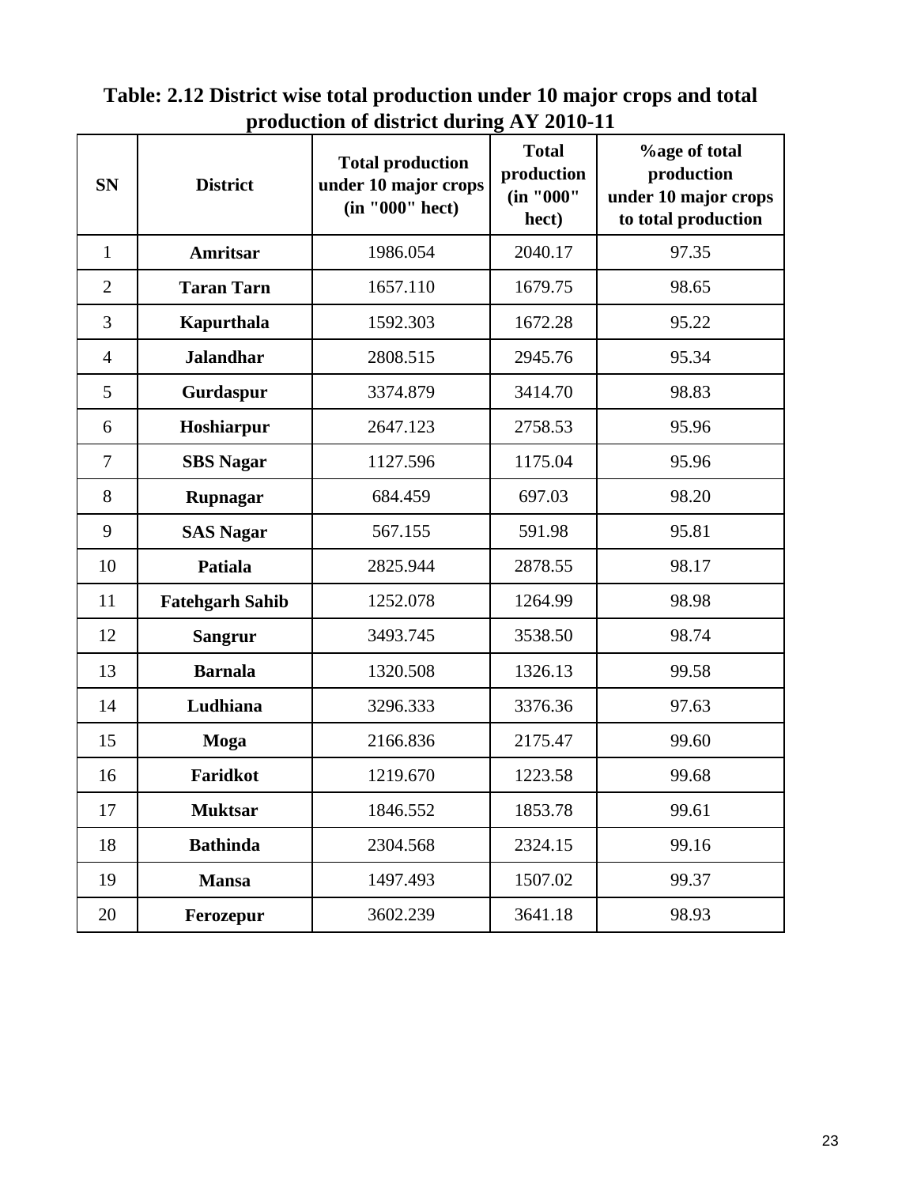**Table: 2.12 District wise total production under 10 major crops and total production of district during AY 2010-11**

| SN | District | Total production under 10 major crops (in "000" hect) | Total production (in "000" hect) | %age of total production under 10 major crops to total production |
|---|---|---|---|---|
| 1 | **Amritsar** | 1986.054 | 2040.17 | 97.35 |
| 2 | **Taran Tarn** | 1657.110 | 1679.75 | 98.65 |
| 3 | **Kapurthala** | 1592.303 | 1672.28 | 95.22 |
| 4 | **Jalandhar** | 2808.515 | 2945.76 | 95.34 |
| 5 | **Gurdaspur** | 3374.879 | 3414.70 | 98.83 |
| 6 | **Hoshiarpur** | 2647.123 | 2758.53 | 95.96 |
| 7 | **SBS Nagar** | 1127.596 | 1175.04 | 95.96 |
| 8 | **Rupnagar** | 684.459 | 697.03 | 98.20 |
| 9 | **SAS Nagar** | 567.155 | 591.98 | 95.81 |
| 10 | **Patiala** | 2825.944 | 2878.55 | 98.17 |
| 11 | **Fatehgarh Sahib** | 1252.078 | 1264.99 | 98.98 |
| 12 | **Sangrur** | 3493.745 | 3538.50 | 98.74 |
| 13 | **Barnala** | 1320.508 | 1326.13 | 99.58 |
| 14 | **Ludhiana** | 3296.333 | 3376.36 | 97.63 |
| 15 | **Moga** | 2166.836 | 2175.47 | 99.60 |
| 16 | **Faridkot** | 1219.670 | 1223.58 | 99.68 |
| 17 | **Muktsar** | 1846.552 | 1853.78 | 99.61 |
| 18 | **Bathinda** | 2304.568 | 2324.15 | 99.16 |
| 19 | **Mansa** | 1497.493 | 1507.02 | 99.37 |
| 20 | **Ferozepur** | 3602.239 | 3641.18 | 98.93 |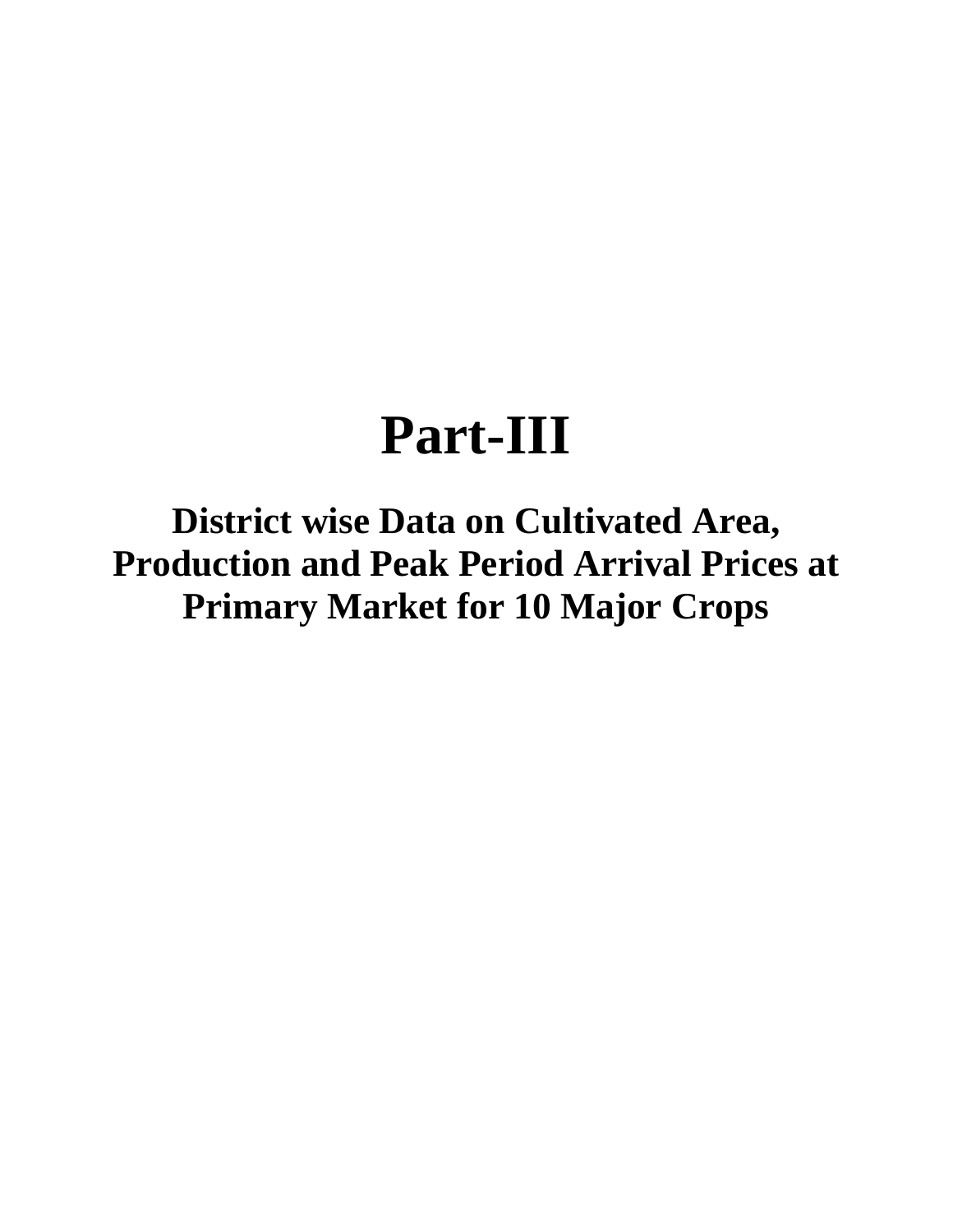# Part-III

## District wise Data on Cultivated Area, Production and Peak Period Arrival Prices at Primary Market for 10 Major Crops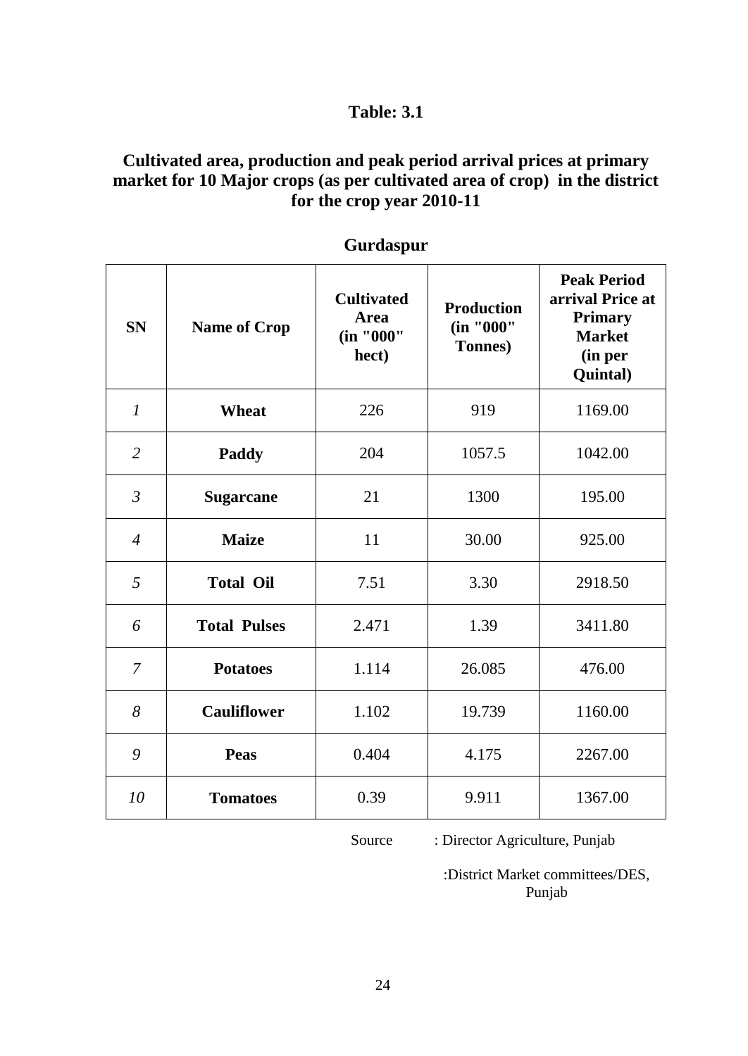# Table: 3.1

## Cultivated area, production and peak period arrival prices at primary market for 10 Major crops (as per cultivated area of crop) in the district for the crop year 2010-11

### Gurdaspur

| SN | Name of Crop | Cultivated Area (in "000" hect) | Production (in "000" Tonnes) | Peak Period arrival Price at Primary Market (in per Quintal) |
|---|---|---|---|---|
| *1* | **Wheat** | 226 | 919 | 1169.00 |
| *2* | **Paddy** | 204 | 1057.5 | 1042.00 |
| *3* | **Sugarcane** | 21 | 1300 | 195.00 |
| *4* | **Maize** | 11 | 30.00 | 925.00 |
| *5* | **Total Oil** | 7.51 | 3.30 | 2918.50 |
| *6* | **Total Pulses** | 2.471 | 1.39 | 3411.80 |
| *7* | **Potatoes** | 1.114 | 26.085 | 476.00 |
| *8* | **Cauliflower** | 1.102 | 19.739 | 1160.00 |
| *9* | **Peas** | 0.404 | 4.175 | 2267.00 |
| *10* | **Tomatoes** | 0.39 | 9.911 | 1367.00 |

Source : Director Agriculture, Punjab

:District Market committees/DES, Punjab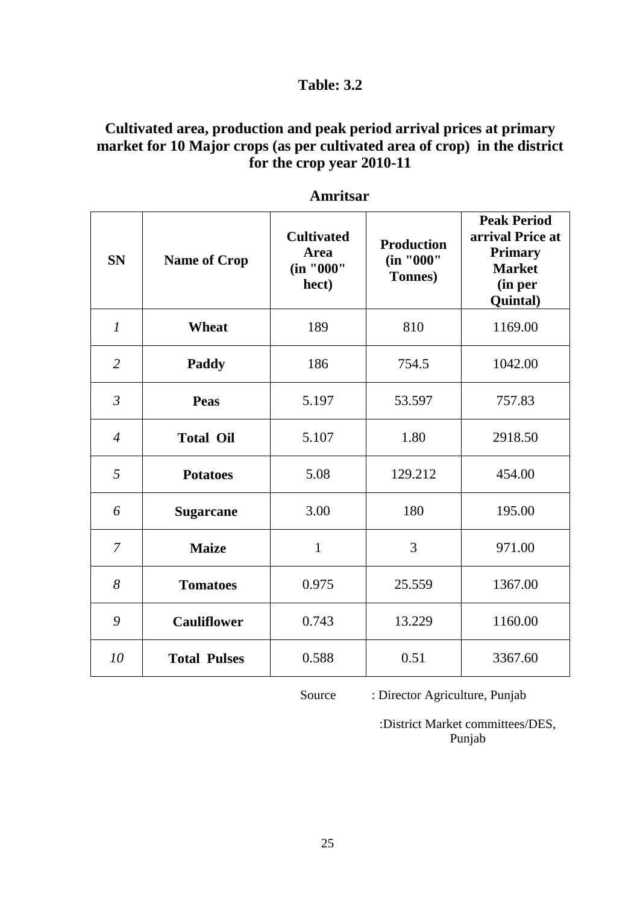## Table: 3.2

### Cultivated area, production and peak period arrival prices at primary market for 10 Major crops (as per cultivated area of crop) in the district for the crop year 2010-11

**Amritsar**

| SN | Name of Crop | Cultivated Area (in "000" hect) | Production (in "000" Tonnes) | Peak Period arrival Price at Primary Market (in per Quintal) |
|---|---|---|---|---|
| *1* | **Wheat** | 189 | 810 | 1169.00 |
| *2* | **Paddy** | 186 | 754.5 | 1042.00 |
| *3* | **Peas** | 5.197 | 53.597 | 757.83 |
| *4* | **Total Oil** | 5.107 | 1.80 | 2918.50 |
| *5* | **Potatoes** | 5.08 | 129.212 | 454.00 |
| *6* | **Sugarcane** | 3.00 | 180 | 195.00 |
| *7* | **Maize** | 1 | 3 | 971.00 |
| *8* | **Tomatoes** | 0.975 | 25.559 | 1367.00 |
| *9* | **Cauliflower** | 0.743 | 13.229 | 1160.00 |
| *10* | **Total Pulses** | 0.588 | 0.51 | 3367.60 |

Source : Director Agriculture, Punjab

:District Market committees/DES, Punjab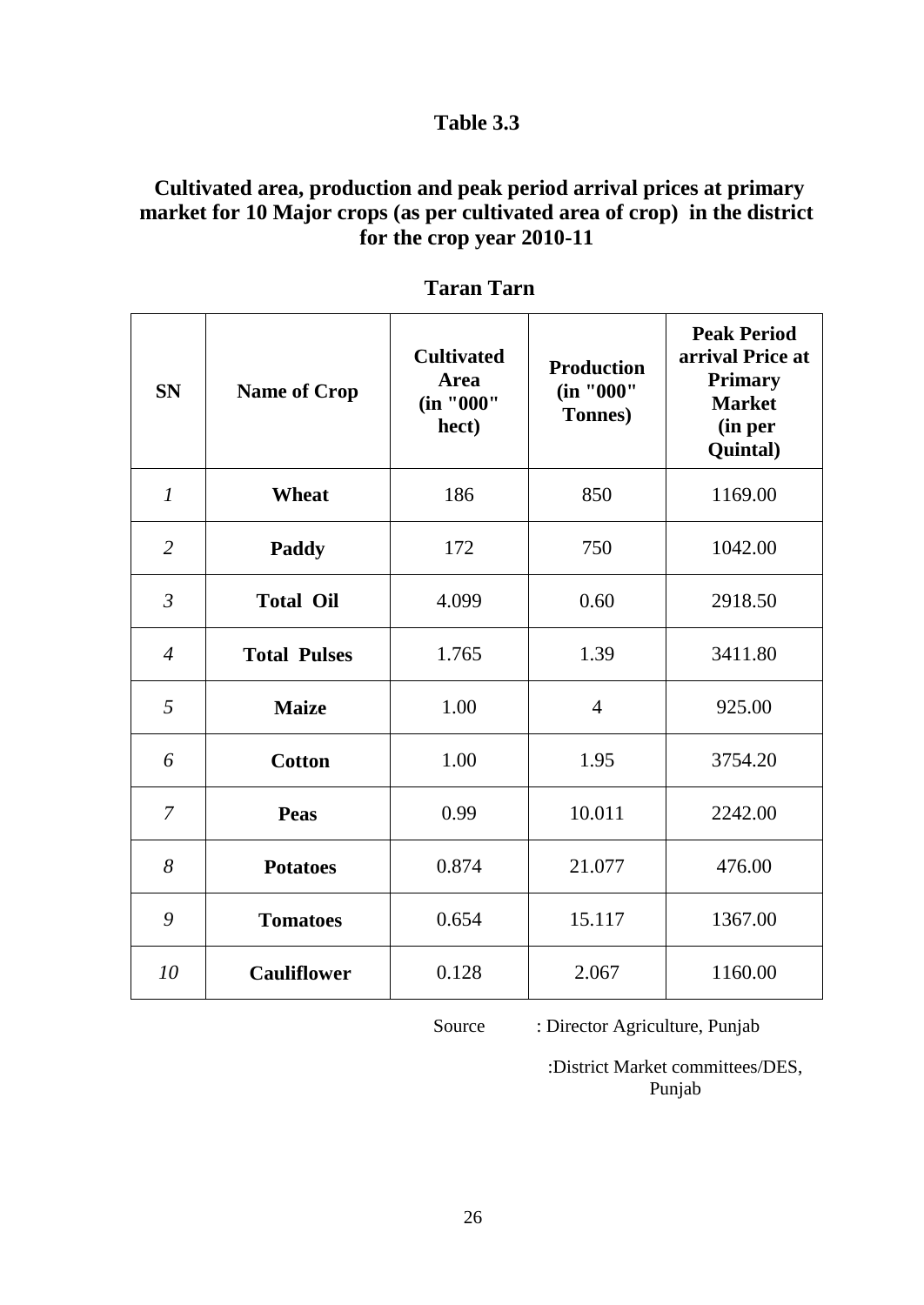## Table 3.3

### Cultivated area, production and peak period arrival prices at primary market for 10 Major crops (as per cultivated area of crop) in the district for the crop year 2010-11

### Taran Tarn

| SN | Name of Crop | Cultivated Area (in "000" hect) | Production (in "000" Tonnes) | Peak Period arrival Price at Primary Market (in per Quintal) |
|---|---|---|---|---|
| *1* | **Wheat** | 186 | 850 | 1169.00 |
| *2* | **Paddy** | 172 | 750 | 1042.00 |
| *3* | **Total Oil** | 4.099 | 0.60 | 2918.50 |
| *4* | **Total Pulses** | 1.765 | 1.39 | 3411.80 |
| *5* | **Maize** | 1.00 | 4 | 925.00 |
| *6* | **Cotton** | 1.00 | 1.95 | 3754.20 |
| *7* | **Peas** | 0.99 | 10.011 | 2242.00 |
| *8* | **Potatoes** | 0.874 | 21.077 | 476.00 |
| *9* | **Tomatoes** | 0.654 | 15.117 | 1367.00 |
| *10* | **Cauliflower** | 0.128 | 2.067 | 1160.00 |

Source : Director Agriculture, Punjab

:District Market committees/DES, Punjab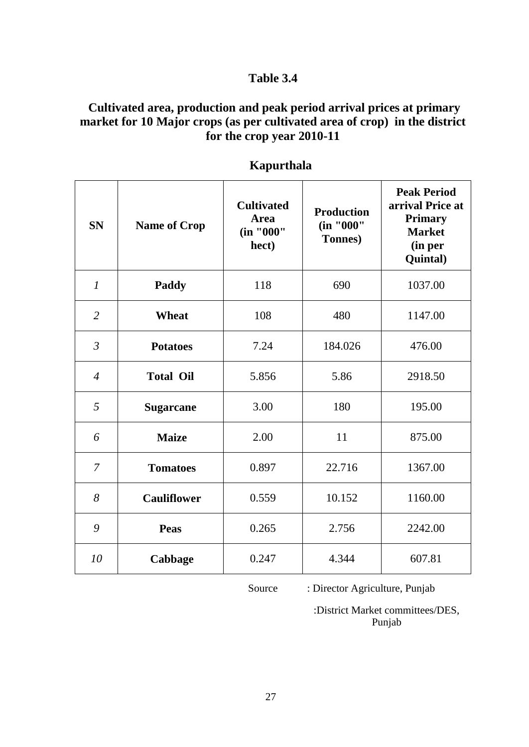## Table 3.4

### Cultivated area, production and peak period arrival prices at primary market for 10 Major crops (as per cultivated area of crop) in the district for the crop year 2010-11

### Kapurthala

| SN | Name of Crop | Cultivated Area (in "000" hect) | Production (in "000" Tonnes) | Peak Period arrival Price at Primary Market (in per Quintal) |
|---|---|---|---|---|
| *1* | **Paddy** | 118 | 690 | 1037.00 |
| *2* | **Wheat** | 108 | 480 | 1147.00 |
| *3* | **Potatoes** | 7.24 | 184.026 | 476.00 |
| *4* | **Total Oil** | 5.856 | 5.86 | 2918.50 |
| *5* | **Sugarcane** | 3.00 | 180 | 195.00 |
| *6* | **Maize** | 2.00 | 11 | 875.00 |
| *7* | **Tomatoes** | 0.897 | 22.716 | 1367.00 |
| *8* | **Cauliflower** | 0.559 | 10.152 | 1160.00 |
| *9* | **Peas** | 0.265 | 2.756 | 2242.00 |
| *10* | **Cabbage** | 0.247 | 4.344 | 607.81 |

Source : Director Agriculture, Punjab

:District Market committees/DES, Punjab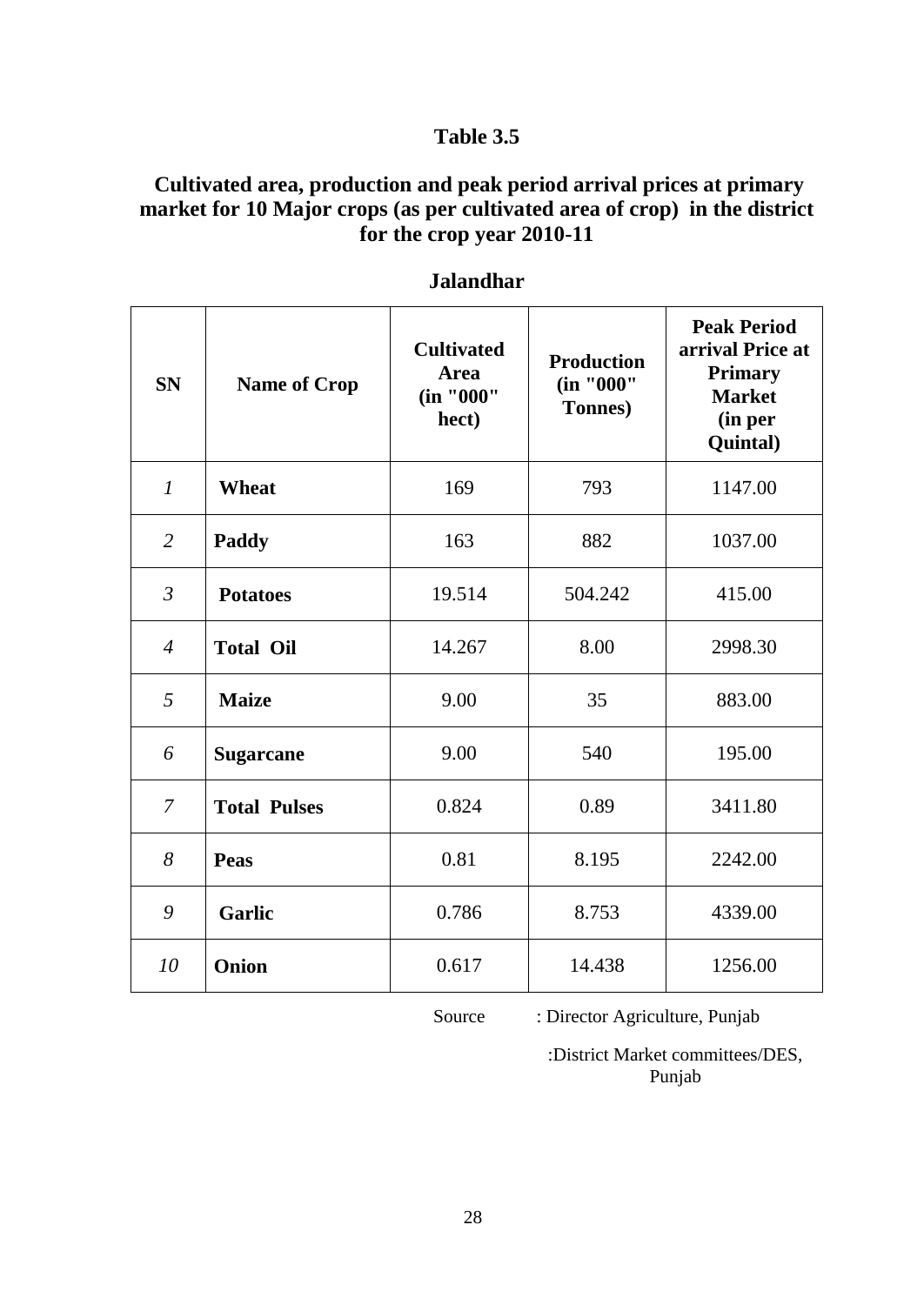## Table 3.5

### Cultivated area, production and peak period arrival prices at primary market for 10 Major crops (as per cultivated area of crop) in the district for the crop year 2010-11

### Jalandhar

| SN | Name of Crop | Cultivated Area (in "000" hect) | Production (in "000" Tonnes) | Peak Period arrival Price at Primary Market (in per Quintal) |
|---|---|---|---|---|
| *1* | **Wheat** | 169 | 793 | 1147.00 |
| *2* | **Paddy** | 163 | 882 | 1037.00 |
| *3* | **Potatoes** | 19.514 | 504.242 | 415.00 |
| *4* | **Total Oil** | 14.267 | 8.00 | 2998.30 |
| *5* | **Maize** | 9.00 | 35 | 883.00 |
| *6* | **Sugarcane** | 9.00 | 540 | 195.00 |
| *7* | **Total Pulses** | 0.824 | 0.89 | 3411.80 |
| *8* | **Peas** | 0.81 | 8.195 | 2242.00 |
| *9* | **Garlic** | 0.786 | 8.753 | 4339.00 |
| *10* | **Onion** | 0.617 | 14.438 | 1256.00 |

Source : Director Agriculture, Punjab

:District Market committees/DES, Punjab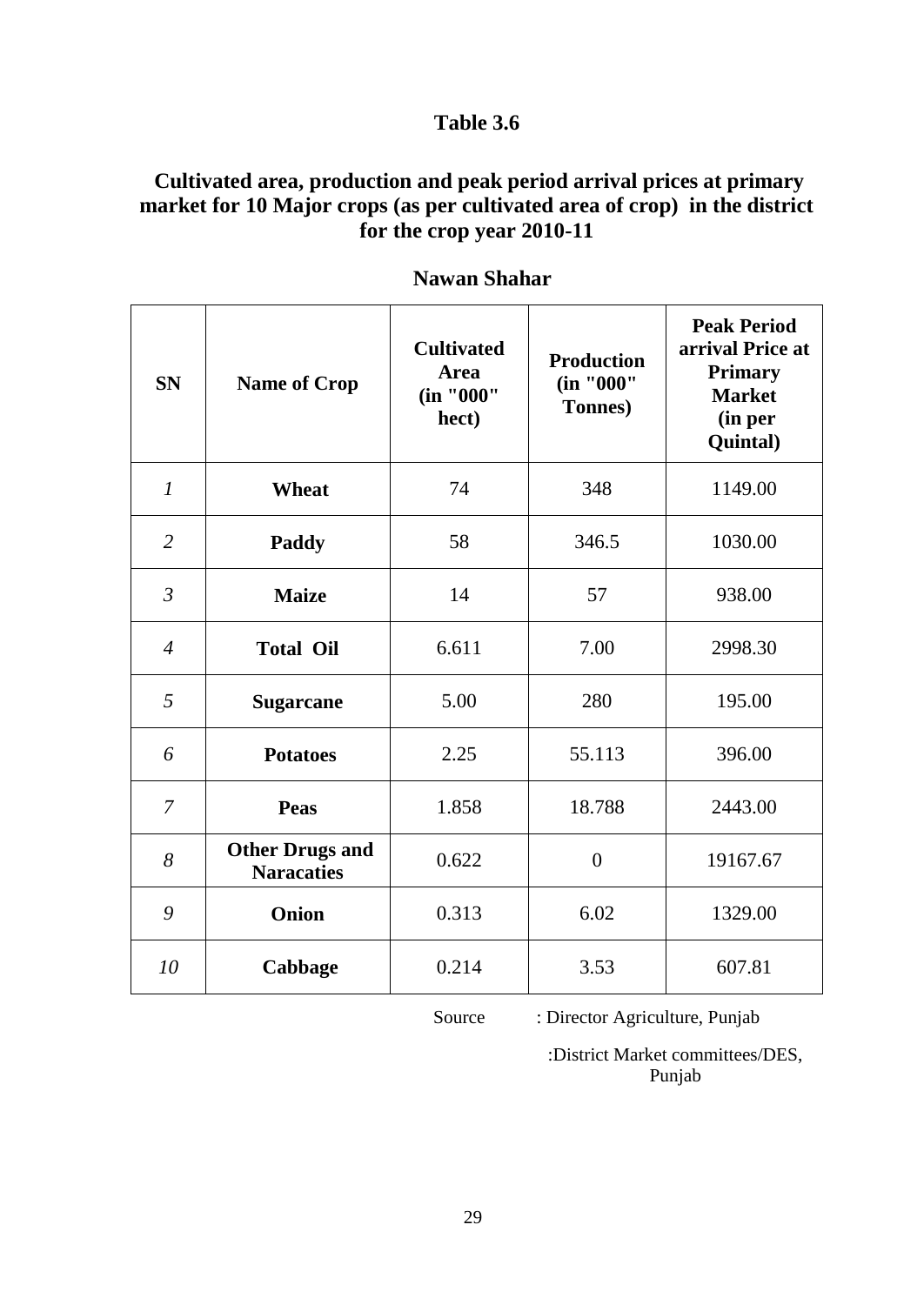## Table 3.6

### Cultivated area, production and peak period arrival prices at primary market for 10 Major crops (as per cultivated area of crop) in the district for the crop year 2010-11

**Nawan Shahar**

| SN | Name of Crop | Cultivated Area (in "000" hect) | Production (in "000" Tonnes) | Peak Period arrival Price at Primary Market (in per Quintal) |
|---|---|---|---|---|
| *1* | **Wheat** | 74 | 348 | 1149.00 |
| *2* | **Paddy** | 58 | 346.5 | 1030.00 |
| *3* | **Maize** | 14 | 57 | 938.00 |
| *4* | **Total Oil** | 6.611 | 7.00 | 2998.30 |
| *5* | **Sugarcane** | 5.00 | 280 | 195.00 |
| *6* | **Potatoes** | 2.25 | 55.113 | 396.00 |
| *7* | **Peas** | 1.858 | 18.788 | 2443.00 |
| *8* | **Other Drugs and Naracaties** | 0.622 | 0 | 19167.67 |
| *9* | **Onion** | 0.313 | 6.02 | 1329.00 |
| *10* | **Cabbage** | 0.214 | 3.53 | 607.81 |

Source : Director Agriculture, Punjab

:District Market committees/DES, Punjab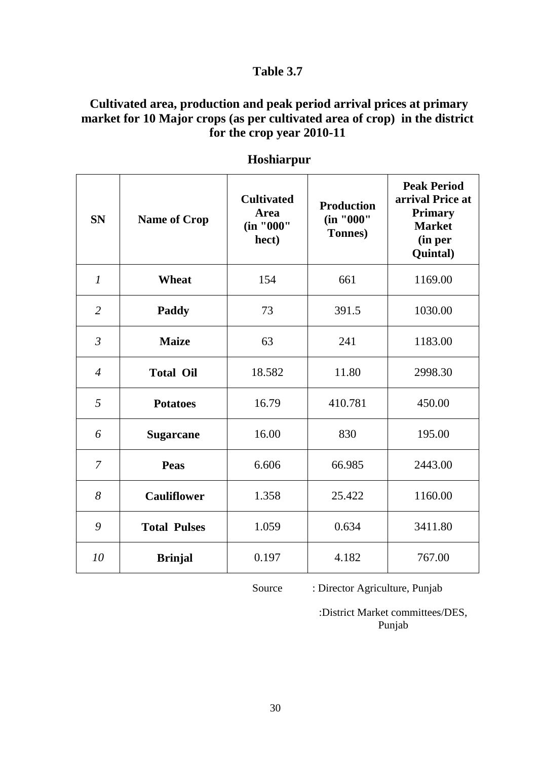## Table 3.7

**Cultivated area, production and peak period arrival prices at primary market for 10 Major crops (as per cultivated area of crop) in the district for the crop year 2010-11**

**Hoshiarpur**

| SN | Name of Crop | Cultivated Area (in "000" hect) | Production (in "000" Tonnes) | Peak Period arrival Price at Primary Market (in per Quintal) |
|---|---|---|---|---|
| *1* | **Wheat** | 154 | 661 | 1169.00 |
| *2* | **Paddy** | 73 | 391.5 | 1030.00 |
| *3* | **Maize** | 63 | 241 | 1183.00 |
| *4* | **Total Oil** | 18.582 | 11.80 | 2998.30 |
| *5* | **Potatoes** | 16.79 | 410.781 | 450.00 |
| *6* | **Sugarcane** | 16.00 | 830 | 195.00 |
| *7* | **Peas** | 6.606 | 66.985 | 2443.00 |
| *8* | **Cauliflower** | 1.358 | 25.422 | 1160.00 |
| *9* | **Total Pulses** | 1.059 | 0.634 | 3411.80 |
| *10* | **Brinjal** | 0.197 | 4.182 | 767.00 |

Source : Director Agriculture, Punjab

:District Market committees/DES, Punjab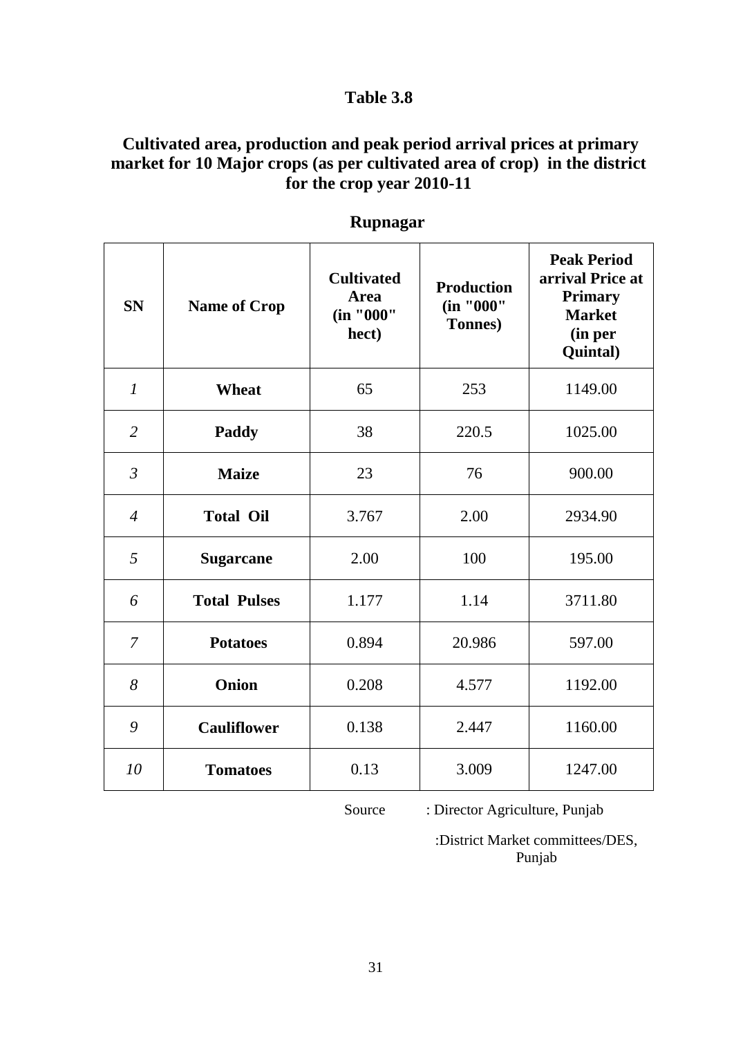## Table 3.8

### Cultivated area, production and peak period arrival prices at primary market for 10 Major crops (as per cultivated area of crop) in the district for the crop year 2010-11

### Rupnagar

| SN | Name of Crop | Cultivated Area (in "000" hect) | Production (in "000" Tonnes) | Peak Period arrival Price at Primary Market (in per Quintal) |
|---|---|---|---|---|
| *1* | **Wheat** | 65 | 253 | 1149.00 |
| *2* | **Paddy** | 38 | 220.5 | 1025.00 |
| *3* | **Maize** | 23 | 76 | 900.00 |
| *4* | **Total Oil** | 3.767 | 2.00 | 2934.90 |
| *5* | **Sugarcane** | 2.00 | 100 | 195.00 |
| *6* | **Total Pulses** | 1.177 | 1.14 | 3711.80 |
| *7* | **Potatoes** | 0.894 | 20.986 | 597.00 |
| *8* | **Onion** | 0.208 | 4.577 | 1192.00 |
| *9* | **Cauliflower** | 0.138 | 2.447 | 1160.00 |
| *10* | **Tomatoes** | 0.13 | 3.009 | 1247.00 |

Source : Director Agriculture, Punjab

:District Market committees/DES, Punjab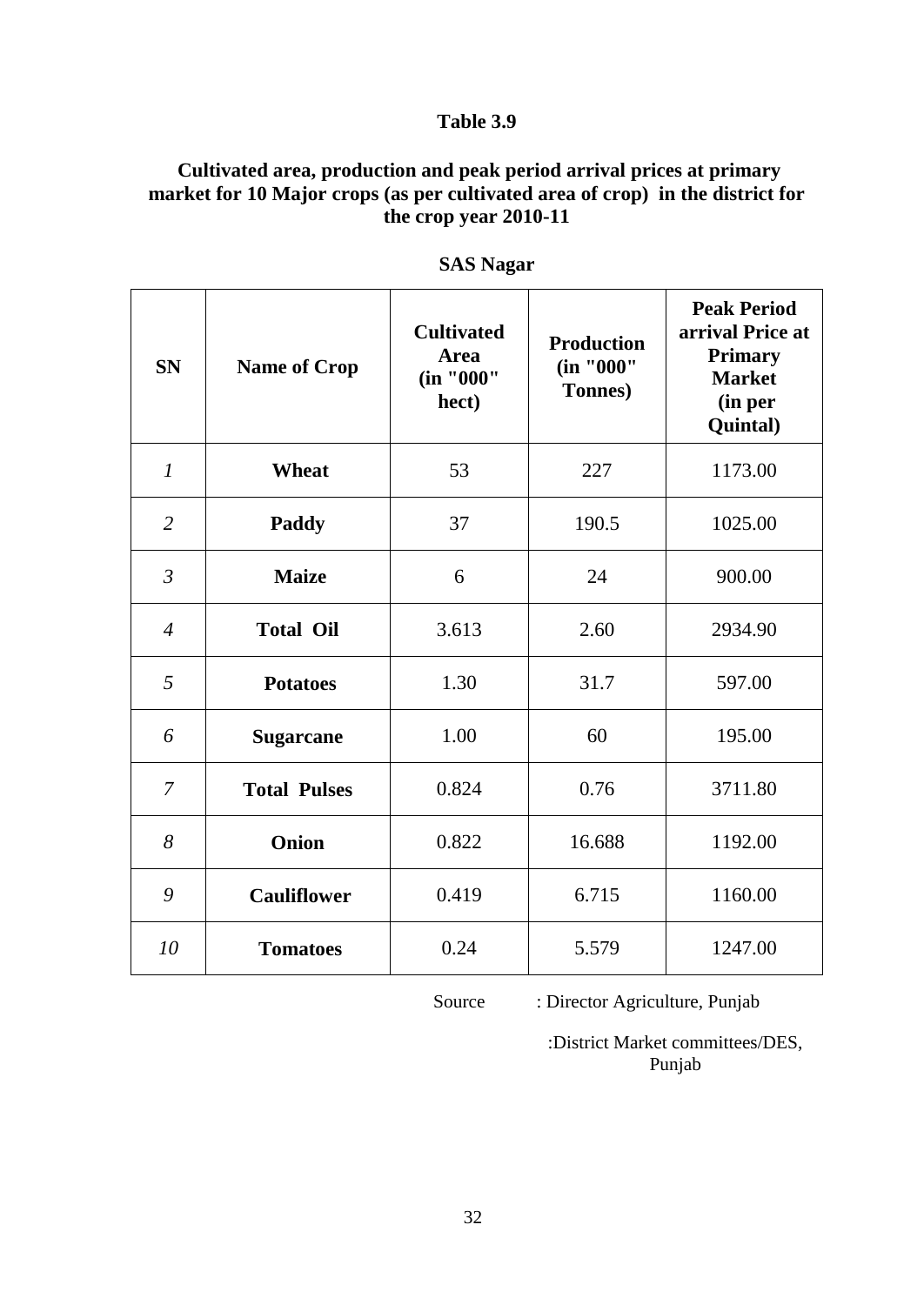### Table 3.9

**Cultivated area, production and peak period arrival prices at primary market for 10 Major crops (as per cultivated area of crop) in the district for the crop year 2010-11**

**SAS Nagar**

| SN | Name of Crop | Cultivated Area (in "000" hect) | Production (in "000" Tonnes) | Peak Period arrival Price at Primary Market (in per Quintal) |
|---|---|---|---|---|
| *1* | **Wheat** | 53 | 227 | 1173.00 |
| *2* | **Paddy** | 37 | 190.5 | 1025.00 |
| *3* | **Maize** | 6 | 24 | 900.00 |
| *4* | **Total Oil** | 3.613 | 2.60 | 2934.90 |
| *5* | **Potatoes** | 1.30 | 31.7 | 597.00 |
| *6* | **Sugarcane** | 1.00 | 60 | 195.00 |
| *7* | **Total Pulses** | 0.824 | 0.76 | 3711.80 |
| *8* | **Onion** | 0.822 | 16.688 | 1192.00 |
| *9* | **Cauliflower** | 0.419 | 6.715 | 1160.00 |
| *10* | **Tomatoes** | 0.24 | 5.579 | 1247.00 |

Source : Director Agriculture, Punjab

:District Market committees/DES, Punjab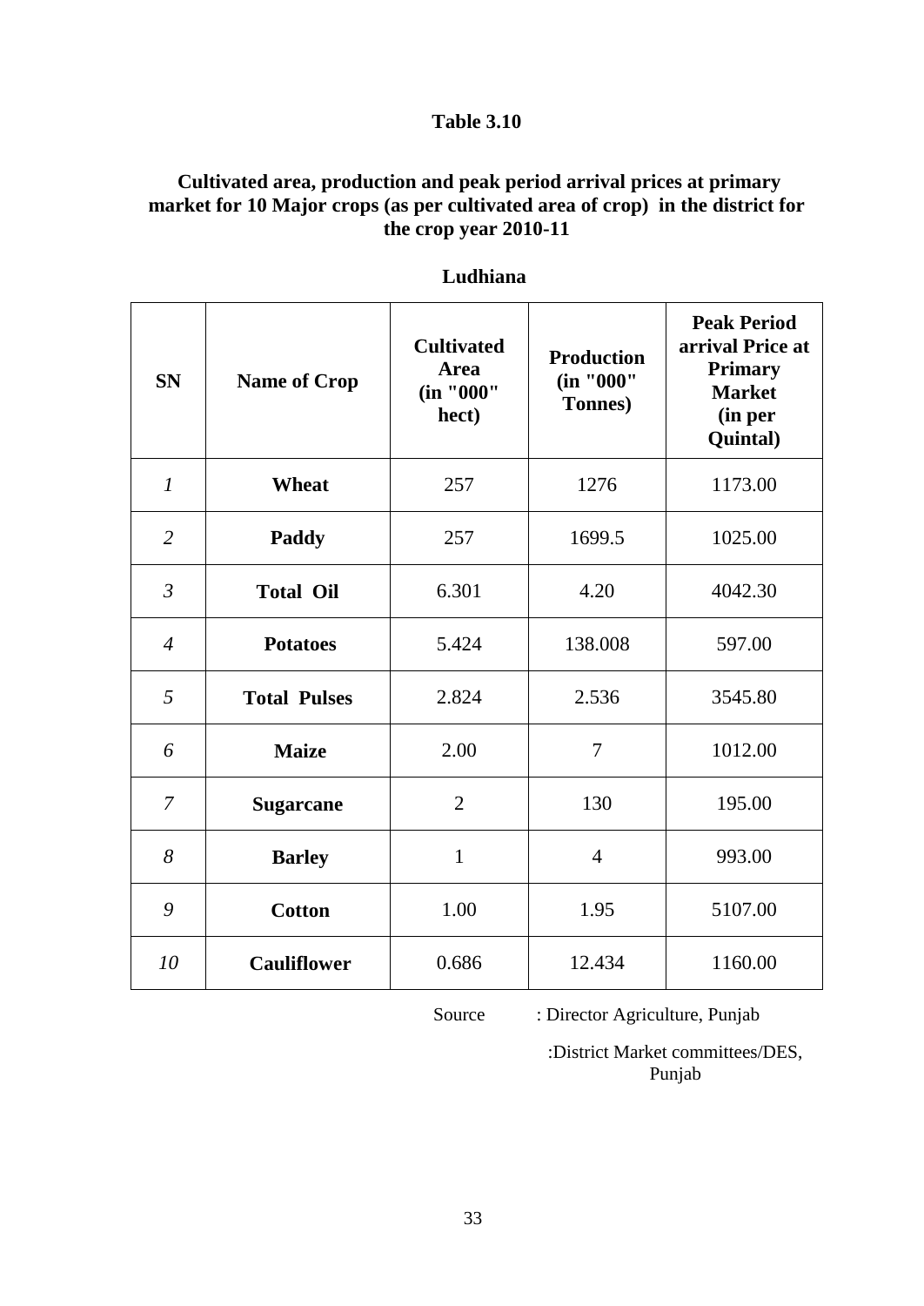**Table 3.10**

**Cultivated area, production and peak period arrival prices at primary market for 10 Major crops (as per cultivated area of crop) in the district for the crop year 2010-11**

**Ludhiana**

| SN | Name of Crop | Cultivated Area (in "000" hect) | Production (in "000" Tonnes) | Peak Period arrival Price at Primary Market (in per Quintal) |
|---|---|---|---|---|
| *1* | **Wheat** | 257 | 1276 | 1173.00 |
| *2* | **Paddy** | 257 | 1699.5 | 1025.00 |
| *3* | **Total Oil** | 6.301 | 4.20 | 4042.30 |
| *4* | **Potatoes** | 5.424 | 138.008 | 597.00 |
| *5* | **Total Pulses** | 2.824 | 2.536 | 3545.80 |
| *6* | **Maize** | 2.00 | 7 | 1012.00 |
| *7* | **Sugarcane** | 2 | 130 | 195.00 |
| *8* | **Barley** | 1 | 4 | 993.00 |
| *9* | **Cotton** | 1.00 | 1.95 | 5107.00 |
| *10* | **Cauliflower** | 0.686 | 12.434 | 1160.00 |

Source : Director Agriculture, Punjab

:District Market committees/DES, Punjab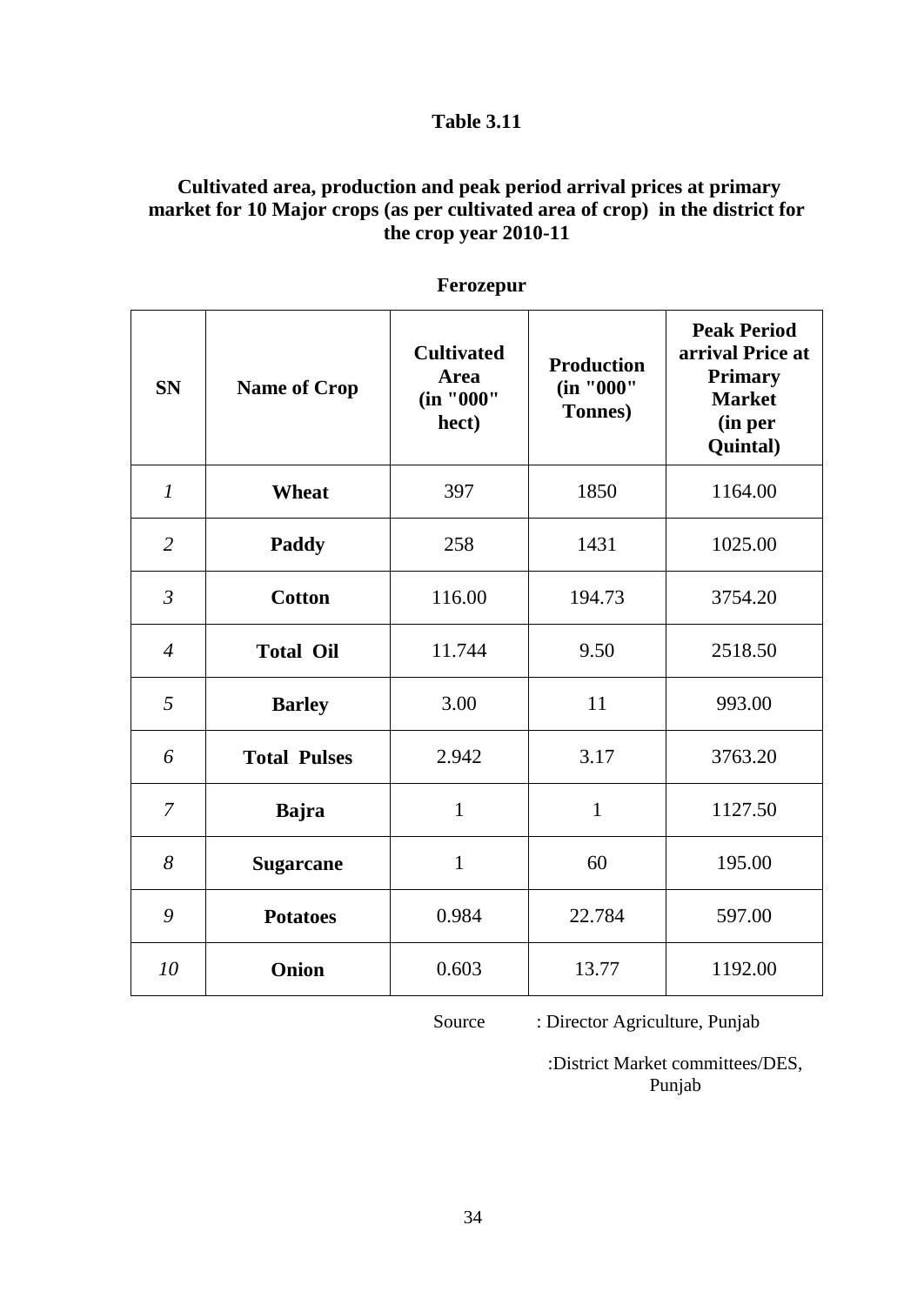**Table 3.11**

**Cultivated area, production and peak period arrival prices at primary market for 10 Major crops (as per cultivated area of crop) in the district for the crop year 2010-11**

**Ferozepur**

| SN | Name of Crop | Cultivated Area (in "000" hect) | Production (in "000" Tonnes) | Peak Period arrival Price at Primary Market (in per Quintal) |
|---|---|---|---|---|
| *1* | **Wheat** | 397 | 1850 | 1164.00 |
| *2* | **Paddy** | 258 | 1431 | 1025.00 |
| *3* | **Cotton** | 116.00 | 194.73 | 3754.20 |
| *4* | **Total Oil** | 11.744 | 9.50 | 2518.50 |
| *5* | **Barley** | 3.00 | 11 | 993.00 |
| *6* | **Total Pulses** | 2.942 | 3.17 | 3763.20 |
| *7* | **Bajra** | 1 | 1 | 1127.50 |
| *8* | **Sugarcane** | 1 | 60 | 195.00 |
| *9* | **Potatoes** | 0.984 | 22.784 | 597.00 |
| *10* | **Onion** | 0.603 | 13.77 | 1192.00 |

Source : Director Agriculture, Punjab

:District Market committees/DES, Punjab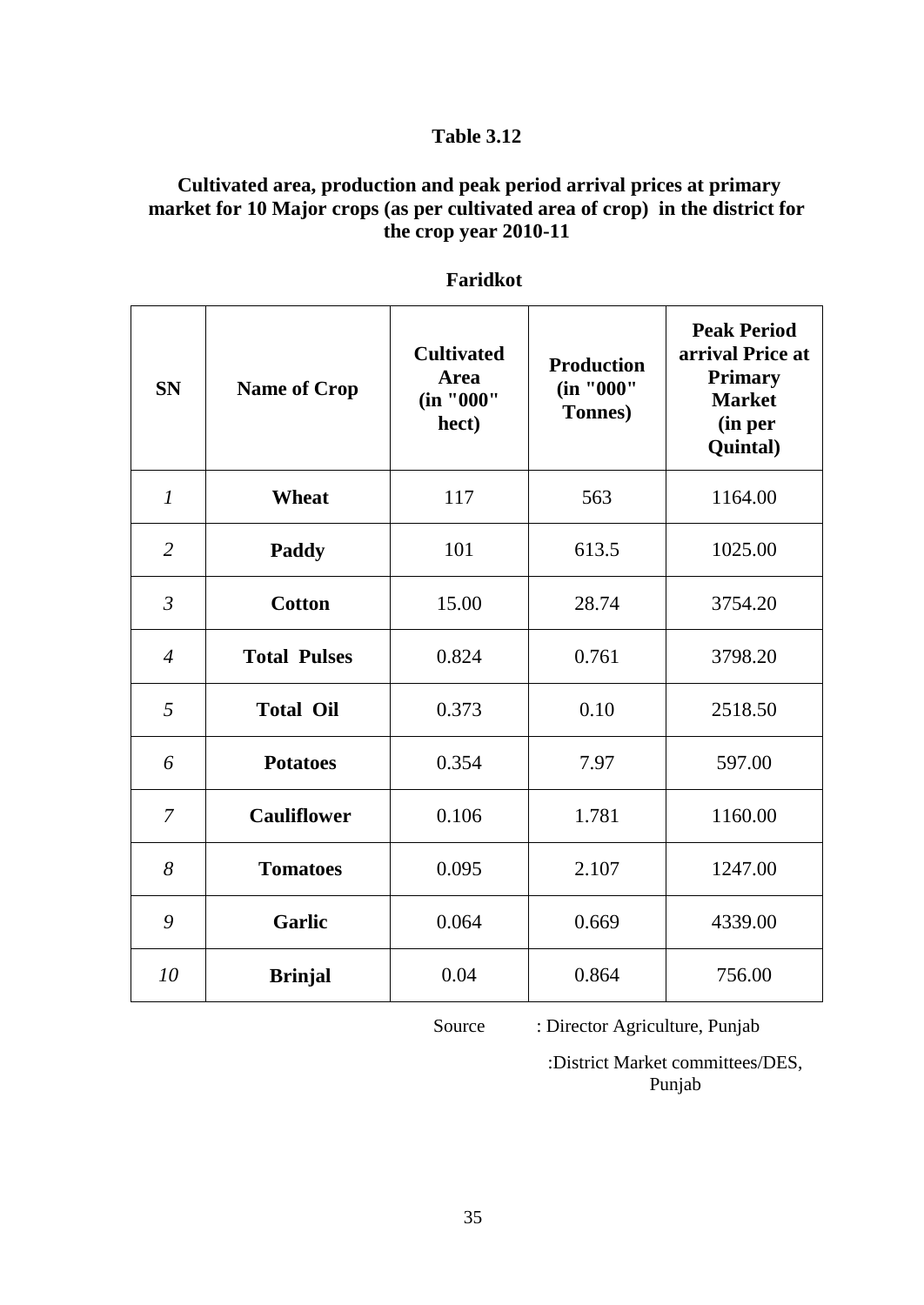**Table 3.12**

**Cultivated area, production and peak period arrival prices at primary market for 10 Major crops (as per cultivated area of crop) in the district for the crop year 2010-11**

**Faridkot**

| SN | Name of Crop | Cultivated Area (in "000" hect) | Production (in "000" Tonnes) | Peak Period arrival Price at Primary Market (in per Quintal) |
|---|---|---|---|---|
| *1* | **Wheat** | 117 | 563 | 1164.00 |
| *2* | **Paddy** | 101 | 613.5 | 1025.00 |
| *3* | **Cotton** | 15.00 | 28.74 | 3754.20 |
| *4* | **Total Pulses** | 0.824 | 0.761 | 3798.20 |
| *5* | **Total Oil** | 0.373 | 0.10 | 2518.50 |
| *6* | **Potatoes** | 0.354 | 7.97 | 597.00 |
| *7* | **Cauliflower** | 0.106 | 1.781 | 1160.00 |
| *8* | **Tomatoes** | 0.095 | 2.107 | 1247.00 |
| *9* | **Garlic** | 0.064 | 0.669 | 4339.00 |
| *10* | **Brinjal** | 0.04 | 0.864 | 756.00 |

Source : Director Agriculture, Punjab

:District Market committees/DES, Punjab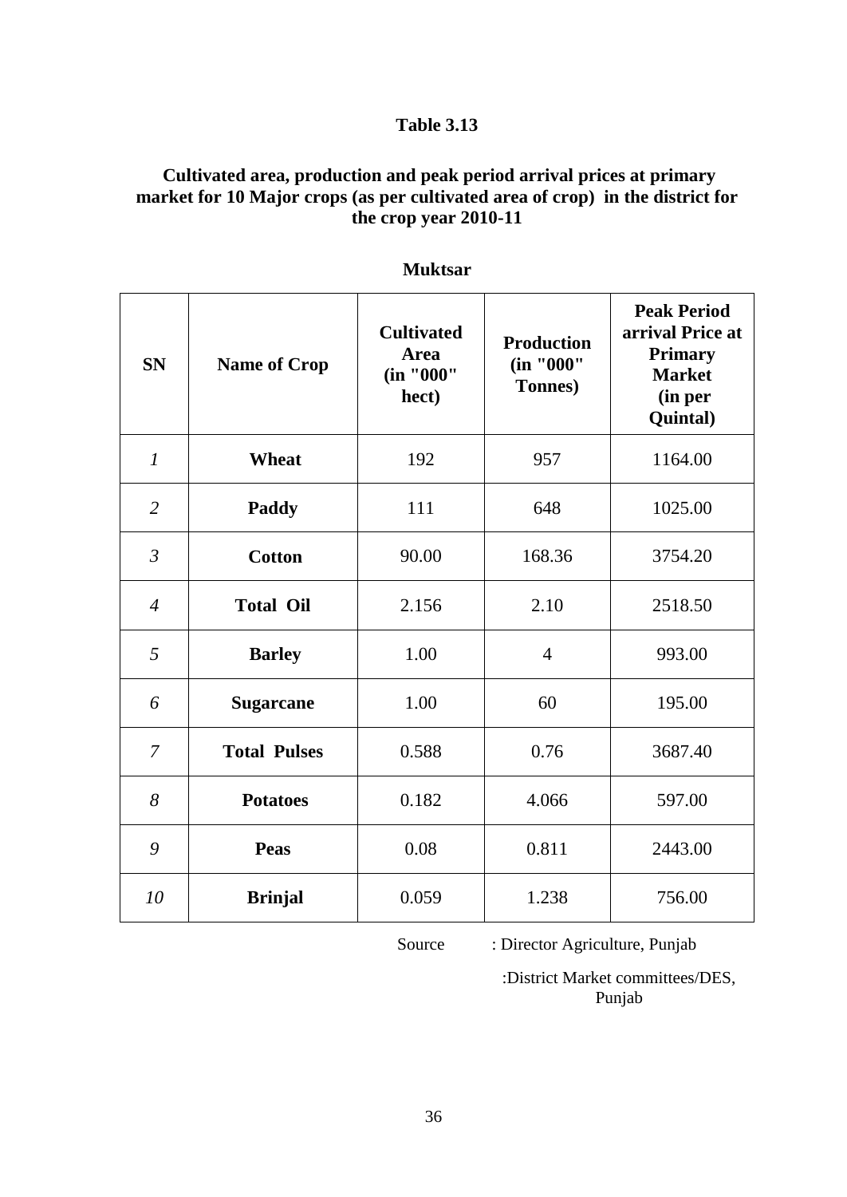**Table 3.13**

**Cultivated area, production and peak period arrival prices at primary market for 10 Major crops (as per cultivated area of crop) in the district for the crop year 2010-11**

**Muktsar**

| SN | Name of Crop | Cultivated Area (in "000" hect) | Production (in "000" Tonnes) | Peak Period arrival Price at Primary Market (in per Quintal) |
|---|---|---|---|---|
| *1* | **Wheat** | 192 | 957 | 1164.00 |
| *2* | **Paddy** | 111 | 648 | 1025.00 |
| *3* | **Cotton** | 90.00 | 168.36 | 3754.20 |
| *4* | **Total Oil** | 2.156 | 2.10 | 2518.50 |
| *5* | **Barley** | 1.00 | 4 | 993.00 |
| *6* | **Sugarcane** | 1.00 | 60 | 195.00 |
| *7* | **Total Pulses** | 0.588 | 0.76 | 3687.40 |
| *8* | **Potatoes** | 0.182 | 4.066 | 597.00 |
| *9* | **Peas** | 0.08 | 0.811 | 2443.00 |
| *10* | **Brinjal** | 0.059 | 1.238 | 756.00 |

Source : Director Agriculture, Punjab

:District Market committees/DES, Punjab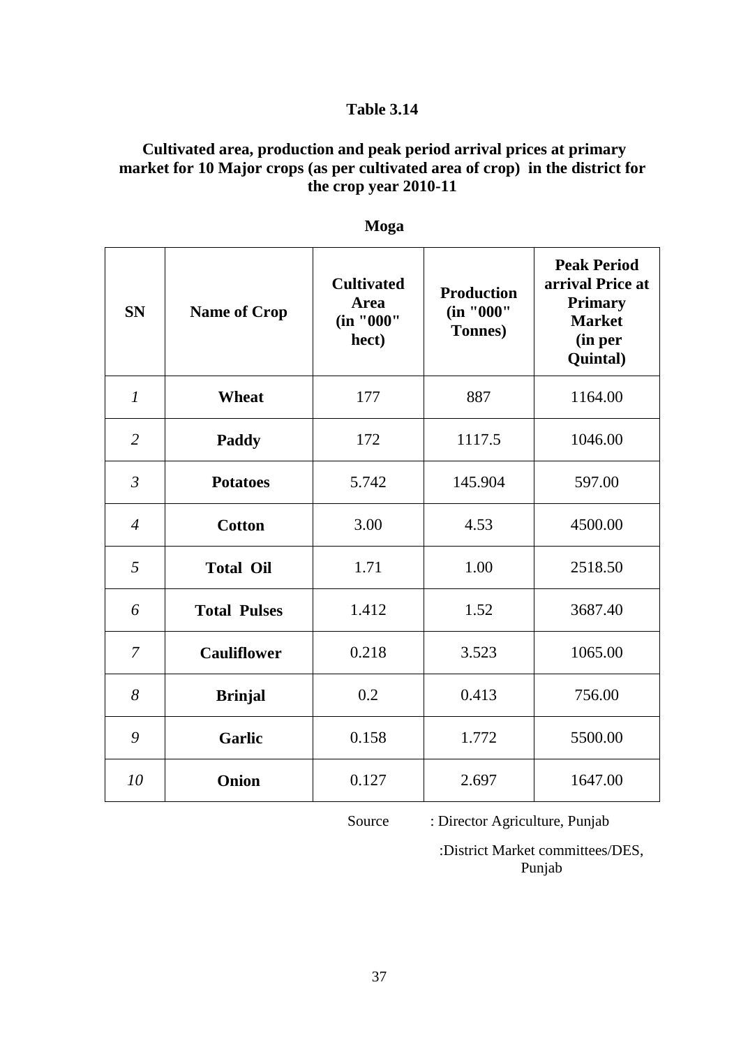**Table 3.14**

**Cultivated area, production and peak period arrival prices at primary market for 10 Major crops (as per cultivated area of crop) in the district for the crop year 2010-11**

**Moga**

| SN | Name of Crop | Cultivated Area (in "000" hect) | Production (in "000" Tonnes) | Peak Period arrival Price at Primary Market (in per Quintal) |
|---|---|---|---|---|
| *1* | **Wheat** | 177 | 887 | 1164.00 |
| *2* | **Paddy** | 172 | 1117.5 | 1046.00 |
| *3* | **Potatoes** | 5.742 | 145.904 | 597.00 |
| *4* | **Cotton** | 3.00 | 4.53 | 4500.00 |
| *5* | **Total Oil** | 1.71 | 1.00 | 2518.50 |
| *6* | **Total Pulses** | 1.412 | 1.52 | 3687.40 |
| *7* | **Cauliflower** | 0.218 | 3.523 | 1065.00 |
| *8* | **Brinjal** | 0.2 | 0.413 | 756.00 |
| *9* | **Garlic** | 0.158 | 1.772 | 5500.00 |
| *10* | **Onion** | 0.127 | 2.697 | 1647.00 |

Source : Director Agriculture, Punjab

:District Market committees/DES, Punjab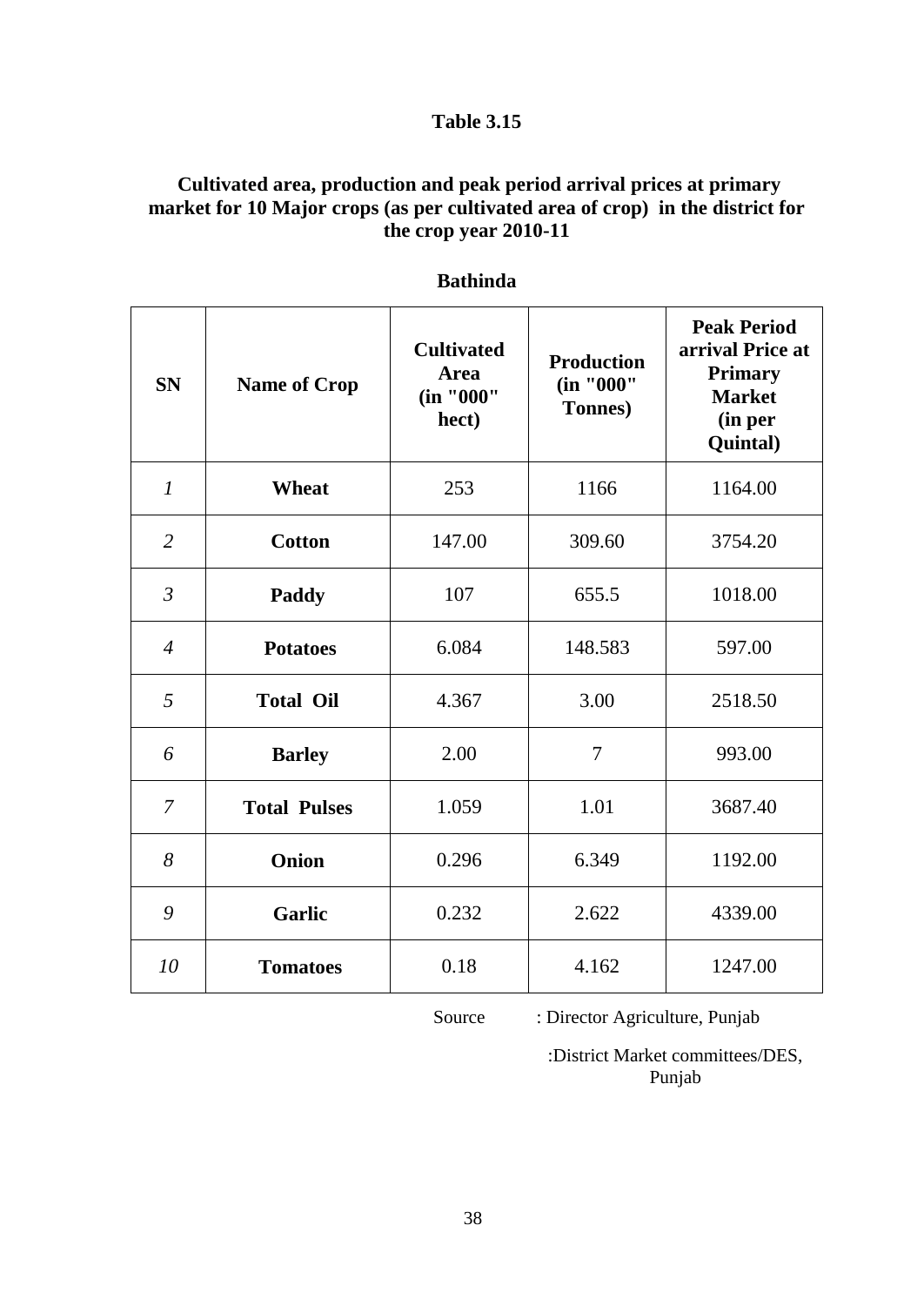# Table 3.15

## Cultivated area, production and peak period arrival prices at primary market for 10 Major crops (as per cultivated area of crop) in the district for the crop year 2010-11

**Bathinda**

| SN | Name of Crop | Cultivated Area (in "000" hect) | Production (in "000" Tonnes) | Peak Period arrival Price at Primary Market (in per Quintal) |
|---|---|---|---|---|
| *1* | **Wheat** | 253 | 1166 | 1164.00 |
| *2* | **Cotton** | 147.00 | 309.60 | 3754.20 |
| *3* | **Paddy** | 107 | 655.5 | 1018.00 |
| *4* | **Potatoes** | 6.084 | 148.583 | 597.00 |
| *5* | **Total Oil** | 4.367 | 3.00 | 2518.50 |
| *6* | **Barley** | 2.00 | 7 | 993.00 |
| *7* | **Total Pulses** | 1.059 | 1.01 | 3687.40 |
| *8* | **Onion** | 0.296 | 6.349 | 1192.00 |
| *9* | **Garlic** | 0.232 | 2.622 | 4339.00 |
| *10* | **Tomatoes** | 0.18 | 4.162 | 1247.00 |

Source : Director Agriculture, Punjab

:District Market committees/DES, Punjab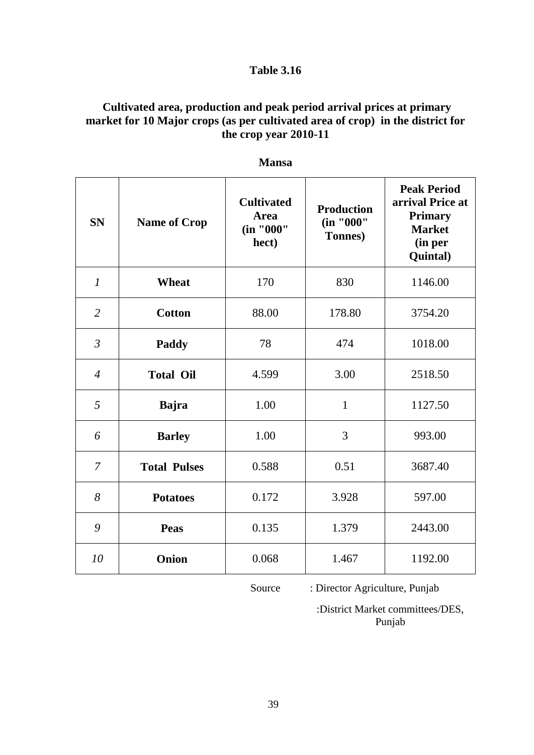**Table 3.16**

**Cultivated area, production and peak period arrival prices at primary market for 10 Major crops (as per cultivated area of crop) in the district for the crop year 2010-11**

**Mansa**

| SN | Name of Crop | Cultivated Area (in "000" hect) | Production (in "000" Tonnes) | Peak Period arrival Price at Primary Market (in per Quintal) |
|---|---|---|---|---|
| *1* | **Wheat** | 170 | 830 | 1146.00 |
| *2* | **Cotton** | 88.00 | 178.80 | 3754.20 |
| *3* | **Paddy** | 78 | 474 | 1018.00 |
| *4* | **Total Oil** | 4.599 | 3.00 | 2518.50 |
| *5* | **Bajra** | 1.00 | 1 | 1127.50 |
| *6* | **Barley** | 1.00 | 3 | 993.00 |
| *7* | **Total Pulses** | 0.588 | 0.51 | 3687.40 |
| *8* | **Potatoes** | 0.172 | 3.928 | 597.00 |
| *9* | **Peas** | 0.135 | 1.379 | 2443.00 |
| *10* | **Onion** | 0.068 | 1.467 | 1192.00 |

Source : Director Agriculture, Punjab

:District Market committees/DES, Punjab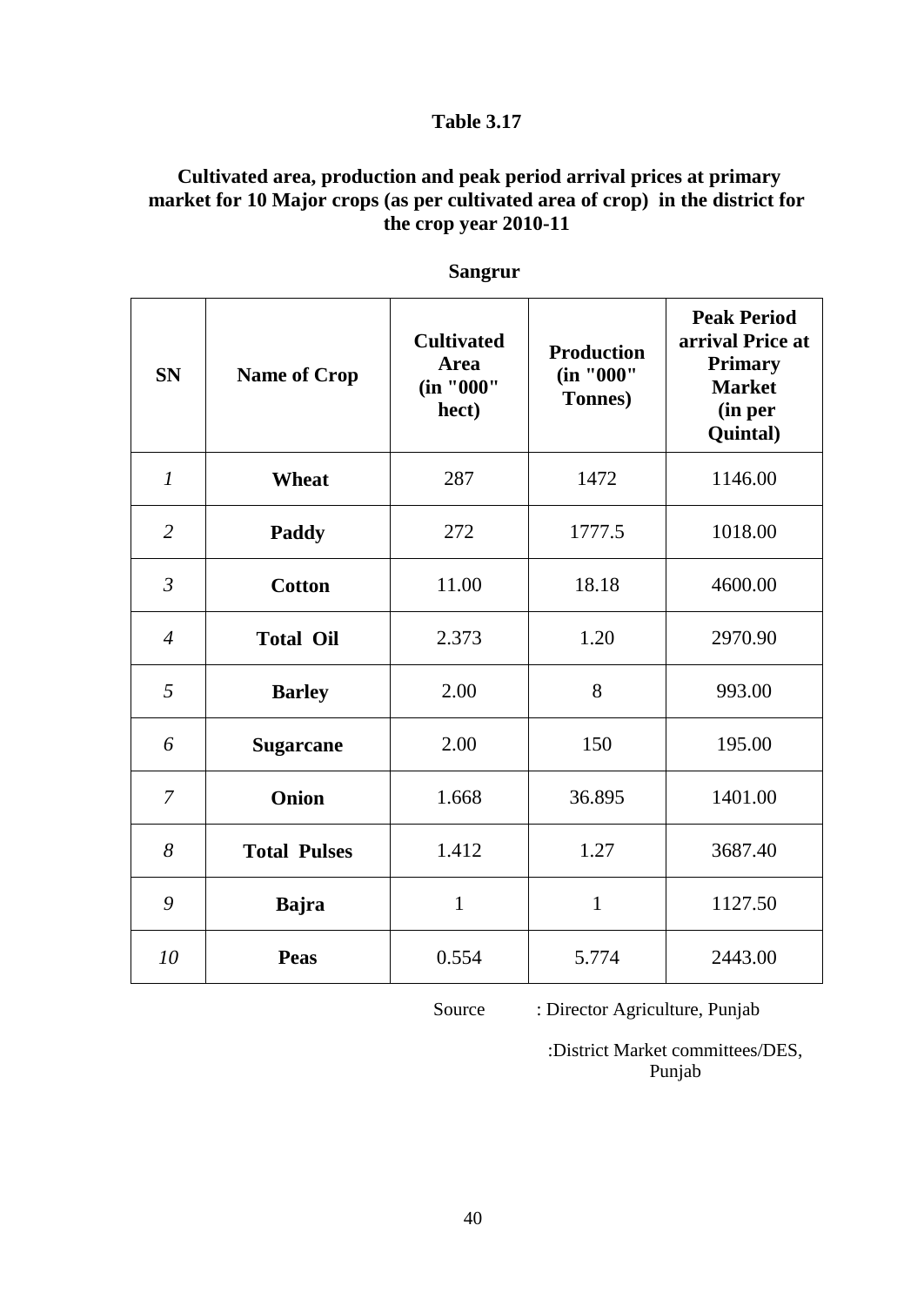## Table 3.17

### Cultivated area, production and peak period arrival prices at primary market for 10 Major crops (as per cultivated area of crop) in the district for the crop year 2010-11

**Sangrur**

| SN | Name of Crop | Cultivated Area (in "000" hect) | Production (in "000" Tonnes) | Peak Period arrival Price at Primary Market (in per Quintal) |
|---|---|---|---|---|
| *1* | **Wheat** | 287 | 1472 | 1146.00 |
| *2* | **Paddy** | 272 | 1777.5 | 1018.00 |
| *3* | **Cotton** | 11.00 | 18.18 | 4600.00 |
| *4* | **Total Oil** | 2.373 | 1.20 | 2970.90 |
| *5* | **Barley** | 2.00 | 8 | 993.00 |
| *6* | **Sugarcane** | 2.00 | 150 | 195.00 |
| *7* | **Onion** | 1.668 | 36.895 | 1401.00 |
| *8* | **Total Pulses** | 1.412 | 1.27 | 3687.40 |
| *9* | **Bajra** | 1 | 1 | 1127.50 |
| *10* | **Peas** | 0.554 | 5.774 | 2443.00 |

Source : Director Agriculture, Punjab

:District Market committees/DES, Punjab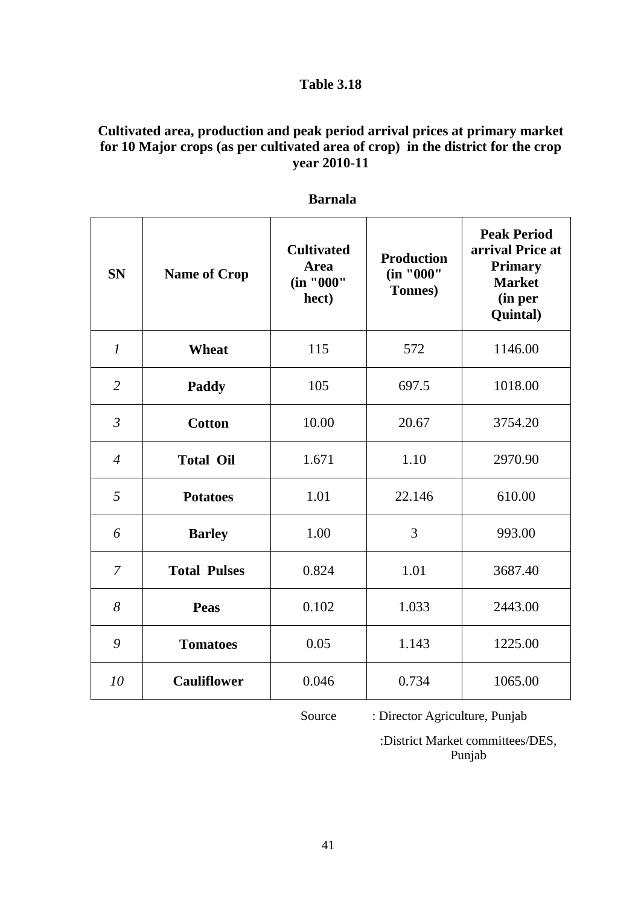## Table 3.18

### Cultivated area, production and peak period arrival prices at primary market for 10 Major crops (as per cultivated area of crop) in the district for the crop year 2010-11

**Barnala**

| SN | Name of Crop | Cultivated Area (in "000" hect) | Production (in "000" Tonnes) | Peak Period arrival Price at Primary Market (in per Quintal) |
|---|---|---|---|---|
| *1* | **Wheat** | 115 | 572 | 1146.00 |
| *2* | **Paddy** | 105 | 697.5 | 1018.00 |
| *3* | **Cotton** | 10.00 | 20.67 | 3754.20 |
| *4* | **Total Oil** | 1.671 | 1.10 | 2970.90 |
| *5* | **Potatoes** | 1.01 | 22.146 | 610.00 |
| *6* | **Barley** | 1.00 | 3 | 993.00 |
| *7* | **Total Pulses** | 0.824 | 1.01 | 3687.40 |
| *8* | **Peas** | 0.102 | 1.033 | 2443.00 |
| *9* | **Tomatoes** | 0.05 | 1.143 | 1225.00 |
| *10* | **Cauliflower** | 0.046 | 0.734 | 1065.00 |

Source : Director Agriculture, Punjab

:District Market committees/DES, Punjab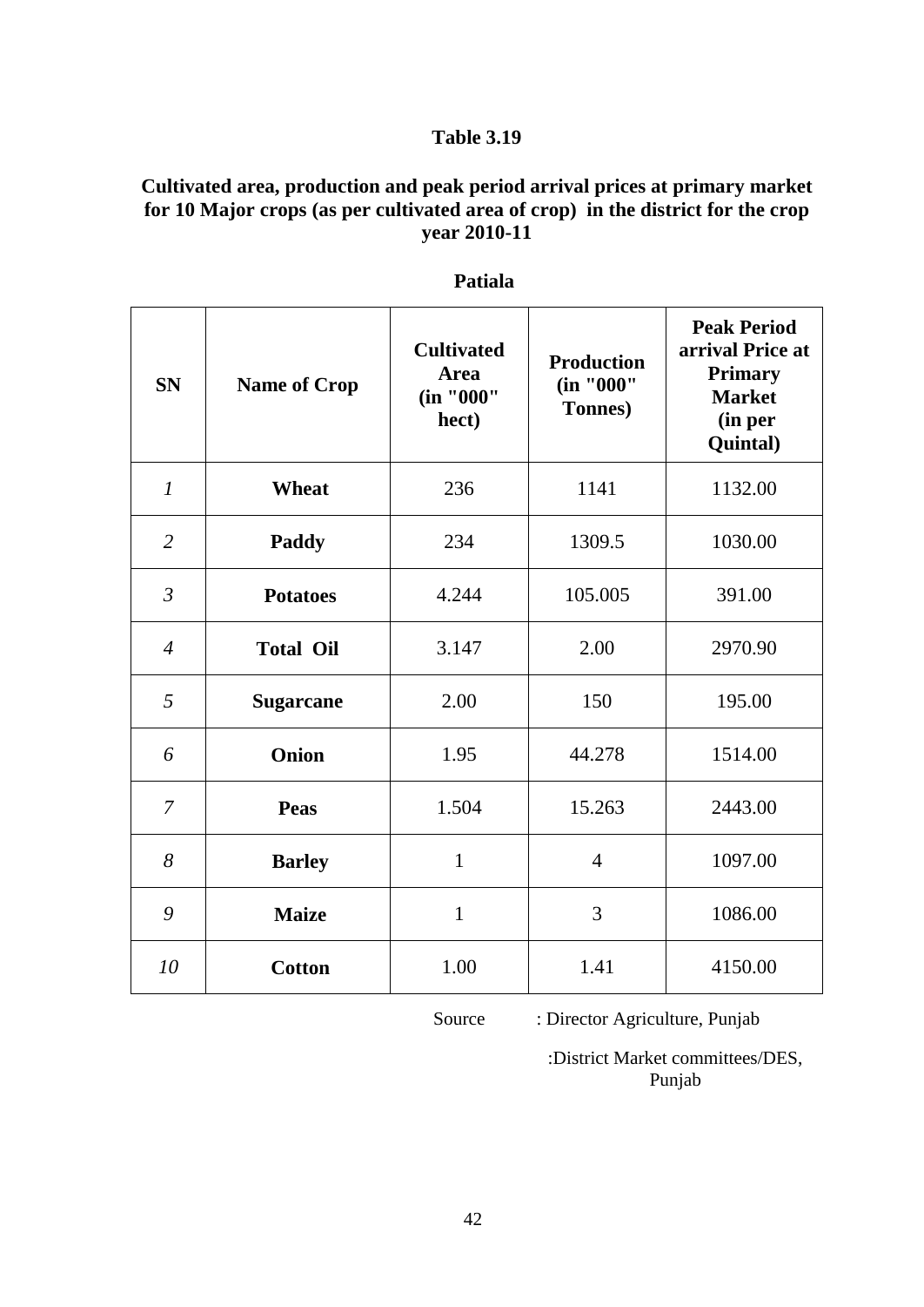## Table 3.19

**Cultivated area, production and peak period arrival prices at primary market for 10 Major crops (as per cultivated area of crop) in the district for the crop year 2010-11**

**Patiala**

| SN | Name of Crop | Cultivated Area (in "000" hect) | Production (in "000" Tonnes) | Peak Period arrival Price at Primary Market (in per Quintal) |
|---|---|---|---|---|
| *1* | **Wheat** | 236 | 1141 | 1132.00 |
| *2* | **Paddy** | 234 | 1309.5 | 1030.00 |
| *3* | **Potatoes** | 4.244 | 105.005 | 391.00 |
| *4* | **Total Oil** | 3.147 | 2.00 | 2970.90 |
| *5* | **Sugarcane** | 2.00 | 150 | 195.00 |
| *6* | **Onion** | 1.95 | 44.278 | 1514.00 |
| *7* | **Peas** | 1.504 | 15.263 | 2443.00 |
| *8* | **Barley** | 1 | 4 | 1097.00 |
| *9* | **Maize** | 1 | 3 | 1086.00 |
| *10* | **Cotton** | 1.00 | 1.41 | 4150.00 |

Source : Director Agriculture, Punjab

:District Market committees/DES, Punjab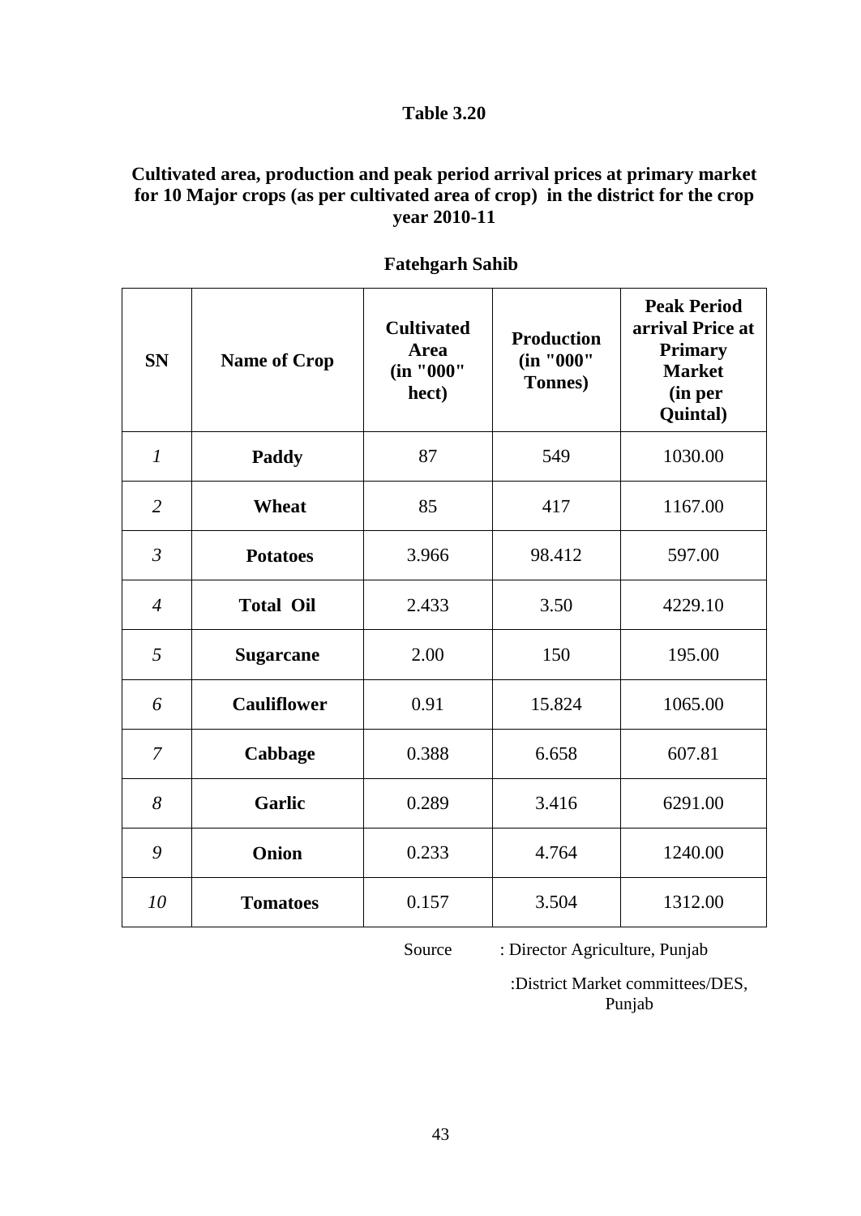## Table 3.20

### Cultivated area, production and peak period arrival prices at primary market for 10 Major crops (as per cultivated area of crop) in the district for the crop year 2010-11

**Fatehgarh Sahib**

| SN | Name of Crop | Cultivated Area (in "000" hect) | Production (in "000" Tonnes) | Peak Period arrival Price at Primary Market (in per Quintal) |
|---|---|---|---|---|
| *1* | **Paddy** | 87 | 549 | 1030.00 |
| *2* | **Wheat** | 85 | 417 | 1167.00 |
| *3* | **Potatoes** | 3.966 | 98.412 | 597.00 |
| *4* | **Total Oil** | 2.433 | 3.50 | 4229.10 |
| *5* | **Sugarcane** | 2.00 | 150 | 195.00 |
| *6* | **Cauliflower** | 0.91 | 15.824 | 1065.00 |
| *7* | **Cabbage** | 0.388 | 6.658 | 607.81 |
| *8* | **Garlic** | 0.289 | 3.416 | 6291.00 |
| *9* | **Onion** | 0.233 | 4.764 | 1240.00 |
| *10* | **Tomatoes** | 0.157 | 3.504 | 1312.00 |

Source : Director Agriculture, Punjab

:District Market committees/DES, Punjab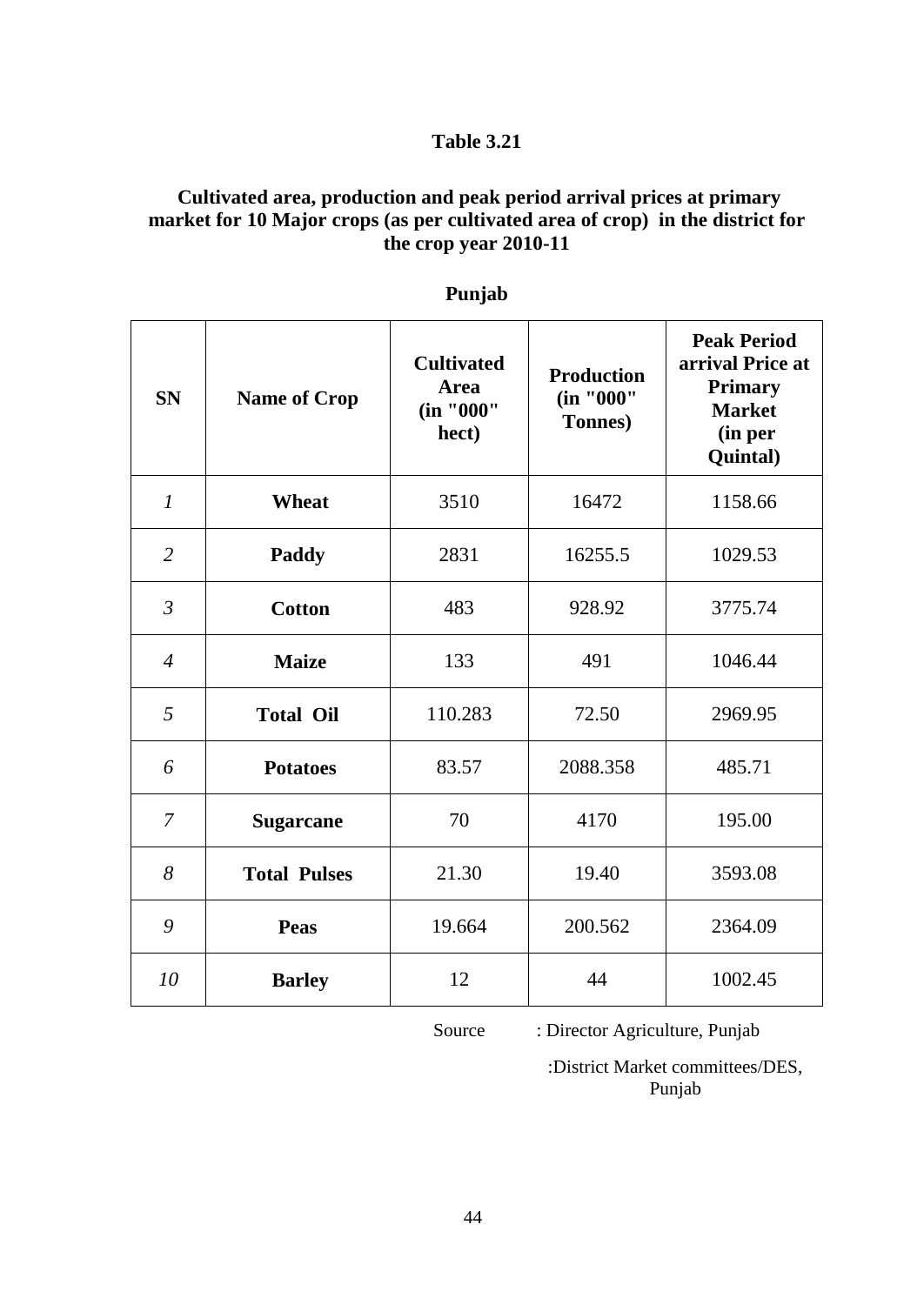## Table 3.21

### Cultivated area, production and peak period arrival prices at primary market for 10 Major crops (as per cultivated area of crop) in the district for the crop year 2010-11

**Punjab**

| SN | Name of Crop | Cultivated Area (in "000" hect) | Production (in "000" Tonnes) | Peak Period arrival Price at Primary Market (in per Quintal) |
|---|---|---|---|---|
| *1* | **Wheat** | 3510 | 16472 | 1158.66 |
| *2* | **Paddy** | 2831 | 16255.5 | 1029.53 |
| *3* | **Cotton** | 483 | 928.92 | 3775.74 |
| *4* | **Maize** | 133 | 491 | 1046.44 |
| *5* | **Total Oil** | 110.283 | 72.50 | 2969.95 |
| *6* | **Potatoes** | 83.57 | 2088.358 | 485.71 |
| *7* | **Sugarcane** | 70 | 4170 | 195.00 |
| *8* | **Total Pulses** | 21.30 | 19.40 | 3593.08 |
| *9* | **Peas** | 19.664 | 200.562 | 2364.09 |
| *10* | **Barley** | 12 | 44 | 1002.45 |

Source : Director Agriculture, Punjab

:District Market committees/DES, Punjab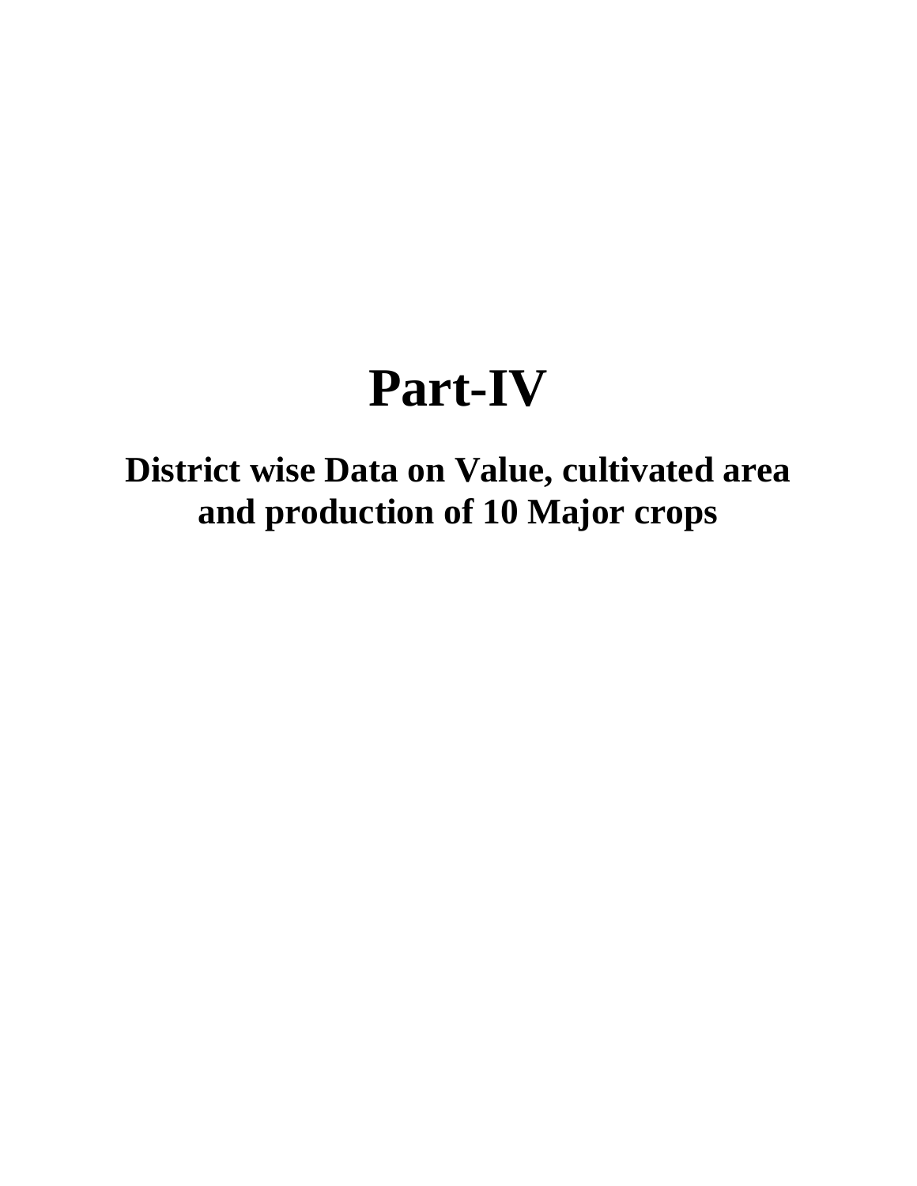# Part-IV

## District wise Data on Value, cultivated area and production of 10 Major crops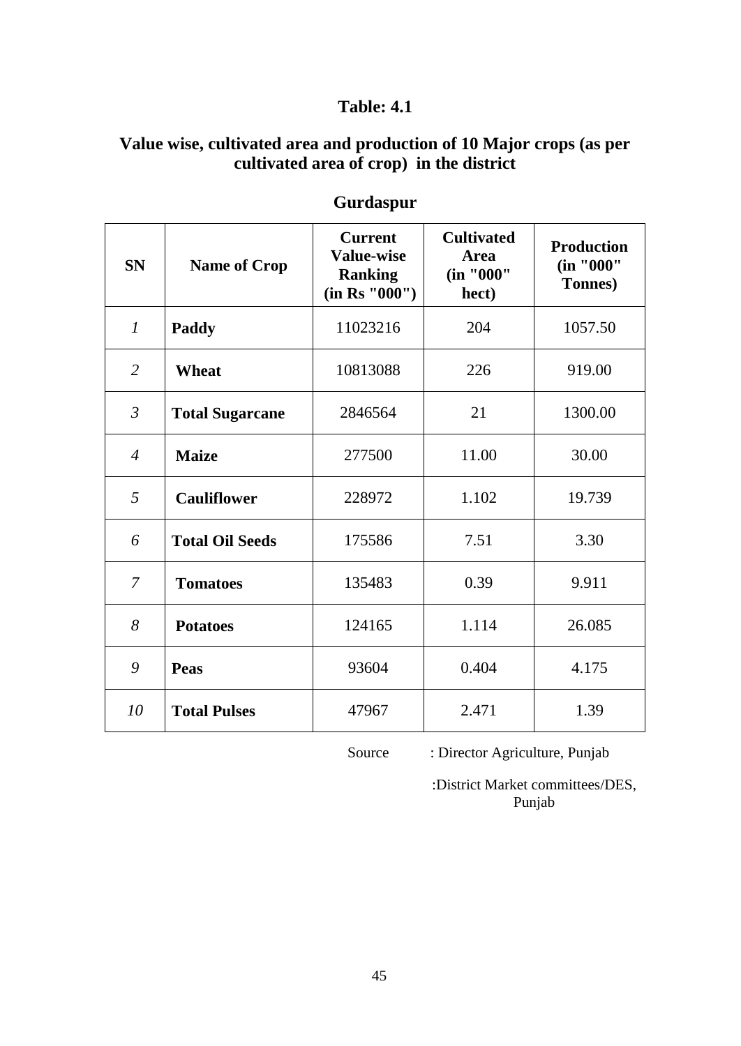## Table: 4.1

### Value wise, cultivated area and production of 10 Major crops (as per cultivated area of crop) in the district

### Gurdaspur

| SN | Name of Crop | Current Value-wise Ranking (in Rs "000") | Cultivated Area (in "000" hect) | Production (in "000" Tonnes) |
|---|---|---|---|---|
| *1* | **Paddy** | 11023216 | 204 | 1057.50 |
| *2* | **Wheat** | 10813088 | 226 | 919.00 |
| *3* | **Total Sugarcane** | 2846564 | 21 | 1300.00 |
| *4* | **Maize** | 277500 | 11.00 | 30.00 |
| *5* | **Cauliflower** | 228972 | 1.102 | 19.739 |
| *6* | **Total Oil Seeds** | 175586 | 7.51 | 3.30 |
| *7* | **Tomatoes** | 135483 | 0.39 | 9.911 |
| *8* | **Potatoes** | 124165 | 1.114 | 26.085 |
| *9* | **Peas** | 93604 | 0.404 | 4.175 |
| *10* | **Total Pulses** | 47967 | 2.471 | 1.39 |

Source : Director Agriculture, Punjab

:District Market committees/DES, Punjab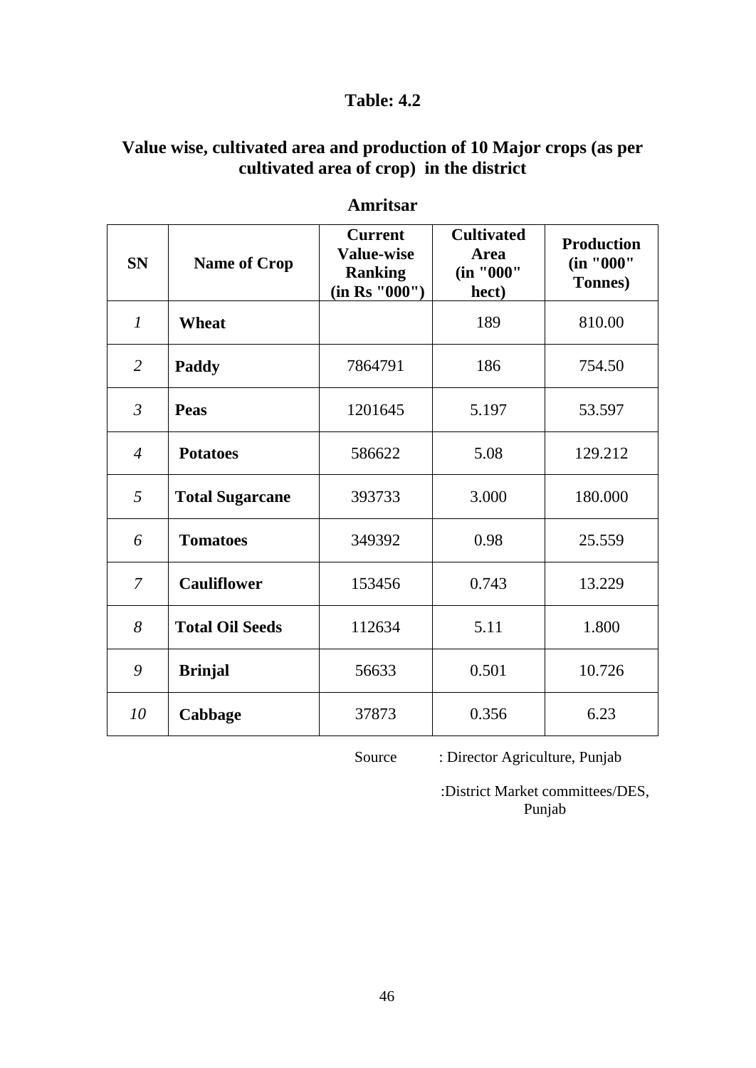## Table: 4.2

### Value wise, cultivated area and production of 10 Major crops (as per cultivated area of crop) in the district

### Amritsar

| SN | Name of Crop | Current Value-wise Ranking (in Rs "000") | Cultivated Area (in "000" hect) | Production (in "000" Tonnes) |
|---|---|---|---|---|
| *1* | **Wheat** | | 189 | 810.00 |
| *2* | **Paddy** | 7864791 | 186 | 754.50 |
| *3* | **Peas** | 1201645 | 5.197 | 53.597 |
| *4* | **Potatoes** | 586622 | 5.08 | 129.212 |
| *5* | **Total Sugarcane** | 393733 | 3.000 | 180.000 |
| *6* | **Tomatoes** | 349392 | 0.98 | 25.559 |
| *7* | **Cauliflower** | 153456 | 0.743 | 13.229 |
| *8* | **Total Oil Seeds** | 112634 | 5.11 | 1.800 |
| *9* | **Brinjal** | 56633 | 0.501 | 10.726 |
| *10* | **Cabbage** | 37873 | 0.356 | 6.23 |

Source : Director Agriculture, Punjab

:District Market committees/DES, Punjab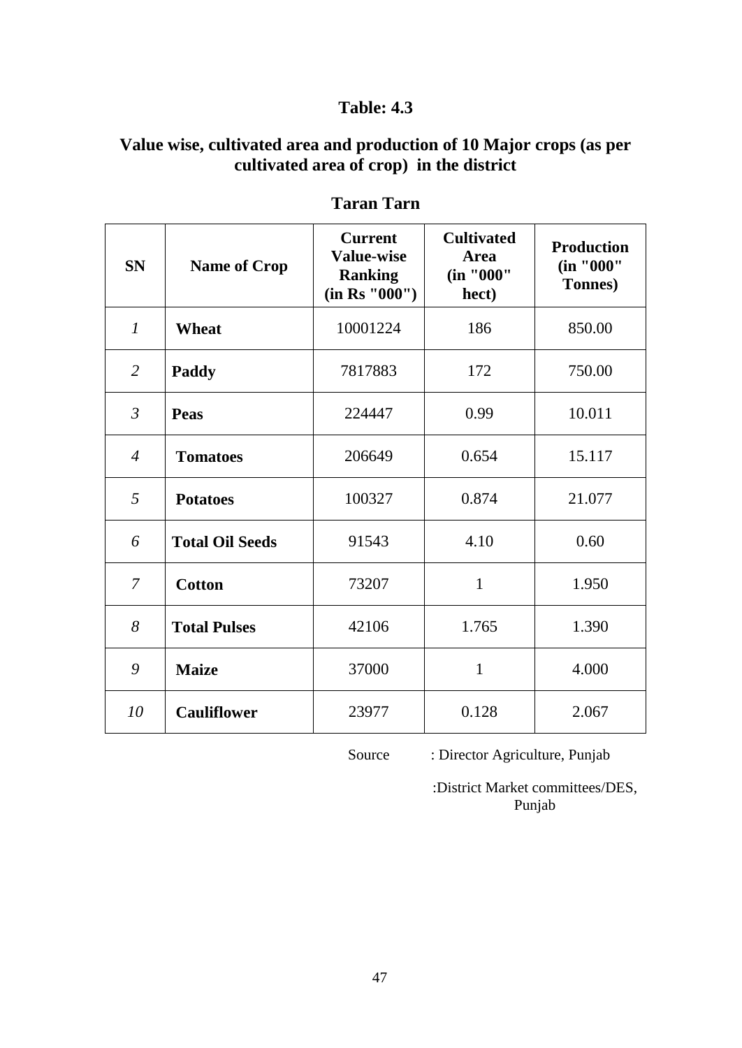## Table: 4.3

### Value wise, cultivated area and production of 10 Major crops (as per cultivated area of crop) in the district

### Taran Tarn

| SN | Name of Crop | Current Value-wise Ranking (in Rs "000") | Cultivated Area (in "000" hect) | Production (in "000" Tonnes) |
|---|---|---|---|---|
| *1* | **Wheat** | 10001224 | 186 | 850.00 |
| *2* | **Paddy** | 7817883 | 172 | 750.00 |
| *3* | **Peas** | 224447 | 0.99 | 10.011 |
| *4* | **Tomatoes** | 206649 | 0.654 | 15.117 |
| *5* | **Potatoes** | 100327 | 0.874 | 21.077 |
| *6* | **Total Oil Seeds** | 91543 | 4.10 | 0.60 |
| *7* | **Cotton** | 73207 | 1 | 1.950 |
| *8* | **Total Pulses** | 42106 | 1.765 | 1.390 |
| *9* | **Maize** | 37000 | 1 | 4.000 |
| *10* | **Cauliflower** | 23977 | 0.128 | 2.067 |

Source : Director Agriculture, Punjab

:District Market committees/DES, Punjab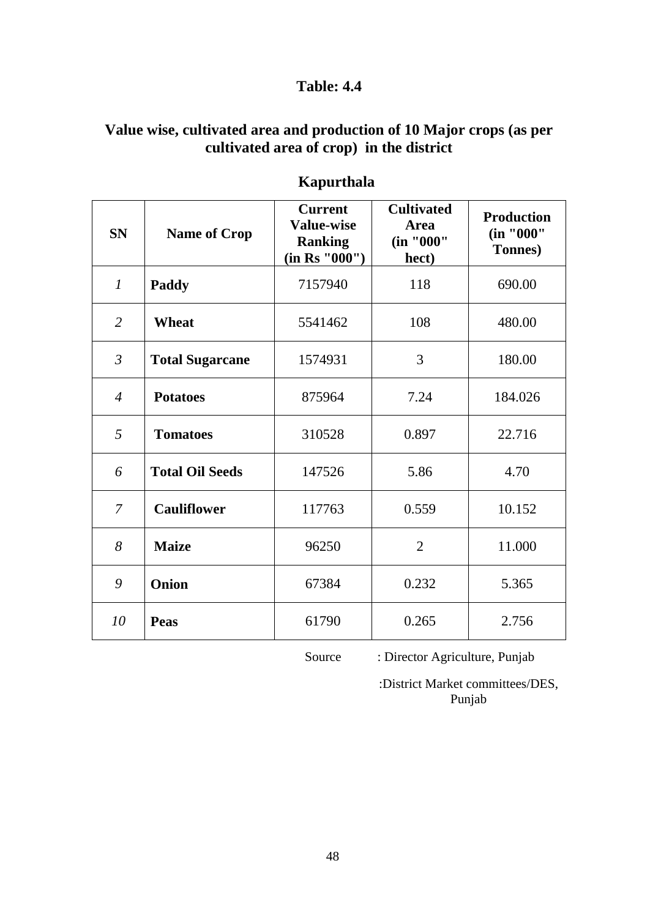## Table: 4.4

### Value wise, cultivated area and production of 10 Major crops (as per cultivated area of crop) in the district

### Kapurthala

| SN | Name of Crop | Current Value-wise Ranking (in Rs "000") | Cultivated Area (in "000" hect) | Production (in "000" Tonnes) |
|---|---|---|---|---|
| *1* | **Paddy** | 7157940 | 118 | 690.00 |
| *2* | **Wheat** | 5541462 | 108 | 480.00 |
| *3* | **Total Sugarcane** | 1574931 | 3 | 180.00 |
| *4* | **Potatoes** | 875964 | 7.24 | 184.026 |
| *5* | **Tomatoes** | 310528 | 0.897 | 22.716 |
| *6* | **Total Oil Seeds** | 147526 | 5.86 | 4.70 |
| *7* | **Cauliflower** | 117763 | 0.559 | 10.152 |
| *8* | **Maize** | 96250 | 2 | 11.000 |
| *9* | **Onion** | 67384 | 0.232 | 5.365 |
| *10* | **Peas** | 61790 | 0.265 | 2.756 |

Source : Director Agriculture, Punjab

:District Market committees/DES, Punjab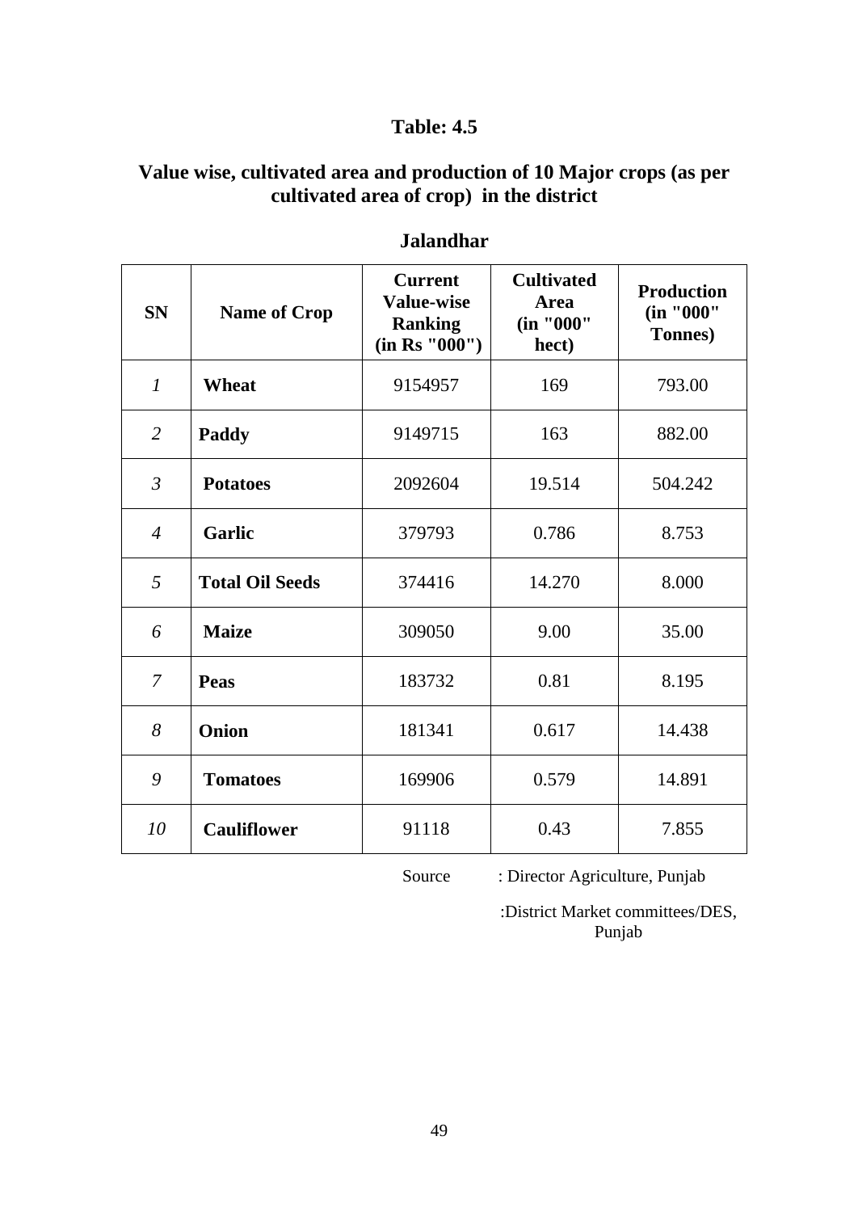## Table: 4.5

### Value wise, cultivated area and production of 10 Major crops (as per cultivated area of crop) in the district

**Jalandhar**

| SN | Name of Crop | Current Value-wise Ranking (in Rs "000") | Cultivated Area (in "000" hect) | Production (in "000" Tonnes) |
|---|---|---|---|---|
| *1* | **Wheat** | 9154957 | 169 | 793.00 |
| *2* | **Paddy** | 9149715 | 163 | 882.00 |
| *3* | **Potatoes** | 2092604 | 19.514 | 504.242 |
| *4* | **Garlic** | 379793 | 0.786 | 8.753 |
| *5* | **Total Oil Seeds** | 374416 | 14.270 | 8.000 |
| *6* | **Maize** | 309050 | 9.00 | 35.00 |
| *7* | **Peas** | 183732 | 0.81 | 8.195 |
| *8* | **Onion** | 181341 | 0.617 | 14.438 |
| *9* | **Tomatoes** | 169906 | 0.579 | 14.891 |
| *10* | **Cauliflower** | 91118 | 0.43 | 7.855 |

Source : Director Agriculture, Punjab

:District Market committees/DES, Punjab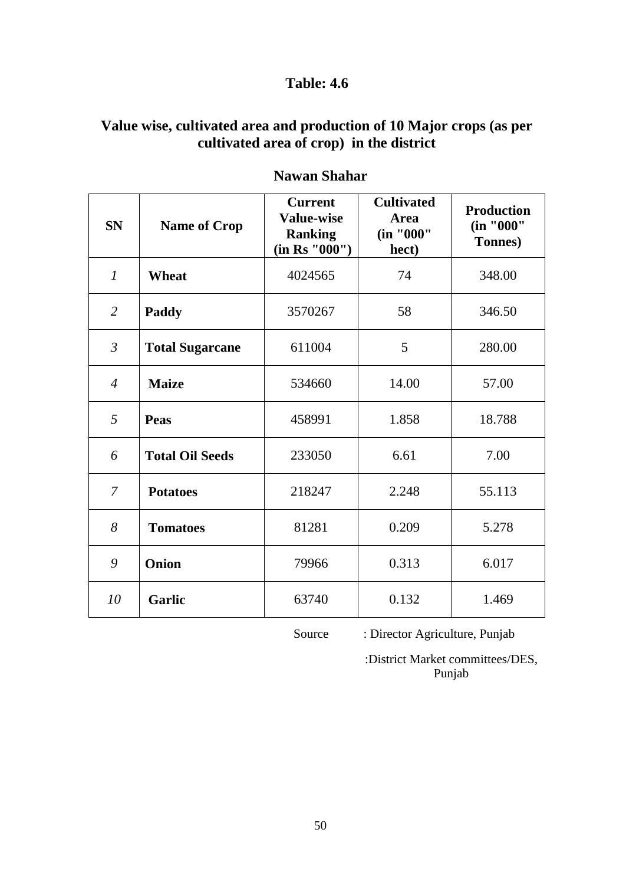## Table: 4.6

### Value wise, cultivated area and production of 10 Major crops (as per cultivated area of crop) in the district

### Nawan Shahar

| SN | Name of Crop | Current Value-wise Ranking (in Rs "000") | Cultivated Area (in "000" hect) | Production (in "000" Tonnes) |
|---|---|---|---|---|
| *1* | **Wheat** | 4024565 | 74 | 348.00 |
| *2* | **Paddy** | 3570267 | 58 | 346.50 |
| *3* | **Total Sugarcane** | 611004 | 5 | 280.00 |
| *4* | **Maize** | 534660 | 14.00 | 57.00 |
| *5* | **Peas** | 458991 | 1.858 | 18.788 |
| *6* | **Total Oil Seeds** | 233050 | 6.61 | 7.00 |
| *7* | **Potatoes** | 218247 | 2.248 | 55.113 |
| *8* | **Tomatoes** | 81281 | 0.209 | 5.278 |
| *9* | **Onion** | 79966 | 0.313 | 6.017 |
| *10* | **Garlic** | 63740 | 0.132 | 1.469 |

Source : Director Agriculture, Punjab

:District Market committees/DES, Punjab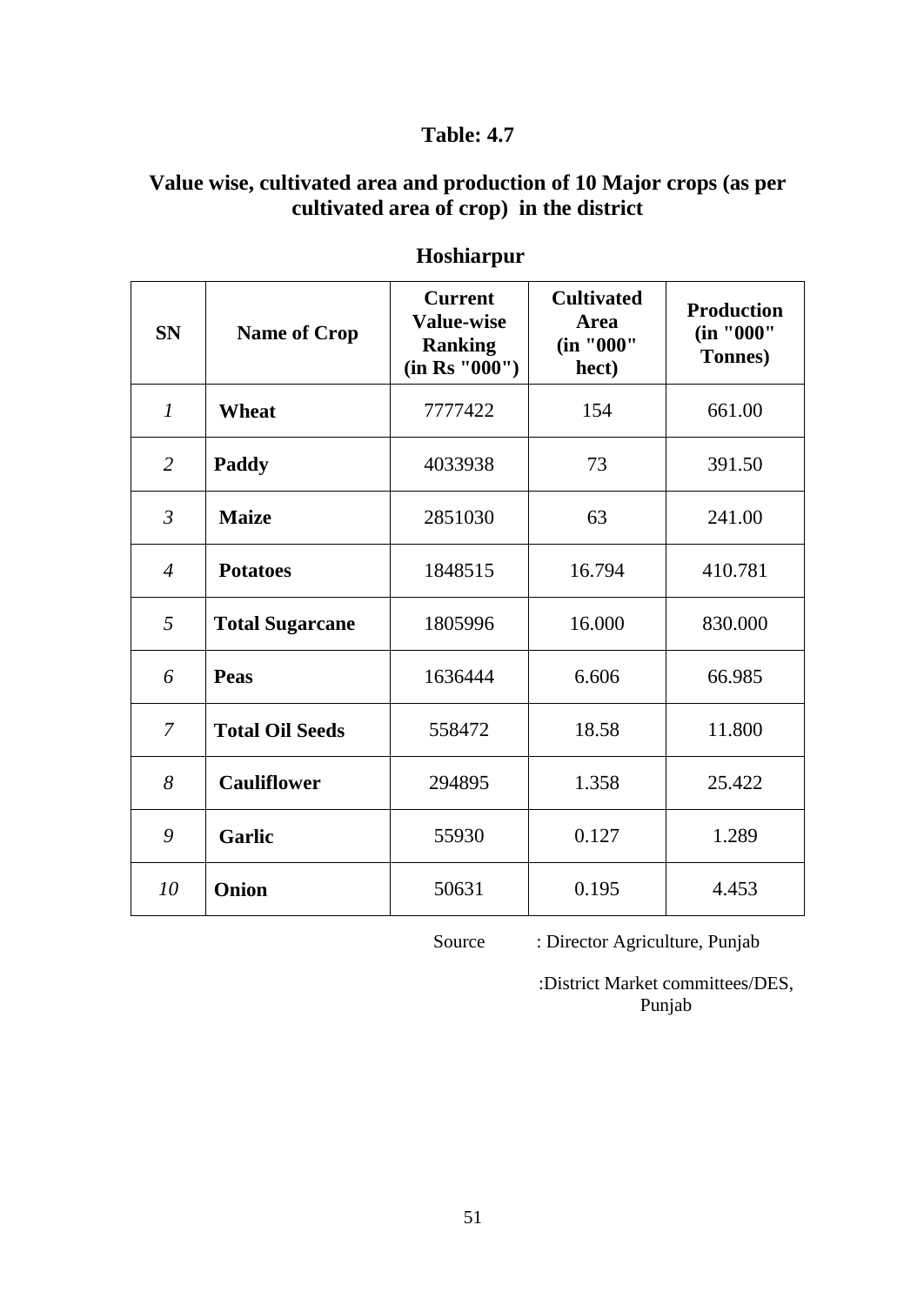## Table: 4.7

### Value wise, cultivated area and production of 10 Major crops (as per cultivated area of crop) in the district

### Hoshiarpur

| SN | Name of Crop | Current Value-wise Ranking (in Rs "000") | Cultivated Area (in "000" hect) | Production (in "000" Tonnes) |
|---|---|---|---|---|
| *1* | **Wheat** | 7777422 | 154 | 661.00 |
| *2* | **Paddy** | 4033938 | 73 | 391.50 |
| *3* | **Maize** | 2851030 | 63 | 241.00 |
| *4* | **Potatoes** | 1848515 | 16.794 | 410.781 |
| *5* | **Total Sugarcane** | 1805996 | 16.000 | 830.000 |
| *6* | **Peas** | 1636444 | 6.606 | 66.985 |
| *7* | **Total Oil Seeds** | 558472 | 18.58 | 11.800 |
| *8* | **Cauliflower** | 294895 | 1.358 | 25.422 |
| *9* | **Garlic** | 55930 | 0.127 | 1.289 |
| *10* | **Onion** | 50631 | 0.195 | 4.453 |

Source : Director Agriculture, Punjab

:District Market committees/DES, Punjab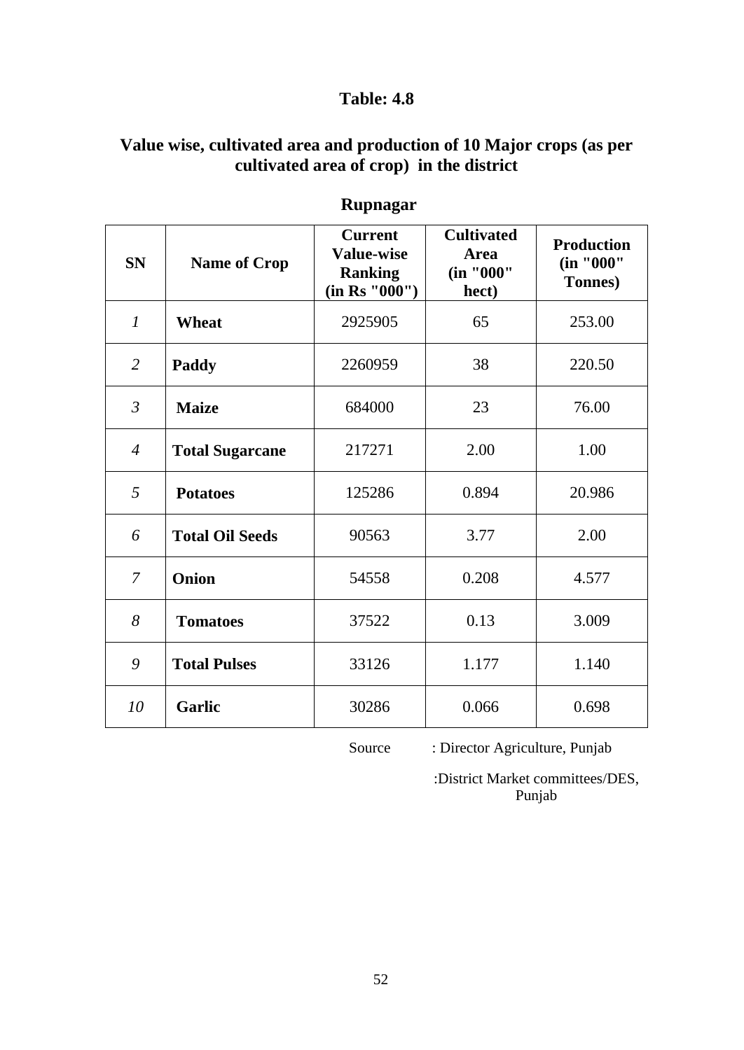## Table: 4.8

## Value wise, cultivated area and production of 10 Major crops (as per cultivated area of crop) in the district

### Rupnagar

| SN | Name of Crop | Current Value-wise Ranking (in Rs "000") | Cultivated Area (in "000" hect) | Production (in "000" Tonnes) |
|---|---|---|---|---|
| *1* | **Wheat** | 2925905 | 65 | 253.00 |
| *2* | **Paddy** | 2260959 | 38 | 220.50 |
| *3* | **Maize** | 684000 | 23 | 76.00 |
| *4* | **Total Sugarcane** | 217271 | 2.00 | 1.00 |
| *5* | **Potatoes** | 125286 | 0.894 | 20.986 |
| *6* | **Total Oil Seeds** | 90563 | 3.77 | 2.00 |
| *7* | **Onion** | 54558 | 0.208 | 4.577 |
| *8* | **Tomatoes** | 37522 | 0.13 | 3.009 |
| *9* | **Total Pulses** | 33126 | 1.177 | 1.140 |
| *10* | **Garlic** | 30286 | 0.066 | 0.698 |

Source : Director Agriculture, Punjab

:District Market committees/DES, Punjab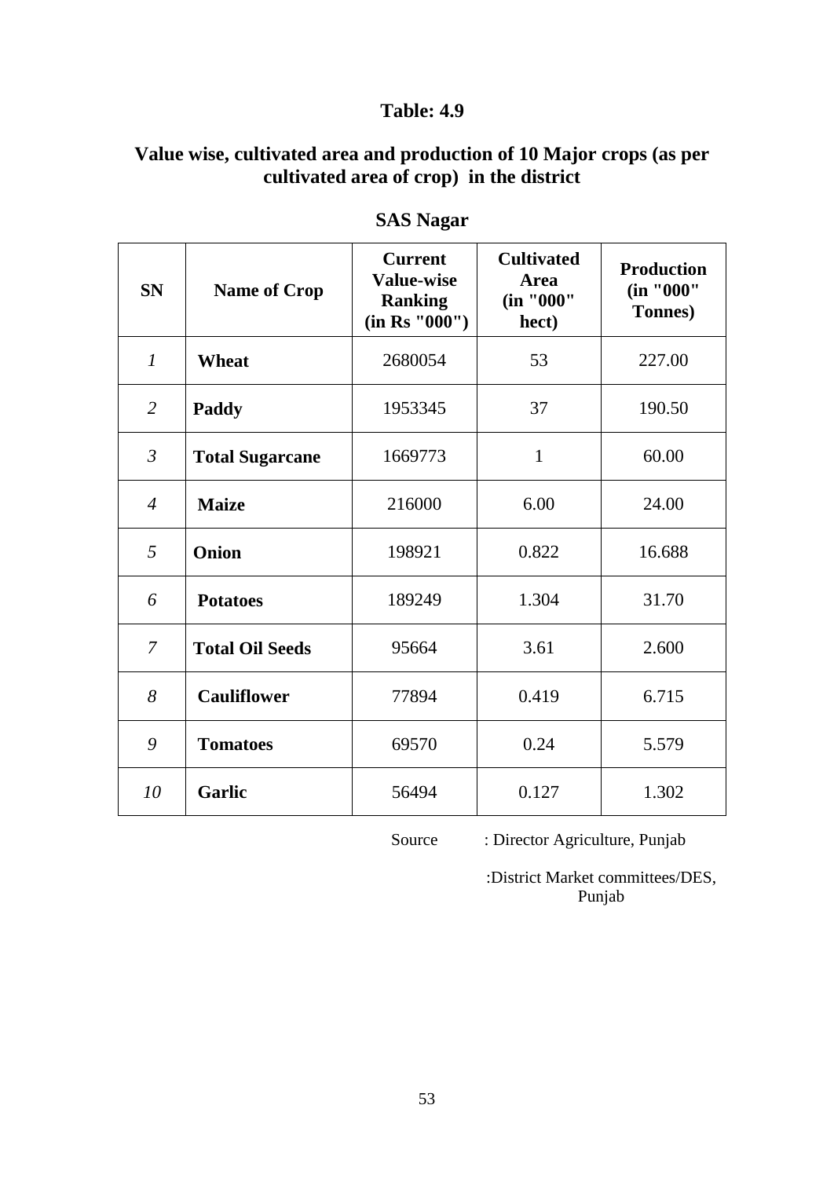## Table: 4.9

## Value wise, cultivated area and production of 10 Major crops (as per cultivated area of crop) in the district

### SAS Nagar

| SN | Name of Crop | Current Value-wise Ranking (in Rs "000") | Cultivated Area (in "000" hect) | Production (in "000" Tonnes) |
|---|---|---|---|---|
| *1* | **Wheat** | 2680054 | 53 | 227.00 |
| *2* | **Paddy** | 1953345 | 37 | 190.50 |
| *3* | **Total Sugarcane** | 1669773 | 1 | 60.00 |
| *4* | **Maize** | 216000 | 6.00 | 24.00 |
| *5* | **Onion** | 198921 | 0.822 | 16.688 |
| *6* | **Potatoes** | 189249 | 1.304 | 31.70 |
| *7* | **Total Oil Seeds** | 95664 | 3.61 | 2.600 |
| *8* | **Cauliflower** | 77894 | 0.419 | 6.715 |
| *9* | **Tomatoes** | 69570 | 0.24 | 5.579 |
| *10* | **Garlic** | 56494 | 0.127 | 1.302 |

Source : Director Agriculture, Punjab

:District Market committees/DES, Punjab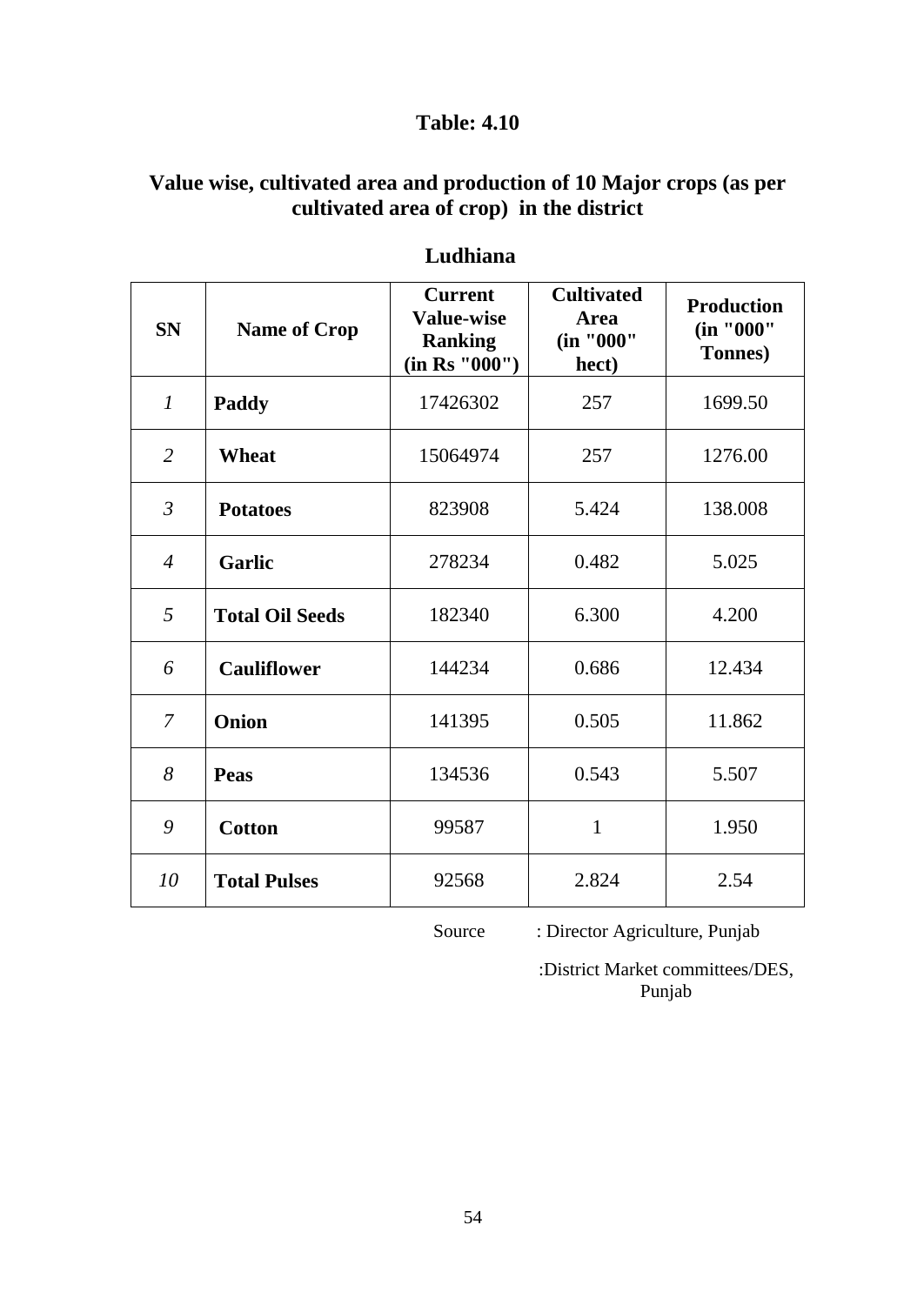**Table: 4.10**

**Value wise, cultivated area and production of 10 Major crops (as per cultivated area of crop) in the district**

**Ludhiana**

| SN | Name of Crop | Current Value-wise Ranking (in Rs "000") | Cultivated Area (in "000" hect) | Production (in "000" Tonnes) |
|---|---|---|---|---|
| *1* | **Paddy** | 17426302 | 257 | 1699.50 |
| *2* | **Wheat** | 15064974 | 257 | 1276.00 |
| *3* | **Potatoes** | 823908 | 5.424 | 138.008 |
| *4* | **Garlic** | 278234 | 0.482 | 5.025 |
| *5* | **Total Oil Seeds** | 182340 | 6.300 | 4.200 |
| *6* | **Cauliflower** | 144234 | 0.686 | 12.434 |
| *7* | **Onion** | 141395 | 0.505 | 11.862 |
| *8* | **Peas** | 134536 | 0.543 | 5.507 |
| *9* | **Cotton** | 99587 | 1 | 1.950 |
| *10* | **Total Pulses** | 92568 | 2.824 | 2.54 |

Source : Director Agriculture, Punjab

:District Market committees/DES, Punjab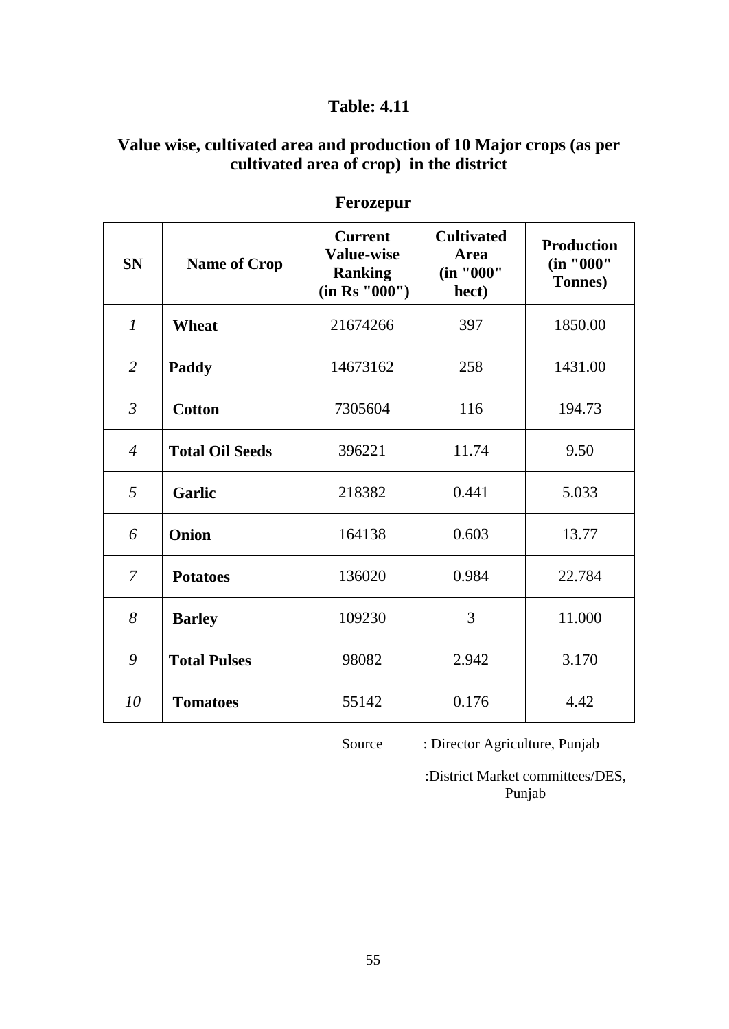## Table: 4.11

### Value wise, cultivated area and production of 10 Major crops (as per cultivated area of crop) in the district

### Ferozepur

| SN | Name of Crop | Current Value-wise Ranking (in Rs "000") | Cultivated Area (in "000" hect) | Production (in "000" Tonnes) |
|---|---|---|---|---|
| *1* | **Wheat** | 21674266 | 397 | 1850.00 |
| *2* | **Paddy** | 14673162 | 258 | 1431.00 |
| *3* | **Cotton** | 7305604 | 116 | 194.73 |
| *4* | **Total Oil Seeds** | 396221 | 11.74 | 9.50 |
| *5* | **Garlic** | 218382 | 0.441 | 5.033 |
| *6* | **Onion** | 164138 | 0.603 | 13.77 |
| *7* | **Potatoes** | 136020 | 0.984 | 22.784 |
| *8* | **Barley** | 109230 | 3 | 11.000 |
| *9* | **Total Pulses** | 98082 | 2.942 | 3.170 |
| *10* | **Tomatoes** | 55142 | 0.176 | 4.42 |

Source : Director Agriculture, Punjab

:District Market committees/DES, Punjab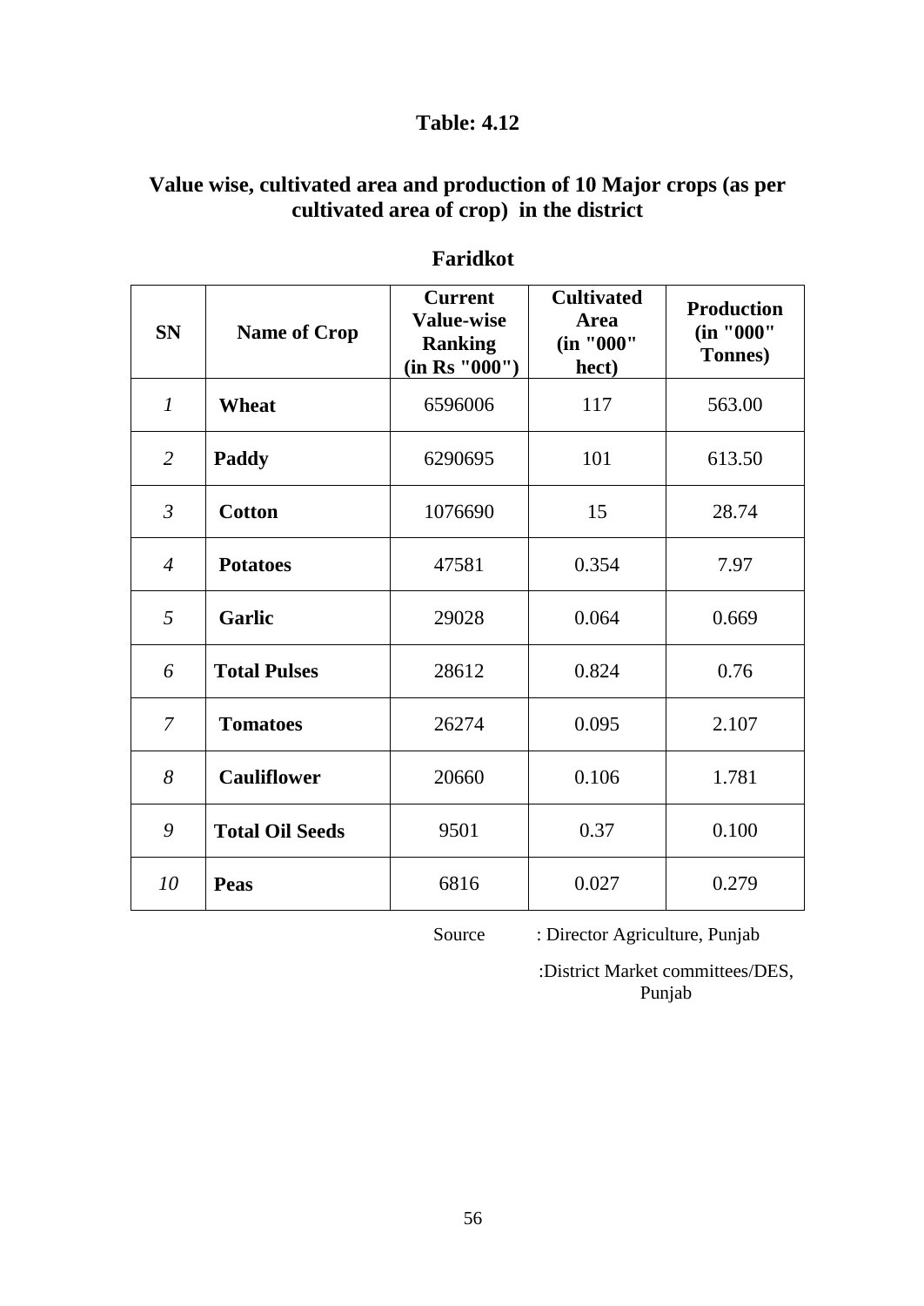## Table: 4.12

### Value wise, cultivated area and production of 10 Major crops (as per cultivated area of crop) in the district

### Faridkot

| SN | Name of Crop | Current Value-wise Ranking (in Rs "000") | Cultivated Area (in "000" hect) | Production (in "000" Tonnes) |
|---|---|---|---|---|
| *1* | **Wheat** | 6596006 | 117 | 563.00 |
| *2* | **Paddy** | 6290695 | 101 | 613.50 |
| *3* | **Cotton** | 1076690 | 15 | 28.74 |
| *4* | **Potatoes** | 47581 | 0.354 | 7.97 |
| *5* | **Garlic** | 29028 | 0.064 | 0.669 |
| *6* | **Total Pulses** | 28612 | 0.824 | 0.76 |
| *7* | **Tomatoes** | 26274 | 0.095 | 2.107 |
| *8* | **Cauliflower** | 20660 | 0.106 | 1.781 |
| *9* | **Total Oil Seeds** | 9501 | 0.37 | 0.100 |
| *10* | **Peas** | 6816 | 0.027 | 0.279 |

Source : Director Agriculture, Punjab

:District Market committees/DES, Punjab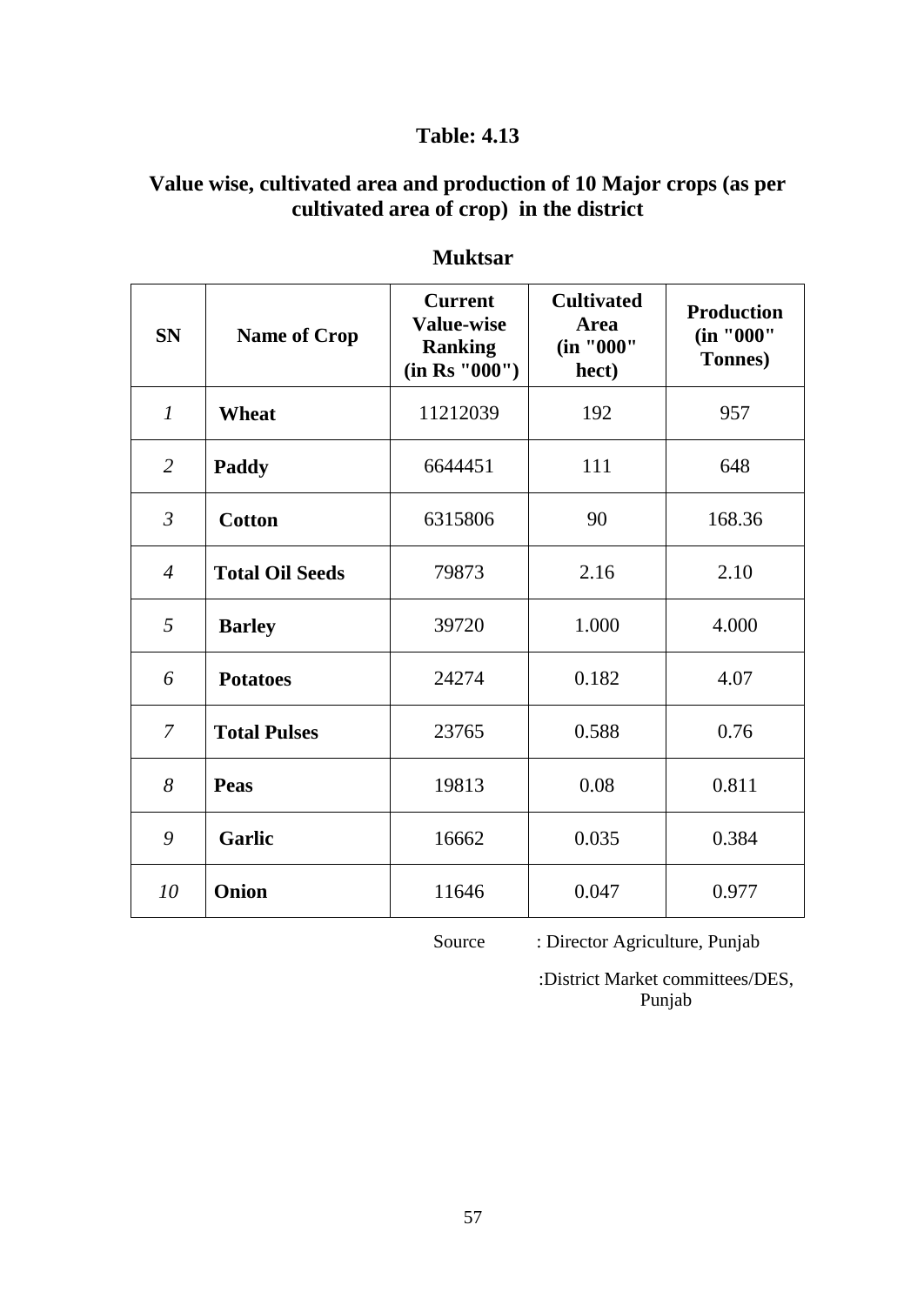## Table: 4.13

## Value wise, cultivated area and production of 10 Major crops (as per cultivated area of crop) in the district

### Muktsar

| SN | Name of Crop | Current Value-wise Ranking (in Rs "000") | Cultivated Area (in "000" hect) | Production (in "000" Tonnes) |
|---|---|---|---|---|
| *1* | **Wheat** | 11212039 | 192 | 957 |
| *2* | **Paddy** | 6644451 | 111 | 648 |
| *3* | **Cotton** | 6315806 | 90 | 168.36 |
| *4* | **Total Oil Seeds** | 79873 | 2.16 | 2.10 |
| *5* | **Barley** | 39720 | 1.000 | 4.000 |
| *6* | **Potatoes** | 24274 | 0.182 | 4.07 |
| *7* | **Total Pulses** | 23765 | 0.588 | 0.76 |
| *8* | **Peas** | 19813 | 0.08 | 0.811 |
| *9* | **Garlic** | 16662 | 0.035 | 0.384 |
| *10* | **Onion** | 11646 | 0.047 | 0.977 |

Source : Director Agriculture, Punjab

:District Market committees/DES, Punjab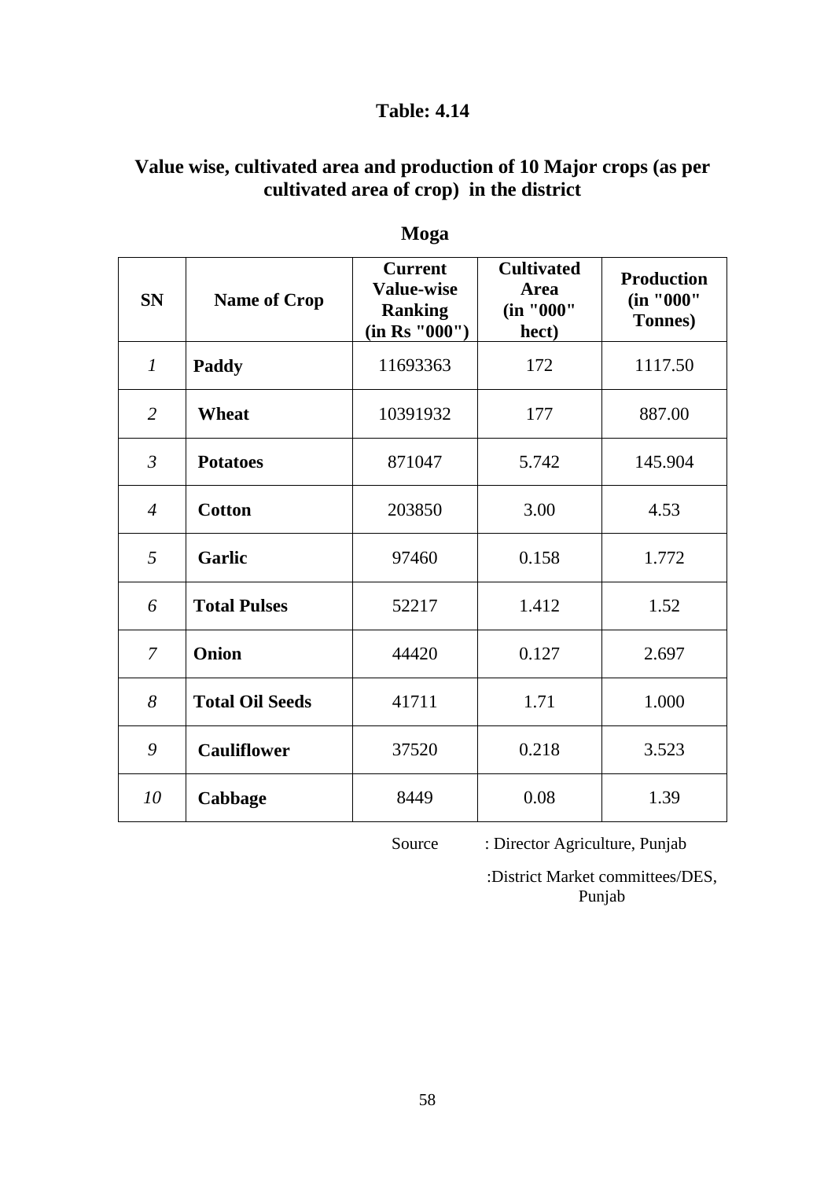### Table: 4.14

### Value wise, cultivated area and production of 10 Major crops (as per cultivated area of crop) in the district

**Moga**

| SN | Name of Crop | Current Value-wise Ranking (in Rs "000") | Cultivated Area (in "000" hect) | Production (in "000" Tonnes) |
|---|---|---|---|---|
| *1* | **Paddy** | 11693363 | 172 | 1117.50 |
| *2* | **Wheat** | 10391932 | 177 | 887.00 |
| *3* | **Potatoes** | 871047 | 5.742 | 145.904 |
| *4* | **Cotton** | 203850 | 3.00 | 4.53 |
| *5* | **Garlic** | 97460 | 0.158 | 1.772 |
| *6* | **Total Pulses** | 52217 | 1.412 | 1.52 |
| *7* | **Onion** | 44420 | 0.127 | 2.697 |
| *8* | **Total Oil Seeds** | 41711 | 1.71 | 1.000 |
| *9* | **Cauliflower** | 37520 | 0.218 | 3.523 |
| *10* | **Cabbage** | 8449 | 0.08 | 1.39 |

Source : Director Agriculture, Punjab

:District Market committees/DES, Punjab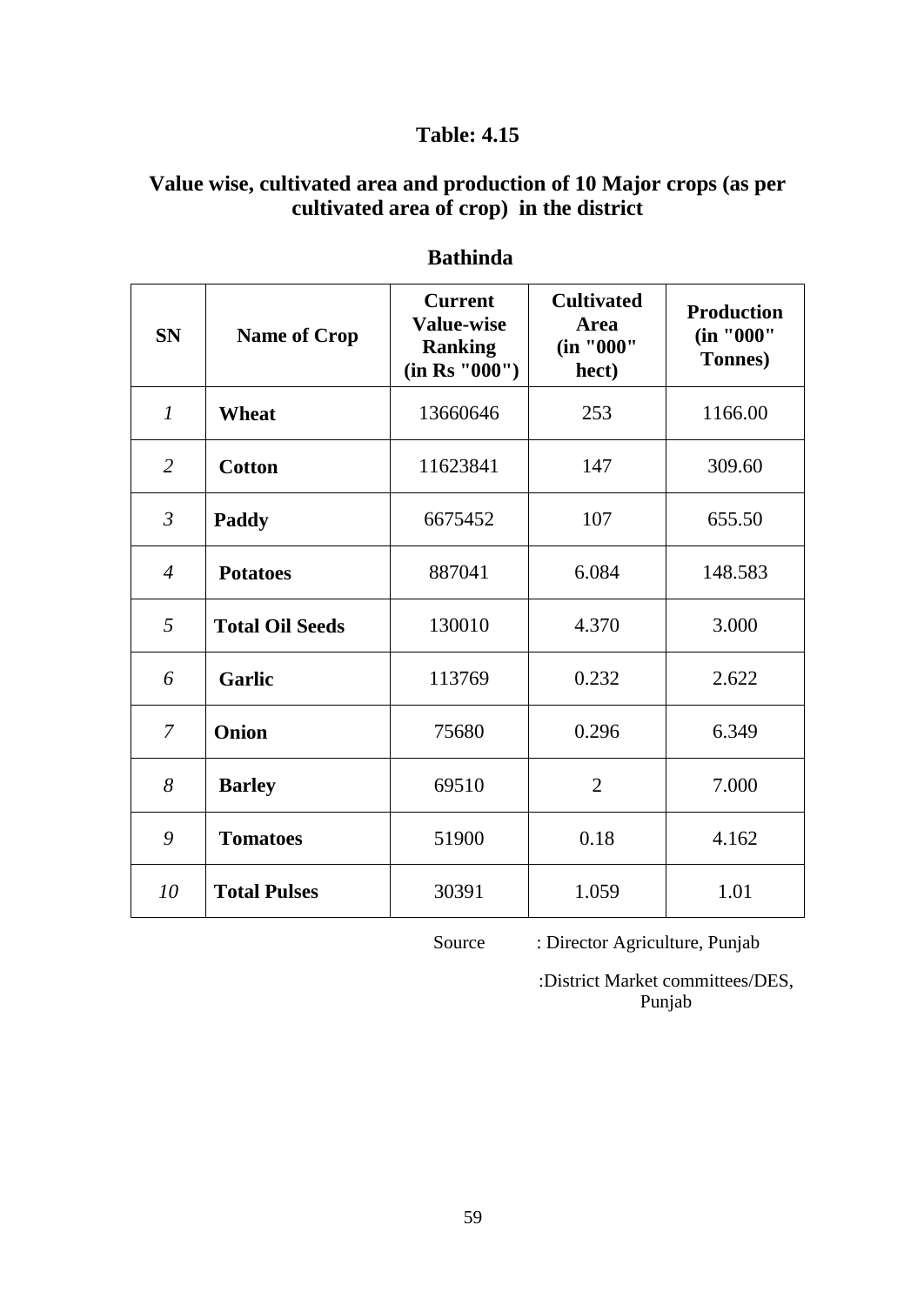## Table: 4.15

### Value wise, cultivated area and production of 10 Major crops (as per cultivated area of crop) in the district

### Bathinda

| SN | Name of Crop | Current Value-wise Ranking (in Rs "000") | Cultivated Area (in "000" hect) | Production (in "000" Tonnes) |
|---|---|---|---|---|
| *1* | **Wheat** | 13660646 | 253 | 1166.00 |
| *2* | **Cotton** | 11623841 | 147 | 309.60 |
| *3* | **Paddy** | 6675452 | 107 | 655.50 |
| *4* | **Potatoes** | 887041 | 6.084 | 148.583 |
| *5* | **Total Oil Seeds** | 130010 | 4.370 | 3.000 |
| *6* | **Garlic** | 113769 | 0.232 | 2.622 |
| *7* | **Onion** | 75680 | 0.296 | 6.349 |
| *8* | **Barley** | 69510 | 2 | 7.000 |
| *9* | **Tomatoes** | 51900 | 0.18 | 4.162 |
| *10* | **Total Pulses** | 30391 | 1.059 | 1.01 |

Source : Director Agriculture, Punjab

:District Market committees/DES, Punjab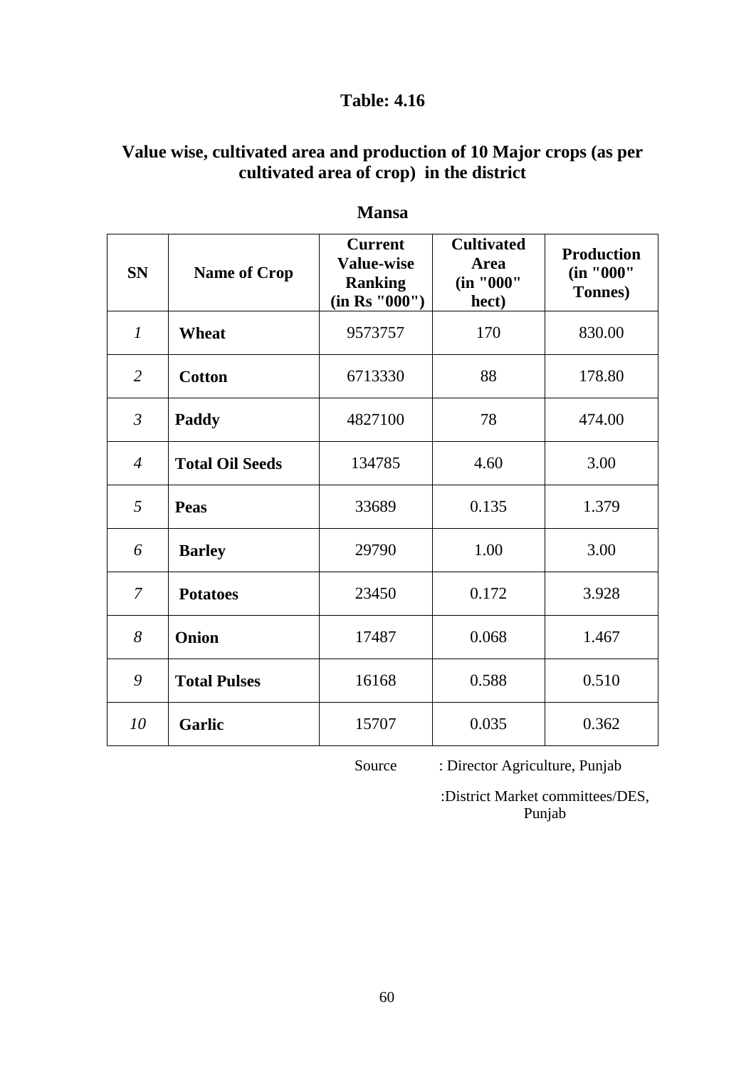## Table: 4.16

### Value wise, cultivated area and production of 10 Major crops (as per cultivated area of crop) in the district

**Mansa**

| SN | Name of Crop | Current Value-wise Ranking (in Rs "000") | Cultivated Area (in "000" hect) | Production (in "000" Tonnes) |
|---|---|---|---|---|
| *1* | **Wheat** | 9573757 | 170 | 830.00 |
| *2* | **Cotton** | 6713330 | 88 | 178.80 |
| *3* | **Paddy** | 4827100 | 78 | 474.00 |
| *4* | **Total Oil Seeds** | 134785 | 4.60 | 3.00 |
| *5* | **Peas** | 33689 | 0.135 | 1.379 |
| *6* | **Barley** | 29790 | 1.00 | 3.00 |
| *7* | **Potatoes** | 23450 | 0.172 | 3.928 |
| *8* | **Onion** | 17487 | 0.068 | 1.467 |
| *9* | **Total Pulses** | 16168 | 0.588 | 0.510 |
| *10* | **Garlic** | 15707 | 0.035 | 0.362 |

Source : Director Agriculture, Punjab

:District Market committees/DES, Punjab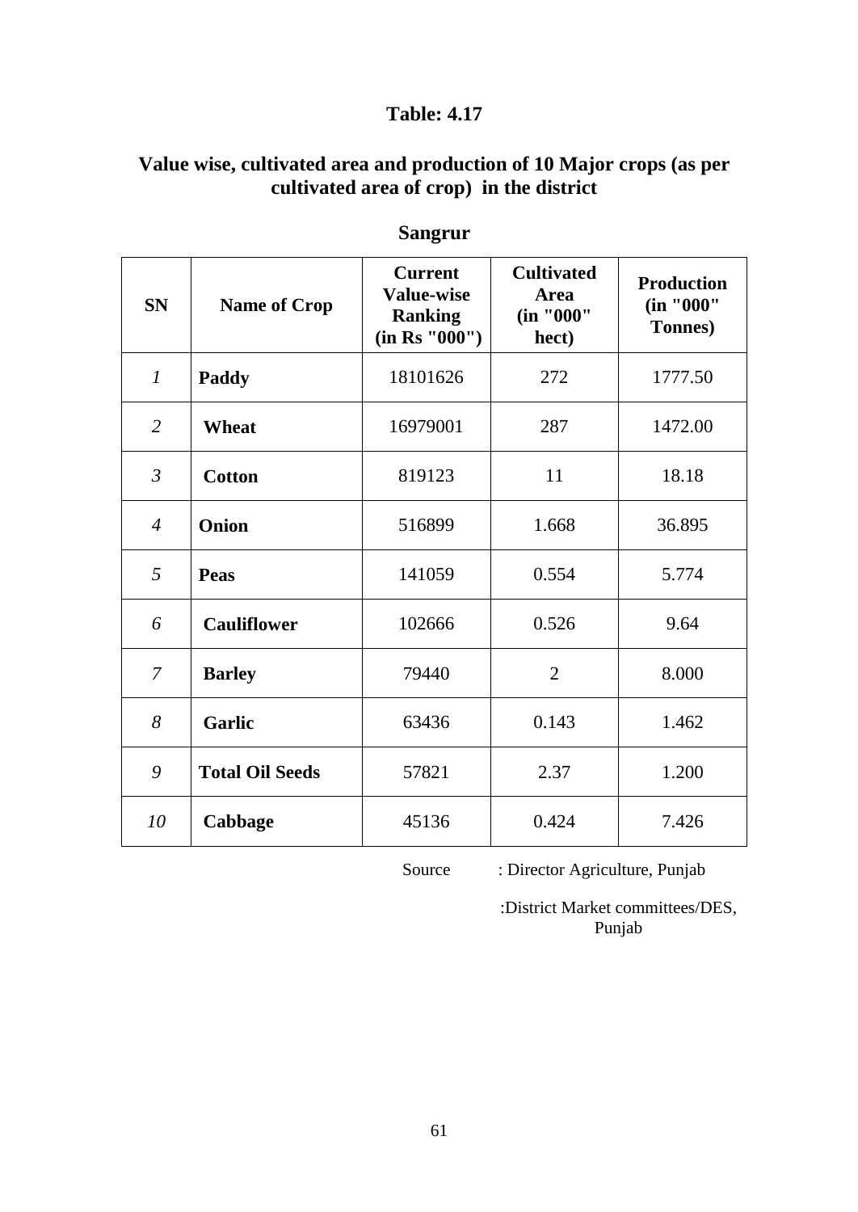**Table: 4.17**

**Value wise, cultivated area and production of 10 Major crops (as per cultivated area of crop) in the district**

**Sangrur**

| SN | Name of Crop | Current Value-wise Ranking (in Rs "000") | Cultivated Area (in "000" hect) | Production (in "000" Tonnes) |
|---|---|---|---|---|
| *1* | **Paddy** | 18101626 | 272 | 1777.50 |
| *2* | **Wheat** | 16979001 | 287 | 1472.00 |
| *3* | **Cotton** | 819123 | 11 | 18.18 |
| *4* | **Onion** | 516899 | 1.668 | 36.895 |
| *5* | **Peas** | 141059 | 0.554 | 5.774 |
| *6* | **Cauliflower** | 102666 | 0.526 | 9.64 |
| *7* | **Barley** | 79440 | 2 | 8.000 |
| *8* | **Garlic** | 63436 | 0.143 | 1.462 |
| *9* | **Total Oil Seeds** | 57821 | 2.37 | 1.200 |
| *10* | **Cabbage** | 45136 | 0.424 | 7.426 |

Source : Director Agriculture, Punjab

:District Market committees/DES, Punjab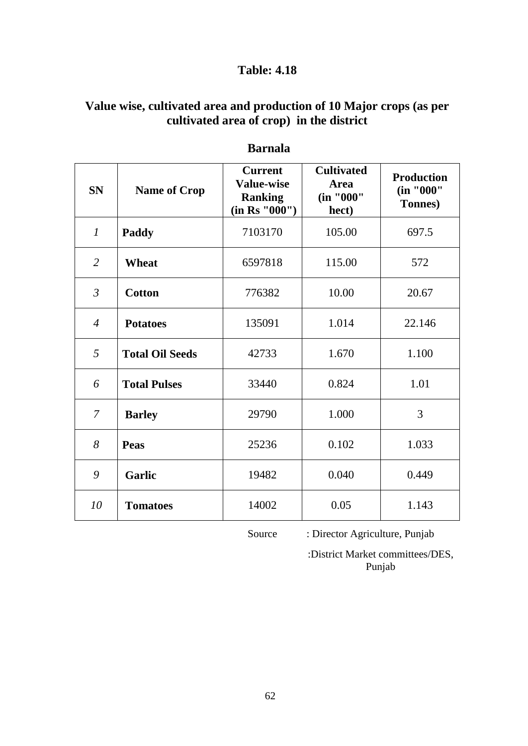## Table: 4.18

### Value wise, cultivated area and production of 10 Major crops (as per cultivated area of crop) in the district

**Barnala**

| SN | Name of Crop | Current Value-wise Ranking (in Rs "000") | Cultivated Area (in "000" hect) | Production (in "000" Tonnes) |
|---|---|---|---|---|
| *1* | **Paddy** | 7103170 | 105.00 | 697.5 |
| *2* | **Wheat** | 6597818 | 115.00 | 572 |
| *3* | **Cotton** | 776382 | 10.00 | 20.67 |
| *4* | **Potatoes** | 135091 | 1.014 | 22.146 |
| *5* | **Total Oil Seeds** | 42733 | 1.670 | 1.100 |
| *6* | **Total Pulses** | 33440 | 0.824 | 1.01 |
| *7* | **Barley** | 29790 | 1.000 | 3 |
| *8* | **Peas** | 25236 | 0.102 | 1.033 |
| *9* | **Garlic** | 19482 | 0.040 | 0.449 |
| *10* | **Tomatoes** | 14002 | 0.05 | 1.143 |

Source : Director Agriculture, Punjab

:District Market committees/DES, Punjab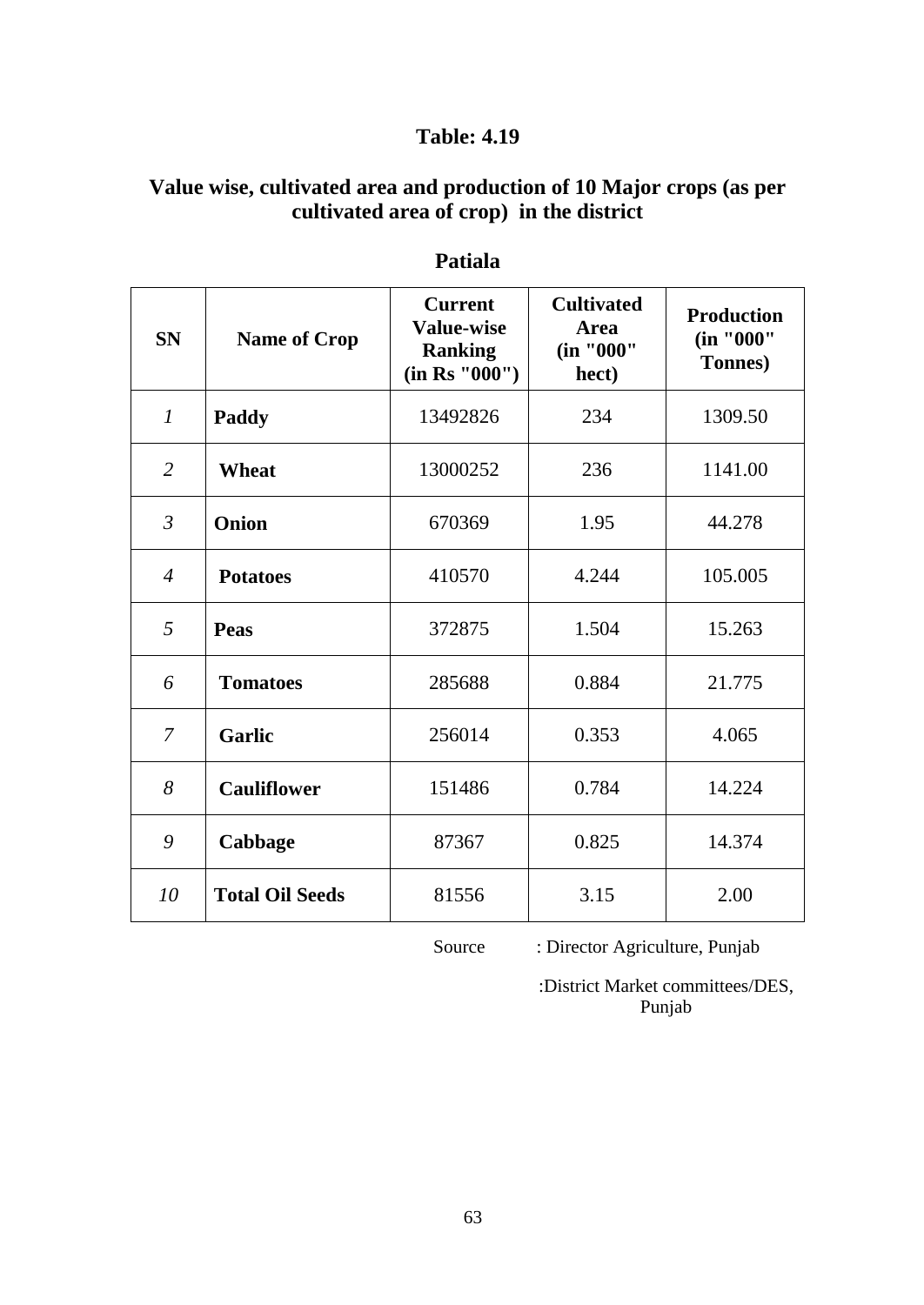## Table: 4.19

### Value wise, cultivated area and production of 10 Major crops (as per cultivated area of crop) in the district

### Patiala

| SN | Name of Crop | Current Value-wise Ranking (in Rs "000") | Cultivated Area (in "000" hect) | Production (in "000" Tonnes) |
|---|---|---|---|---|
| *1* | **Paddy** | 13492826 | 234 | 1309.50 |
| *2* | **Wheat** | 13000252 | 236 | 1141.00 |
| *3* | **Onion** | 670369 | 1.95 | 44.278 |
| *4* | **Potatoes** | 410570 | 4.244 | 105.005 |
| *5* | **Peas** | 372875 | 1.504 | 15.263 |
| *6* | **Tomatoes** | 285688 | 0.884 | 21.775 |
| *7* | **Garlic** | 256014 | 0.353 | 4.065 |
| *8* | **Cauliflower** | 151486 | 0.784 | 14.224 |
| *9* | **Cabbage** | 87367 | 0.825 | 14.374 |
| *10* | **Total Oil Seeds** | 81556 | 3.15 | 2.00 |

Source : Director Agriculture, Punjab

:District Market committees/DES, Punjab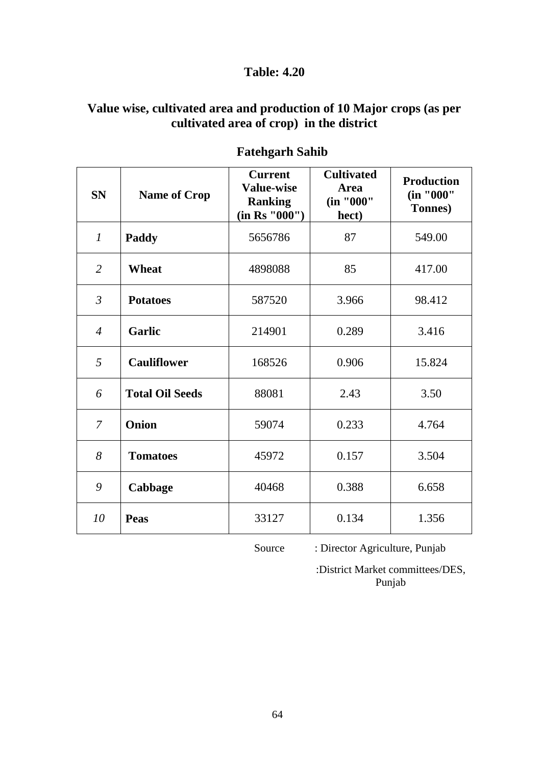## Table: 4.20

### Value wise, cultivated area and production of 10 Major crops (as per cultivated area of crop) in the district

### Fatehgarh Sahib

| SN | Name of Crop | Current Value-wise Ranking (in Rs "000") | Cultivated Area (in "000" hect) | Production (in "000" Tonnes) |
|---|---|---|---|---|
| *1* | **Paddy** | 5656786 | 87 | 549.00 |
| *2* | **Wheat** | 4898088 | 85 | 417.00 |
| *3* | **Potatoes** | 587520 | 3.966 | 98.412 |
| *4* | **Garlic** | 214901 | 0.289 | 3.416 |
| *5* | **Cauliflower** | 168526 | 0.906 | 15.824 |
| *6* | **Total Oil Seeds** | 88081 | 2.43 | 3.50 |
| *7* | **Onion** | 59074 | 0.233 | 4.764 |
| *8* | **Tomatoes** | 45972 | 0.157 | 3.504 |
| *9* | **Cabbage** | 40468 | 0.388 | 6.658 |
| *10* | **Peas** | 33127 | 0.134 | 1.356 |

Source : Director Agriculture, Punjab

:District Market committees/DES, Punjab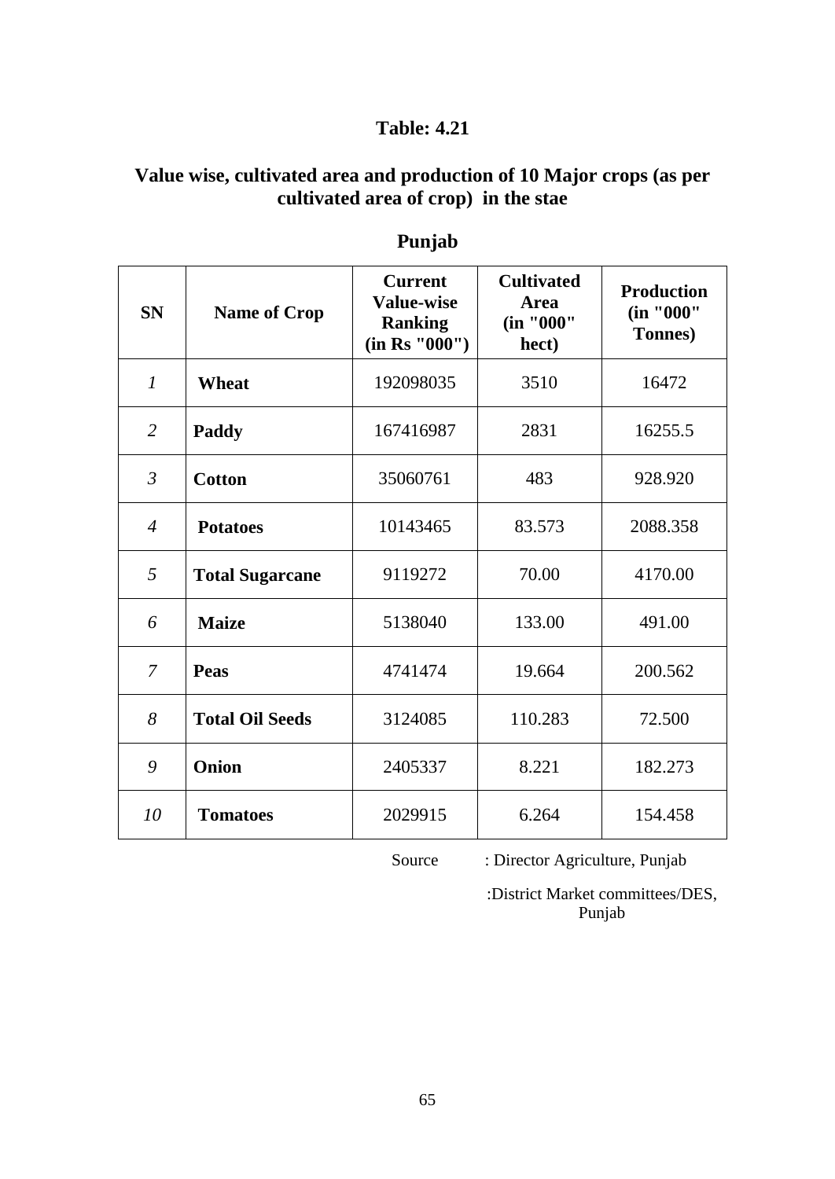## Table: 4.21

## Value wise, cultivated area and production of 10 Major crops (as per cultivated area of crop) in the stae

### Punjab

| SN | Name of Crop | Current Value-wise Ranking (in Rs "000") | Cultivated Area (in "000" hect) | Production (in "000" Tonnes) |
|---|---|---|---|---|
| *1* | **Wheat** | 192098035 | 3510 | 16472 |
| *2* | **Paddy** | 167416987 | 2831 | 16255.5 |
| *3* | **Cotton** | 35060761 | 483 | 928.920 |
| *4* | **Potatoes** | 10143465 | 83.573 | 2088.358 |
| *5* | **Total Sugarcane** | 9119272 | 70.00 | 4170.00 |
| *6* | **Maize** | 5138040 | 133.00 | 491.00 |
| *7* | **Peas** | 4741474 | 19.664 | 200.562 |
| *8* | **Total Oil Seeds** | 3124085 | 110.283 | 72.500 |
| *9* | **Onion** | 2405337 | 8.221 | 182.273 |
| *10* | **Tomatoes** | 2029915 | 6.264 | 154.458 |

Source : Director Agriculture, Punjab

:District Market committees/DES, Punjab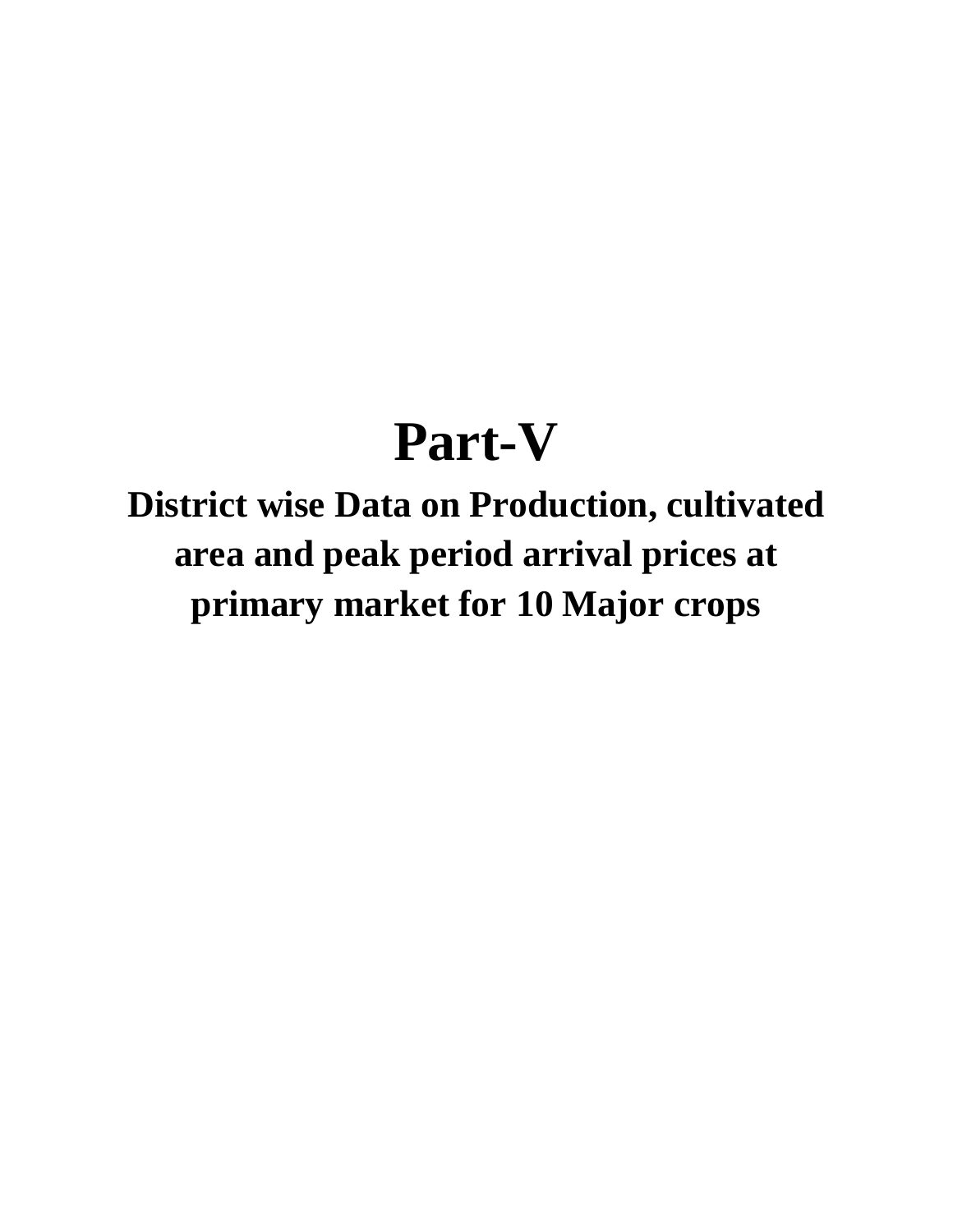# Part-V

## District wise Data on Production, cultivated area and peak period arrival prices at primary market for 10 Major crops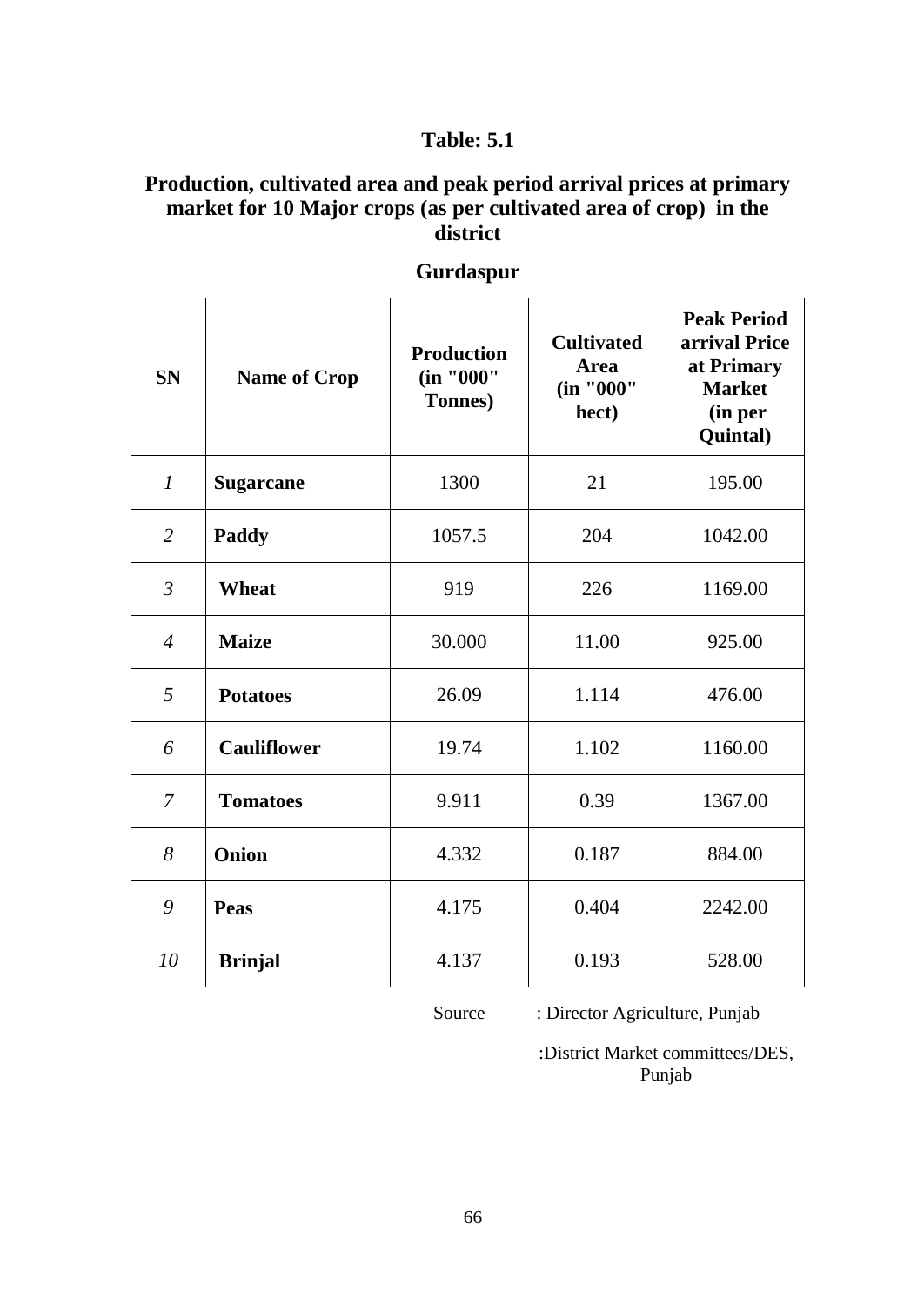## Table: 5.1

### Production, cultivated area and peak period arrival prices at primary market for 10 Major crops (as per cultivated area of crop) in the district

### Gurdaspur

| SN | Name of Crop | Production (in "000" Tonnes) | Cultivated Area (in "000" hect) | Peak Period arrival Price at Primary Market (in per Quintal) |
|---|---|---|---|---|
| *1* | **Sugarcane** | 1300 | 21 | 195.00 |
| *2* | **Paddy** | 1057.5 | 204 | 1042.00 |
| *3* | **Wheat** | 919 | 226 | 1169.00 |
| *4* | **Maize** | 30.000 | 11.00 | 925.00 |
| *5* | **Potatoes** | 26.09 | 1.114 | 476.00 |
| *6* | **Cauliflower** | 19.74 | 1.102 | 1160.00 |
| *7* | **Tomatoes** | 9.911 | 0.39 | 1367.00 |
| *8* | **Onion** | 4.332 | 0.187 | 884.00 |
| *9* | **Peas** | 4.175 | 0.404 | 2242.00 |
| *10* | **Brinjal** | 4.137 | 0.193 | 528.00 |

Source : Director Agriculture, Punjab

:District Market committees/DES, Punjab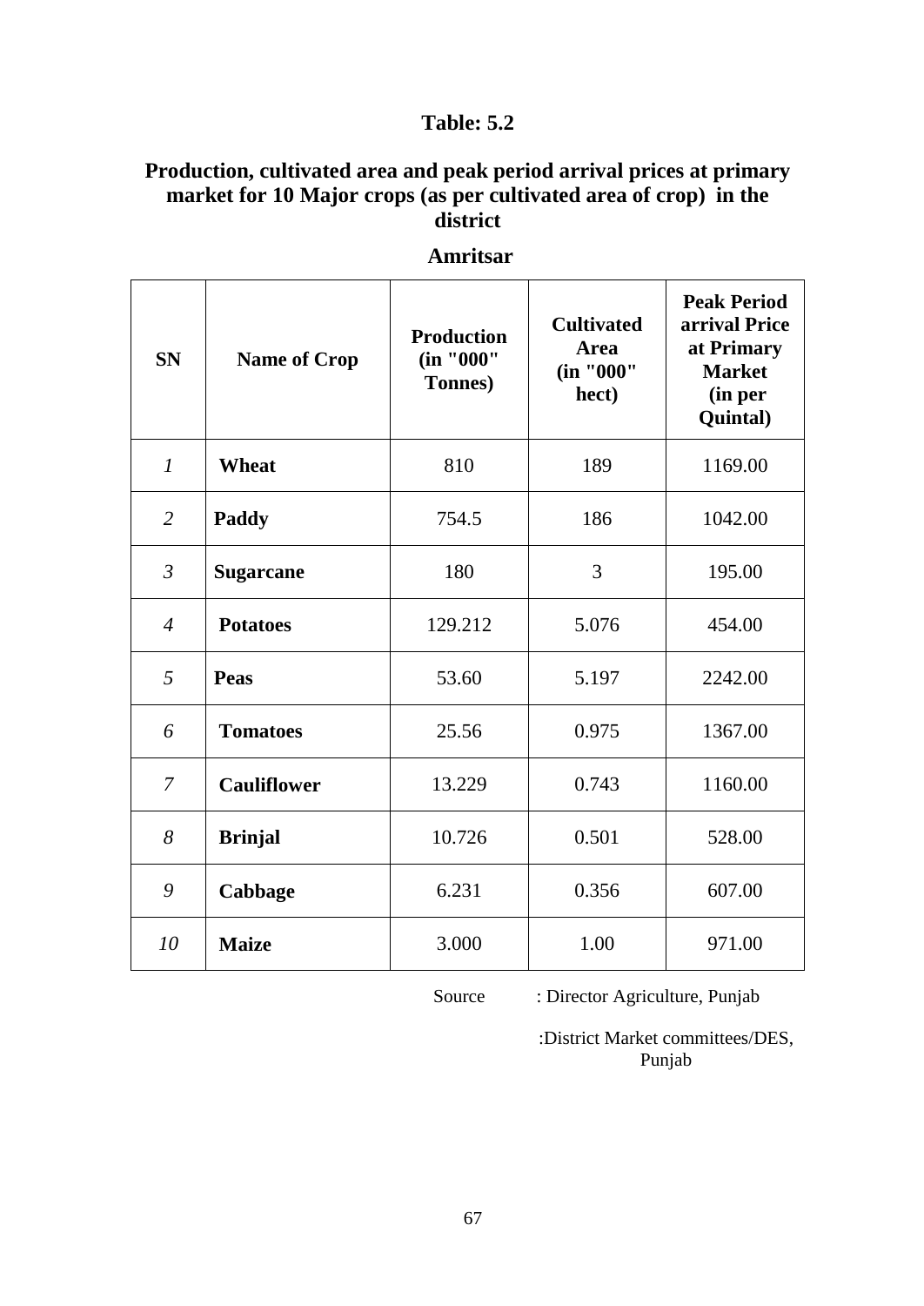# Table: 5.2

## Production, cultivated area and peak period arrival prices at primary market for 10 Major crops (as per cultivated area of crop) in the district

### Amritsar

| SN | Name of Crop | Production (in "000" Tonnes) | Cultivated Area (in "000" hect) | Peak Period arrival Price at Primary Market (in per Quintal) |
|---|---|---|---|---|
| *1* | **Wheat** | 810 | 189 | 1169.00 |
| *2* | **Paddy** | 754.5 | 186 | 1042.00 |
| *3* | **Sugarcane** | 180 | 3 | 195.00 |
| *4* | **Potatoes** | 129.212 | 5.076 | 454.00 |
| *5* | **Peas** | 53.60 | 5.197 | 2242.00 |
| *6* | **Tomatoes** | 25.56 | 0.975 | 1367.00 |
| *7* | **Cauliflower** | 13.229 | 0.743 | 1160.00 |
| *8* | **Brinjal** | 10.726 | 0.501 | 528.00 |
| *9* | **Cabbage** | 6.231 | 0.356 | 607.00 |
| *10* | **Maize** | 3.000 | 1.00 | 971.00 |

Source : Director Agriculture, Punjab

:District Market committees/DES, Punjab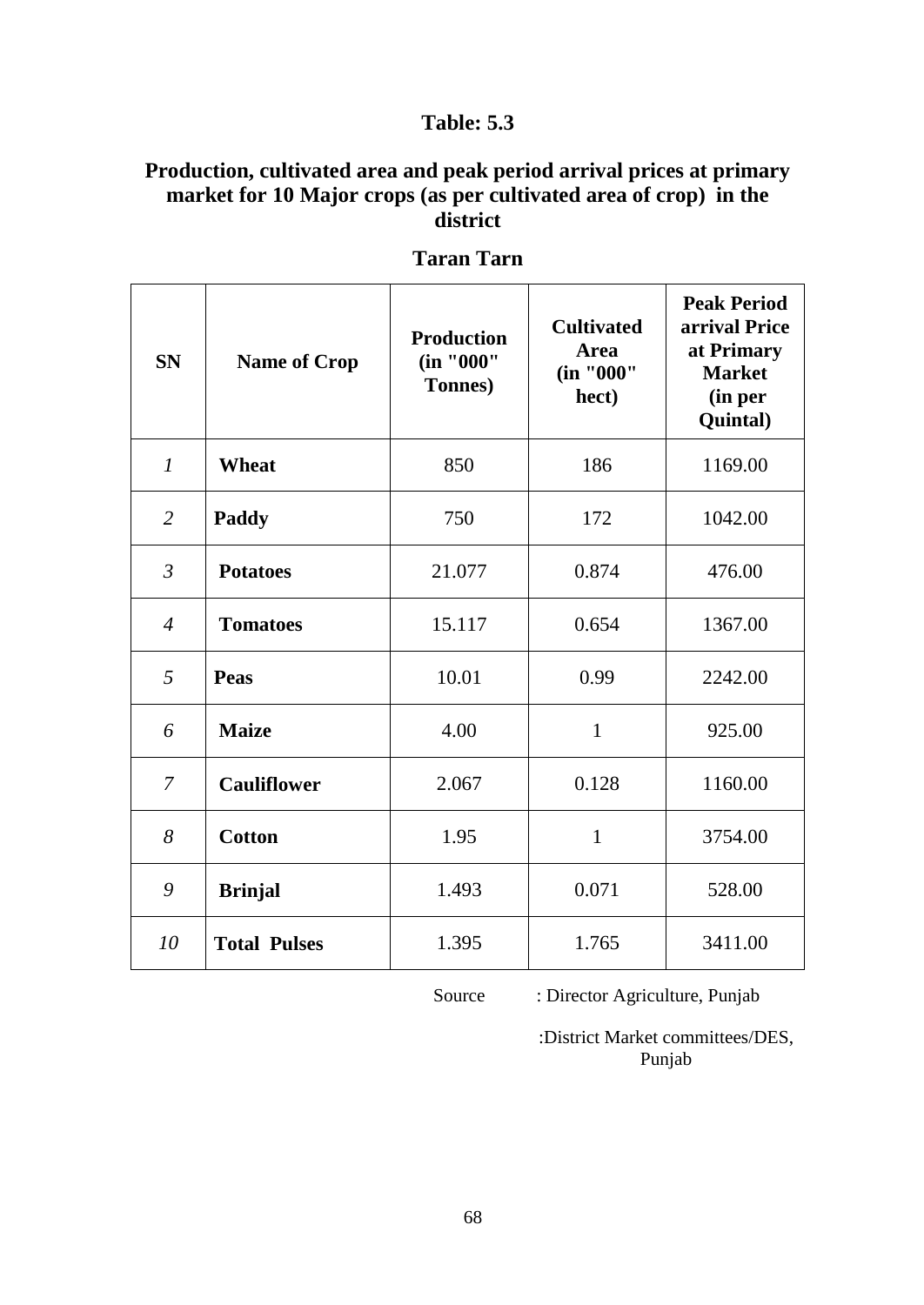## Table: 5.3

### Production, cultivated area and peak period arrival prices at primary market for 10 Major crops (as per cultivated area of crop) in the district

### Taran Tarn

| SN | Name of Crop | Production (in "000" Tonnes) | Cultivated Area (in "000" hect) | Peak Period arrival Price at Primary Market (in per Quintal) |
|---|---|---|---|---|
| *1* | **Wheat** | 850 | 186 | 1169.00 |
| *2* | **Paddy** | 750 | 172 | 1042.00 |
| *3* | **Potatoes** | 21.077 | 0.874 | 476.00 |
| *4* | **Tomatoes** | 15.117 | 0.654 | 1367.00 |
| *5* | **Peas** | 10.01 | 0.99 | 2242.00 |
| *6* | **Maize** | 4.00 | 1 | 925.00 |
| *7* | **Cauliflower** | 2.067 | 0.128 | 1160.00 |
| *8* | **Cotton** | 1.95 | 1 | 3754.00 |
| *9* | **Brinjal** | 1.493 | 0.071 | 528.00 |
| *10* | **Total Pulses** | 1.395 | 1.765 | 3411.00 |

Source : Director Agriculture, Punjab

:District Market committees/DES, Punjab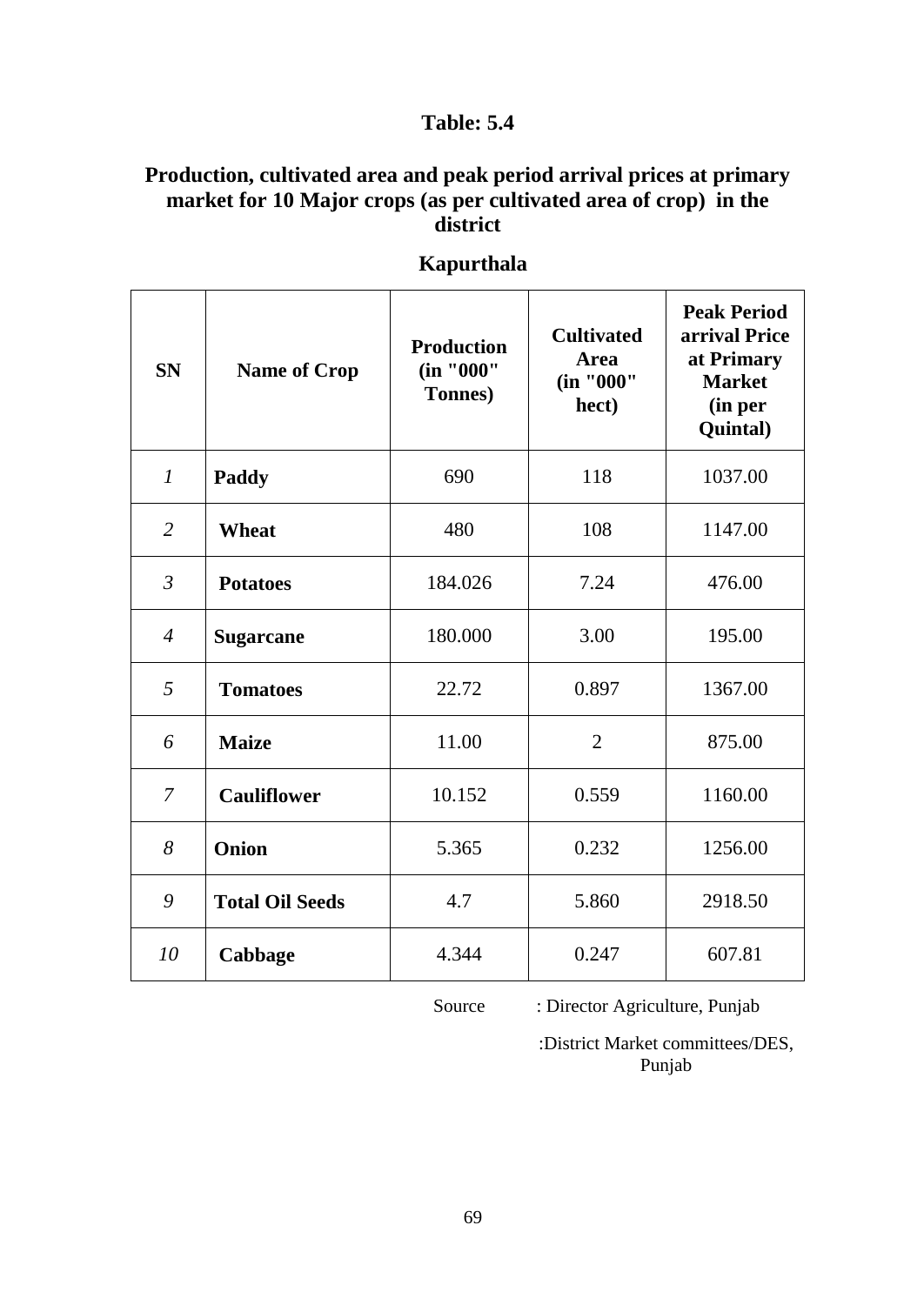## Table: 5.4

### Production, cultivated area and peak period arrival prices at primary market for 10 Major crops (as per cultivated area of crop) in the district

### Kapurthala

| SN | Name of Crop | Production (in "000" Tonnes) | Cultivated Area (in "000" hect) | Peak Period arrival Price at Primary Market (in per Quintal) |
|---|---|---|---|---|
| *1* | **Paddy** | 690 | 118 | 1037.00 |
| *2* | **Wheat** | 480 | 108 | 1147.00 |
| *3* | **Potatoes** | 184.026 | 7.24 | 476.00 |
| *4* | **Sugarcane** | 180.000 | 3.00 | 195.00 |
| *5* | **Tomatoes** | 22.72 | 0.897 | 1367.00 |
| *6* | **Maize** | 11.00 | 2 | 875.00 |
| *7* | **Cauliflower** | 10.152 | 0.559 | 1160.00 |
| *8* | **Onion** | 5.365 | 0.232 | 1256.00 |
| *9* | **Total Oil Seeds** | 4.7 | 5.860 | 2918.50 |
| *10* | **Cabbage** | 4.344 | 0.247 | 607.81 |

Source : Director Agriculture, Punjab

:District Market committees/DES, Punjab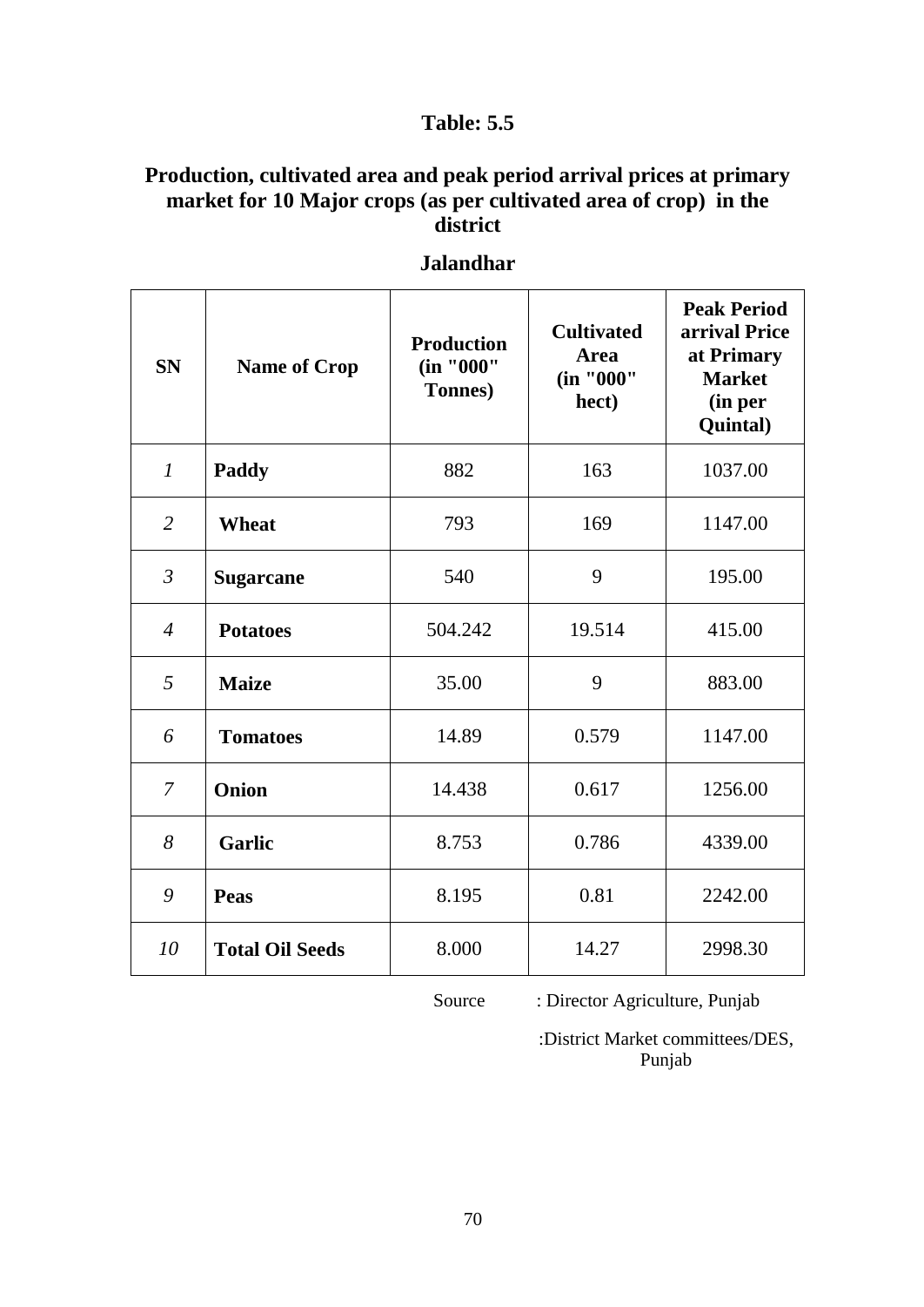## Table: 5.5

### Production, cultivated area and peak period arrival prices at primary market for 10 Major crops (as per cultivated area of crop) in the district

### Jalandhar

| SN | Name of Crop | Production (in "000" Tonnes) | Cultivated Area (in "000" hect) | Peak Period arrival Price at Primary Market (in per Quintal) |
|---|---|---|---|---|
| *1* | **Paddy** | 882 | 163 | 1037.00 |
| *2* | **Wheat** | 793 | 169 | 1147.00 |
| *3* | **Sugarcane** | 540 | 9 | 195.00 |
| *4* | **Potatoes** | 504.242 | 19.514 | 415.00 |
| *5* | **Maize** | 35.00 | 9 | 883.00 |
| *6* | **Tomatoes** | 14.89 | 0.579 | 1147.00 |
| *7* | **Onion** | 14.438 | 0.617 | 1256.00 |
| *8* | **Garlic** | 8.753 | 0.786 | 4339.00 |
| *9* | **Peas** | 8.195 | 0.81 | 2242.00 |
| *10* | **Total Oil Seeds** | 8.000 | 14.27 | 2998.30 |

Source : Director Agriculture, Punjab

:District Market committees/DES, Punjab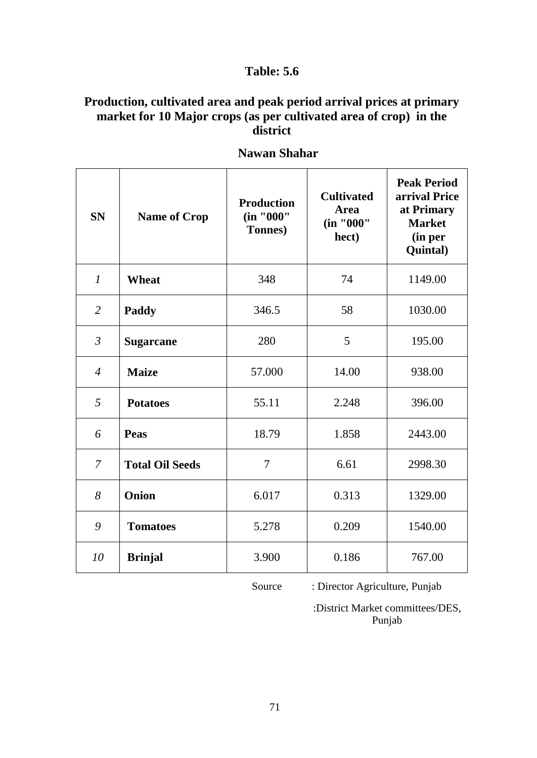## Table: 5.6

### Production, cultivated area and peak period arrival prices at primary market for 10 Major crops (as per cultivated area of crop) in the district

### Nawan Shahar

| SN | Name of Crop | Production (in "000" Tonnes) | Cultivated Area (in "000" hect) | Peak Period arrival Price at Primary Market (in per Quintal) |
|---|---|---|---|---|
| *1* | **Wheat** | 348 | 74 | 1149.00 |
| *2* | **Paddy** | 346.5 | 58 | 1030.00 |
| *3* | **Sugarcane** | 280 | 5 | 195.00 |
| *4* | **Maize** | 57.000 | 14.00 | 938.00 |
| *5* | **Potatoes** | 55.11 | 2.248 | 396.00 |
| *6* | **Peas** | 18.79 | 1.858 | 2443.00 |
| *7* | **Total Oil Seeds** | 7 | 6.61 | 2998.30 |
| *8* | **Onion** | 6.017 | 0.313 | 1329.00 |
| *9* | **Tomatoes** | 5.278 | 0.209 | 1540.00 |
| *10* | **Brinjal** | 3.900 | 0.186 | 767.00 |

Source : Director Agriculture, Punjab

:District Market committees/DES, Punjab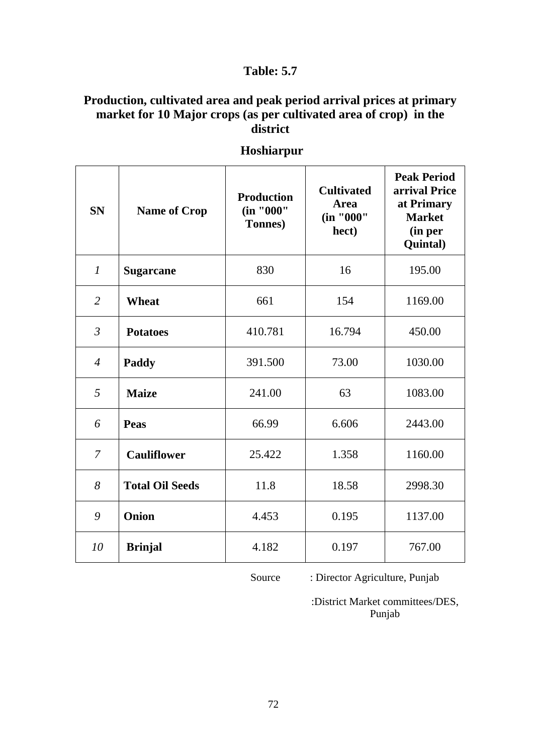## Table: 5.7

### Production, cultivated area and peak period arrival prices at primary market for 10 Major crops (as per cultivated area of crop) in the district

### Hoshiarpur

| SN | Name of Crop | Production (in "000" Tonnes) | Cultivated Area (in "000" hect) | Peak Period arrival Price at Primary Market (in per Quintal) |
|---|---|---|---|---|
| *1* | **Sugarcane** | 830 | 16 | 195.00 |
| *2* | **Wheat** | 661 | 154 | 1169.00 |
| *3* | **Potatoes** | 410.781 | 16.794 | 450.00 |
| *4* | **Paddy** | 391.500 | 73.00 | 1030.00 |
| *5* | **Maize** | 241.00 | 63 | 1083.00 |
| *6* | **Peas** | 66.99 | 6.606 | 2443.00 |
| *7* | **Cauliflower** | 25.422 | 1.358 | 1160.00 |
| *8* | **Total Oil Seeds** | 11.8 | 18.58 | 2998.30 |
| *9* | **Onion** | 4.453 | 0.195 | 1137.00 |
| *10* | **Brinjal** | 4.182 | 0.197 | 767.00 |

Source : Director Agriculture, Punjab

:District Market committees/DES, Punjab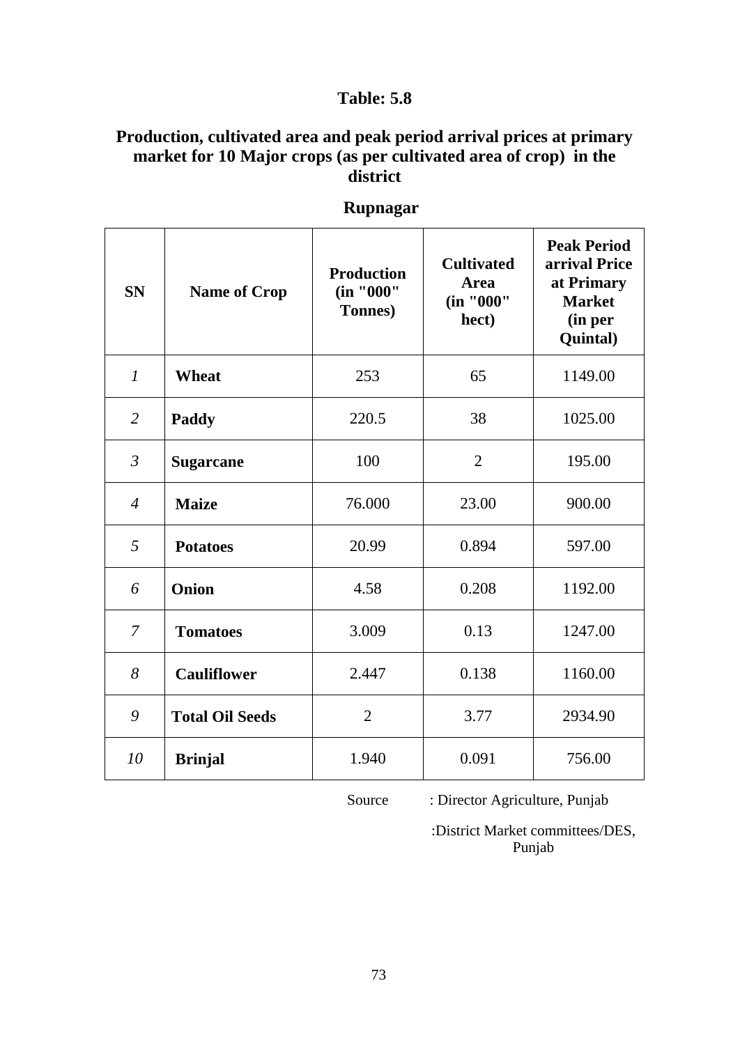## Table: 5.8

### Production, cultivated area and peak period arrival prices at primary market for 10 Major crops (as per cultivated area of crop) in the district

### Rupnagar

| SN | Name of Crop | Production (in "000" Tonnes) | Cultivated Area (in "000" hect) | Peak Period arrival Price at Primary Market (in per Quintal) |
|---|---|---|---|---|
| *1* | **Wheat** | 253 | 65 | 1149.00 |
| *2* | **Paddy** | 220.5 | 38 | 1025.00 |
| *3* | **Sugarcane** | 100 | 2 | 195.00 |
| *4* | **Maize** | 76.000 | 23.00 | 900.00 |
| *5* | **Potatoes** | 20.99 | 0.894 | 597.00 |
| *6* | **Onion** | 4.58 | 0.208 | 1192.00 |
| *7* | **Tomatoes** | 3.009 | 0.13 | 1247.00 |
| *8* | **Cauliflower** | 2.447 | 0.138 | 1160.00 |
| *9* | **Total Oil Seeds** | 2 | 3.77 | 2934.90 |
| *10* | **Brinjal** | 1.940 | 0.091 | 756.00 |

Source : Director Agriculture, Punjab

:District Market committees/DES, Punjab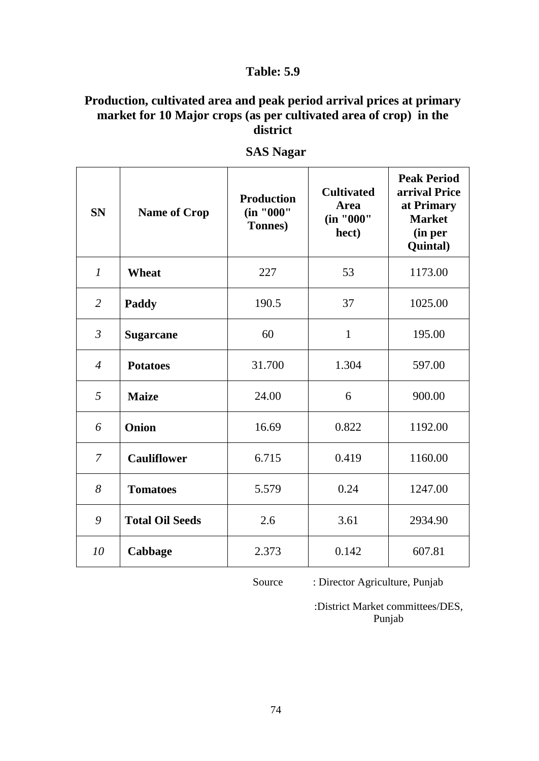### Table: 5.9

### Production, cultivated area and peak period arrival prices at primary market for 10 Major crops (as per cultivated area of crop) in the district

### SAS Nagar

| SN | Name of Crop | Production (in "000" Tonnes) | Cultivated Area (in "000" hect) | Peak Period arrival Price at Primary Market (in per Quintal) |
|---|---|---|---|---|
| *1* | **Wheat** | 227 | 53 | 1173.00 |
| *2* | **Paddy** | 190.5 | 37 | 1025.00 |
| *3* | **Sugarcane** | 60 | 1 | 195.00 |
| *4* | **Potatoes** | 31.700 | 1.304 | 597.00 |
| *5* | **Maize** | 24.00 | 6 | 900.00 |
| *6* | **Onion** | 16.69 | 0.822 | 1192.00 |
| *7* | **Cauliflower** | 6.715 | 0.419 | 1160.00 |
| *8* | **Tomatoes** | 5.579 | 0.24 | 1247.00 |
| *9* | **Total Oil Seeds** | 2.6 | 3.61 | 2934.90 |
| *10* | **Cabbage** | 2.373 | 0.142 | 607.81 |

Source : Director Agriculture, Punjab

:District Market committees/DES, Punjab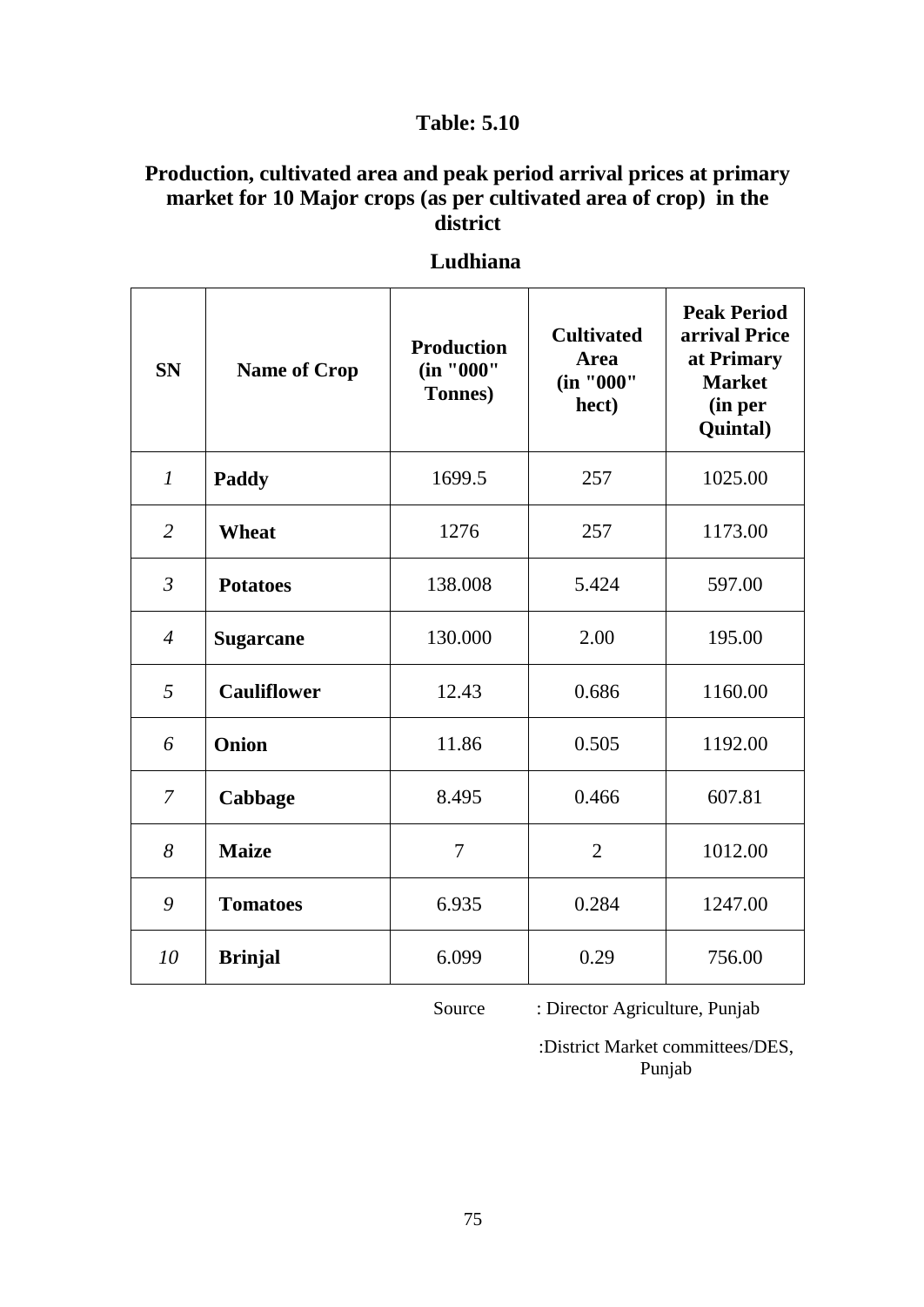**Table: 5.10**

**Production, cultivated area and peak period arrival prices at primary market for 10 Major crops (as per cultivated area of crop) in the district**

**Ludhiana**

| SN | Name of Crop | Production (in "000" Tonnes) | Cultivated Area (in "000" hect) | Peak Period arrival Price at Primary Market (in per Quintal) |
|---|---|---|---|---|
| *1* | **Paddy** | 1699.5 | 257 | 1025.00 |
| *2* | **Wheat** | 1276 | 257 | 1173.00 |
| *3* | **Potatoes** | 138.008 | 5.424 | 597.00 |
| *4* | **Sugarcane** | 130.000 | 2.00 | 195.00 |
| *5* | **Cauliflower** | 12.43 | 0.686 | 1160.00 |
| *6* | **Onion** | 11.86 | 0.505 | 1192.00 |
| *7* | **Cabbage** | 8.495 | 0.466 | 607.81 |
| *8* | **Maize** | 7 | 2 | 1012.00 |
| *9* | **Tomatoes** | 6.935 | 0.284 | 1247.00 |
| *10* | **Brinjal** | 6.099 | 0.29 | 756.00 |

Source : Director Agriculture, Punjab

:District Market committees/DES, Punjab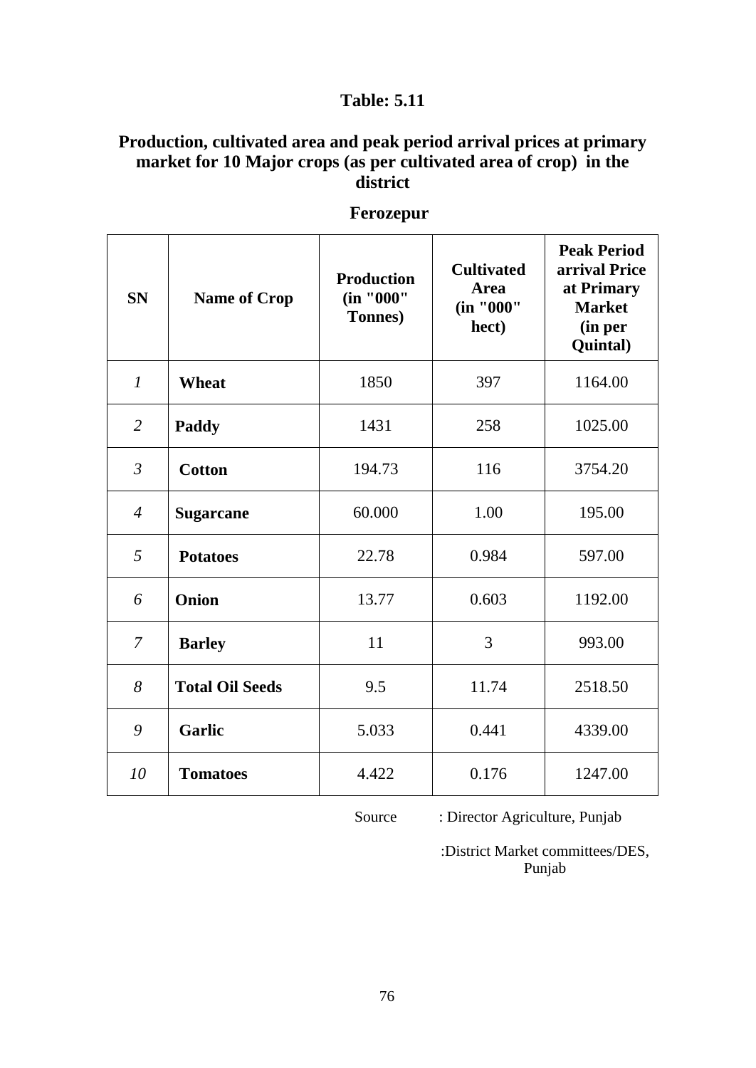## Table: 5.11

### Production, cultivated area and peak period arrival prices at primary market for 10 Major crops (as per cultivated area of crop) in the district

**Ferozepur**

| SN | Name of Crop | Production (in "000" Tonnes) | Cultivated Area (in "000" hect) | Peak Period arrival Price at Primary Market (in per Quintal) |
|---|---|---|---|---|
| *1* | **Wheat** | 1850 | 397 | 1164.00 |
| *2* | **Paddy** | 1431 | 258 | 1025.00 |
| *3* | **Cotton** | 194.73 | 116 | 3754.20 |
| *4* | **Sugarcane** | 60.000 | 1.00 | 195.00 |
| *5* | **Potatoes** | 22.78 | 0.984 | 597.00 |
| *6* | **Onion** | 13.77 | 0.603 | 1192.00 |
| *7* | **Barley** | 11 | 3 | 993.00 |
| *8* | **Total Oil Seeds** | 9.5 | 11.74 | 2518.50 |
| *9* | **Garlic** | 5.033 | 0.441 | 4339.00 |
| *10* | **Tomatoes** | 4.422 | 0.176 | 1247.00 |

Source : Director Agriculture, Punjab

:District Market committees/DES, Punjab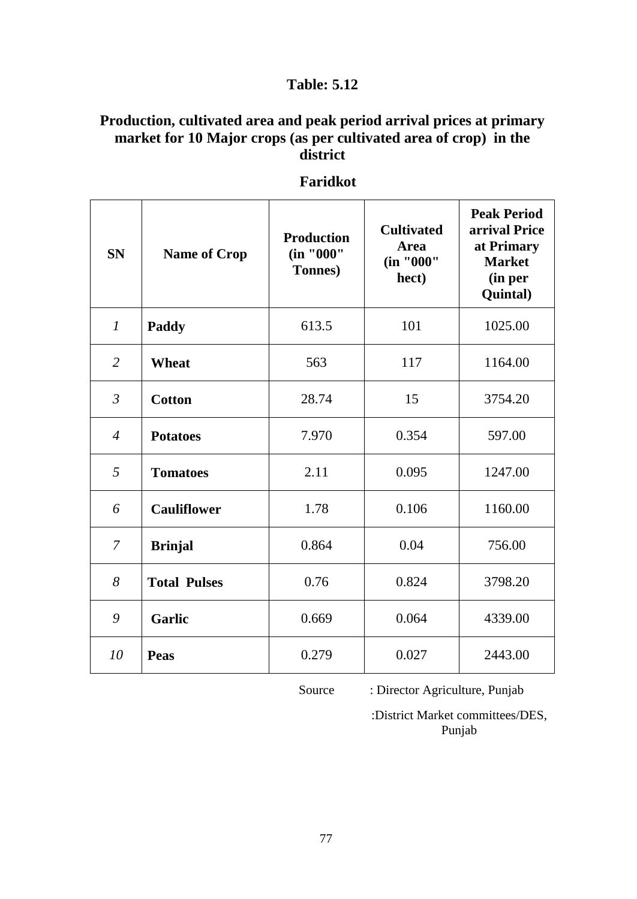**Table: 5.12**

**Production, cultivated area and peak period arrival prices at primary market for 10 Major crops (as per cultivated area of crop) in the district**

**Faridkot**

| SN | Name of Crop | Production (in "000" Tonnes) | Cultivated Area (in "000" hect) | Peak Period arrival Price at Primary Market (in per Quintal) |
|---|---|---|---|---|
| *1* | **Paddy** | 613.5 | 101 | 1025.00 |
| *2* | **Wheat** | 563 | 117 | 1164.00 |
| *3* | **Cotton** | 28.74 | 15 | 3754.20 |
| *4* | **Potatoes** | 7.970 | 0.354 | 597.00 |
| *5* | **Tomatoes** | 2.11 | 0.095 | 1247.00 |
| *6* | **Cauliflower** | 1.78 | 0.106 | 1160.00 |
| *7* | **Brinjal** | 0.864 | 0.04 | 756.00 |
| *8* | **Total Pulses** | 0.76 | 0.824 | 3798.20 |
| *9* | **Garlic** | 0.669 | 0.064 | 4339.00 |
| *10* | **Peas** | 0.279 | 0.027 | 2443.00 |

Source : Director Agriculture, Punjab

:District Market committees/DES, Punjab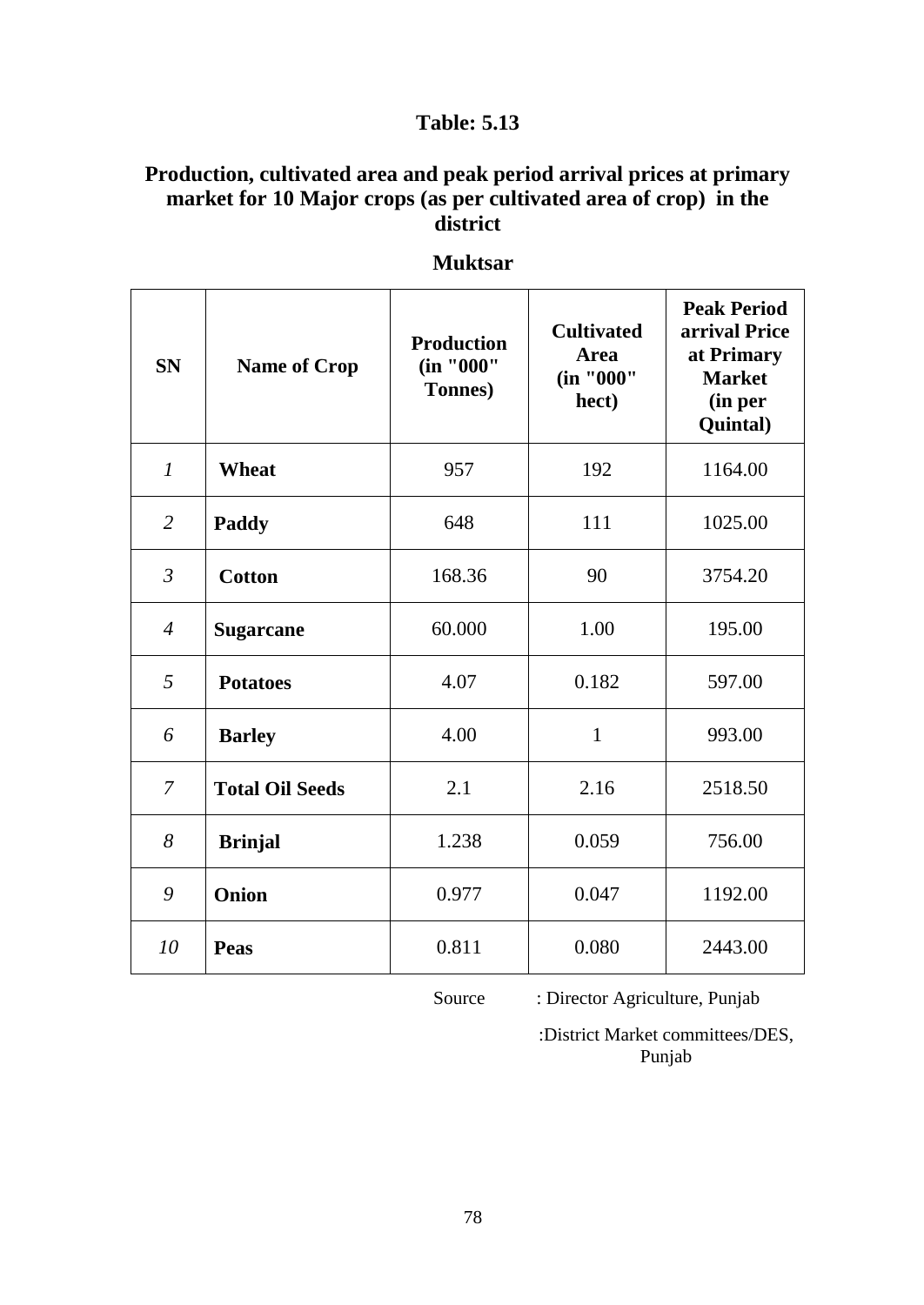## Table: 5.13

### Production, cultivated area and peak period arrival prices at primary market for 10 Major crops (as per cultivated area of crop) in the district

### Muktsar

| SN | Name of Crop | Production (in "000" Tonnes) | Cultivated Area (in "000" hect) | Peak Period arrival Price at Primary Market (in per Quintal) |
|---|---|---|---|---|
| *1* | **Wheat** | 957 | 192 | 1164.00 |
| *2* | **Paddy** | 648 | 111 | 1025.00 |
| *3* | **Cotton** | 168.36 | 90 | 3754.20 |
| *4* | **Sugarcane** | 60.000 | 1.00 | 195.00 |
| *5* | **Potatoes** | 4.07 | 0.182 | 597.00 |
| *6* | **Barley** | 4.00 | 1 | 993.00 |
| *7* | **Total Oil Seeds** | 2.1 | 2.16 | 2518.50 |
| *8* | **Brinjal** | 1.238 | 0.059 | 756.00 |
| *9* | **Onion** | 0.977 | 0.047 | 1192.00 |
| *10* | **Peas** | 0.811 | 0.080 | 2443.00 |

Source : Director Agriculture, Punjab

:District Market committees/DES, Punjab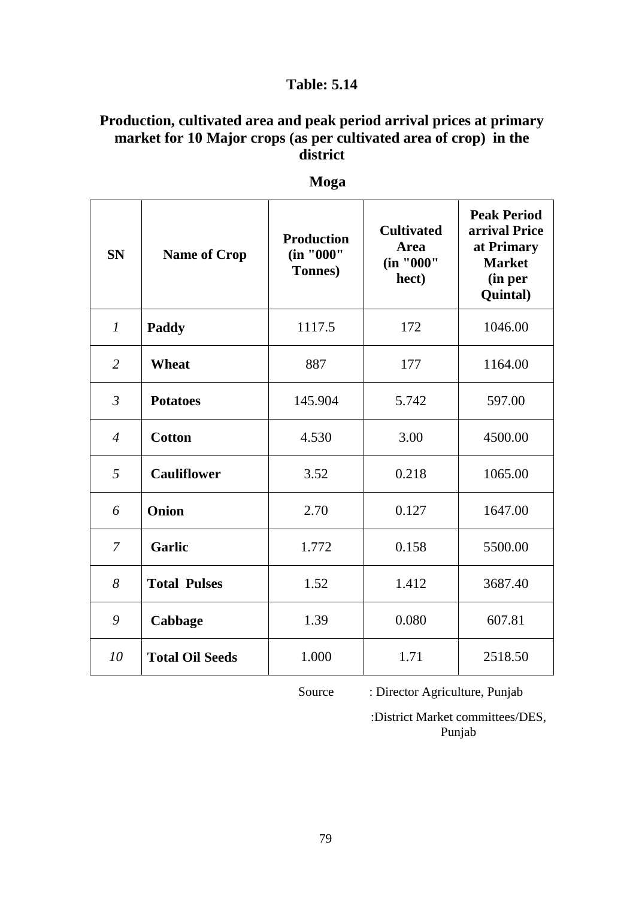## Table: 5.14

### Production, cultivated area and peak period arrival prices at primary market for 10 Major crops (as per cultivated area of crop) in the district

**Moga**

| SN | Name of Crop | Production (in "000" Tonnes) | Cultivated Area (in "000" hect) | Peak Period arrival Price at Primary Market (in per Quintal) |
|---|---|---|---|---|
| *1* | **Paddy** | 1117.5 | 172 | 1046.00 |
| *2* | **Wheat** | 887 | 177 | 1164.00 |
| *3* | **Potatoes** | 145.904 | 5.742 | 597.00 |
| *4* | **Cotton** | 4.530 | 3.00 | 4500.00 |
| *5* | **Cauliflower** | 3.52 | 0.218 | 1065.00 |
| *6* | **Onion** | 2.70 | 0.127 | 1647.00 |
| *7* | **Garlic** | 1.772 | 0.158 | 5500.00 |
| *8* | **Total Pulses** | 1.52 | 1.412 | 3687.40 |
| *9* | **Cabbage** | 1.39 | 0.080 | 607.81 |
| *10* | **Total Oil Seeds** | 1.000 | 1.71 | 2518.50 |

Source : Director Agriculture, Punjab

:District Market committees/DES, Punjab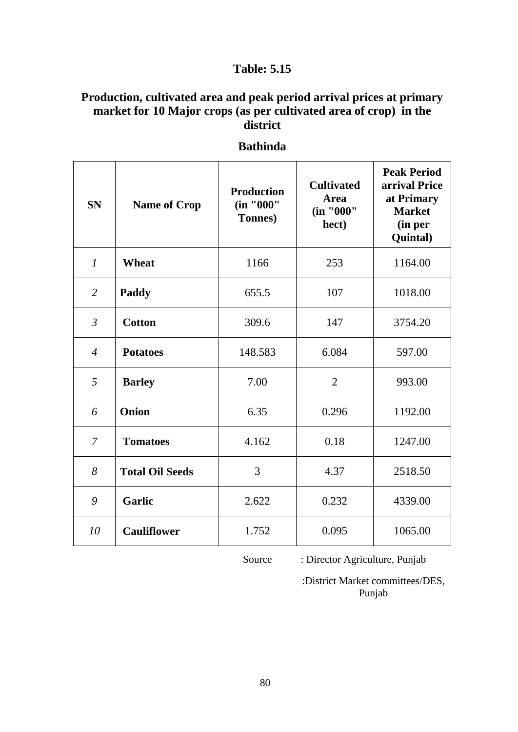## Table: 5.15

### Production, cultivated area and peak period arrival prices at primary market for 10 Major crops (as per cultivated area of crop) in the district

**Bathinda**

| SN | Name of Crop | Production (in "000" Tonnes) | Cultivated Area (in "000" hect) | Peak Period arrival Price at Primary Market (in per Quintal) |
|---|---|---|---|---|
| *1* | **Wheat** | 1166 | 253 | 1164.00 |
| *2* | **Paddy** | 655.5 | 107 | 1018.00 |
| *3* | **Cotton** | 309.6 | 147 | 3754.20 |
| *4* | **Potatoes** | 148.583 | 6.084 | 597.00 |
| *5* | **Barley** | 7.00 | 2 | 993.00 |
| *6* | **Onion** | 6.35 | 0.296 | 1192.00 |
| *7* | **Tomatoes** | 4.162 | 0.18 | 1247.00 |
| *8* | **Total Oil Seeds** | 3 | 4.37 | 2518.50 |
| *9* | **Garlic** | 2.622 | 0.232 | 4339.00 |
| *10* | **Cauliflower** | 1.752 | 0.095 | 1065.00 |

Source : Director Agriculture, Punjab

:District Market committees/DES, Punjab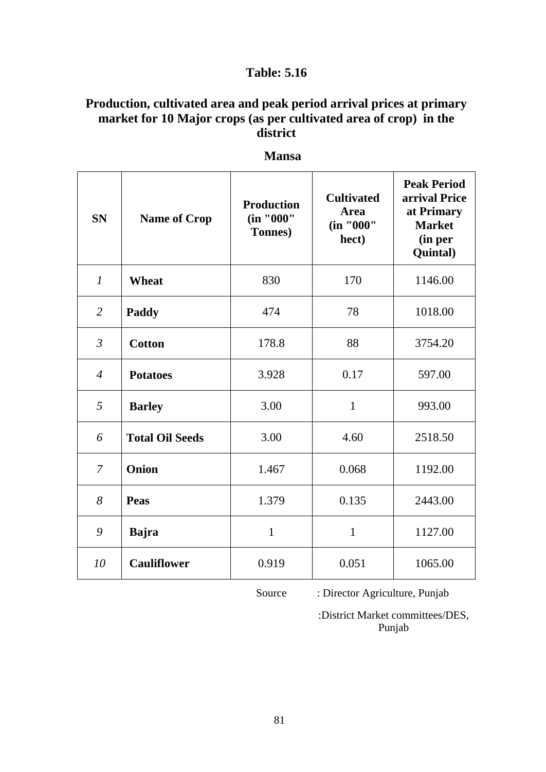## Table: 5.16

### Production, cultivated area and peak period arrival prices at primary market for 10 Major crops (as per cultivated area of crop) in the district

**Mansa**

| SN | Name of Crop | Production (in "000" Tonnes) | Cultivated Area (in "000" hect) | Peak Period arrival Price at Primary Market (in per Quintal) |
|---|---|---|---|---|
| *1* | **Wheat** | 830 | 170 | 1146.00 |
| *2* | **Paddy** | 474 | 78 | 1018.00 |
| *3* | **Cotton** | 178.8 | 88 | 3754.20 |
| *4* | **Potatoes** | 3.928 | 0.17 | 597.00 |
| *5* | **Barley** | 3.00 | 1 | 993.00 |
| *6* | **Total Oil Seeds** | 3.00 | 4.60 | 2518.50 |
| *7* | **Onion** | 1.467 | 0.068 | 1192.00 |
| *8* | **Peas** | 1.379 | 0.135 | 2443.00 |
| *9* | **Bajra** | 1 | 1 | 1127.00 |
| *10* | **Cauliflower** | 0.919 | 0.051 | 1065.00 |

Source : Director Agriculture, Punjab

:District Market committees/DES, Punjab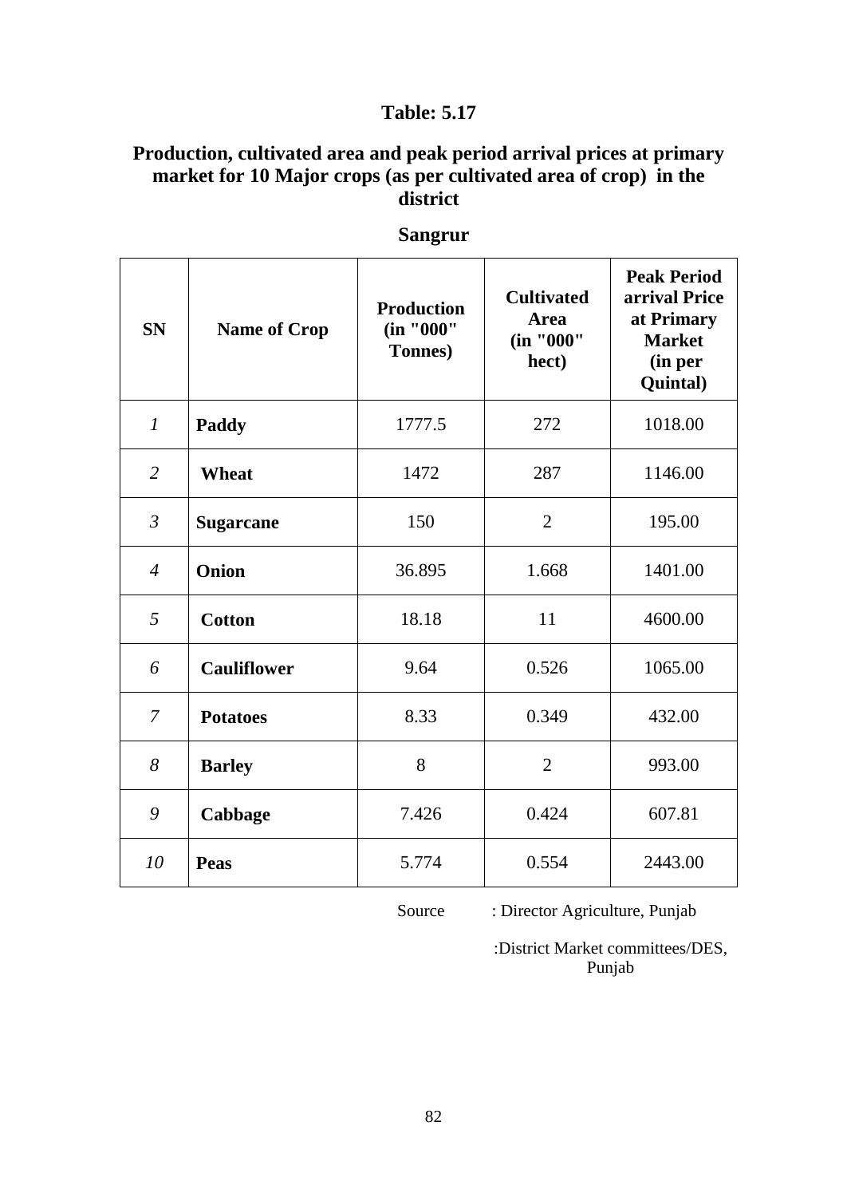**Table: 5.17**

**Production, cultivated area and peak period arrival prices at primary market for 10 Major crops (as per cultivated area of crop) in the district**

**Sangrur**

| SN | Name of Crop | Production (in "000" Tonnes) | Cultivated Area (in "000" hect) | Peak Period arrival Price at Primary Market (in per Quintal) |
|---|---|---|---|---|
| *1* | **Paddy** | 1777.5 | 272 | 1018.00 |
| *2* | **Wheat** | 1472 | 287 | 1146.00 |
| *3* | **Sugarcane** | 150 | 2 | 195.00 |
| *4* | **Onion** | 36.895 | 1.668 | 1401.00 |
| *5* | **Cotton** | 18.18 | 11 | 4600.00 |
| *6* | **Cauliflower** | 9.64 | 0.526 | 1065.00 |
| *7* | **Potatoes** | 8.33 | 0.349 | 432.00 |
| *8* | **Barley** | 8 | 2 | 993.00 |
| *9* | **Cabbage** | 7.426 | 0.424 | 607.81 |
| *10* | **Peas** | 5.774 | 0.554 | 2443.00 |

Source : Director Agriculture, Punjab

:District Market committees/DES, Punjab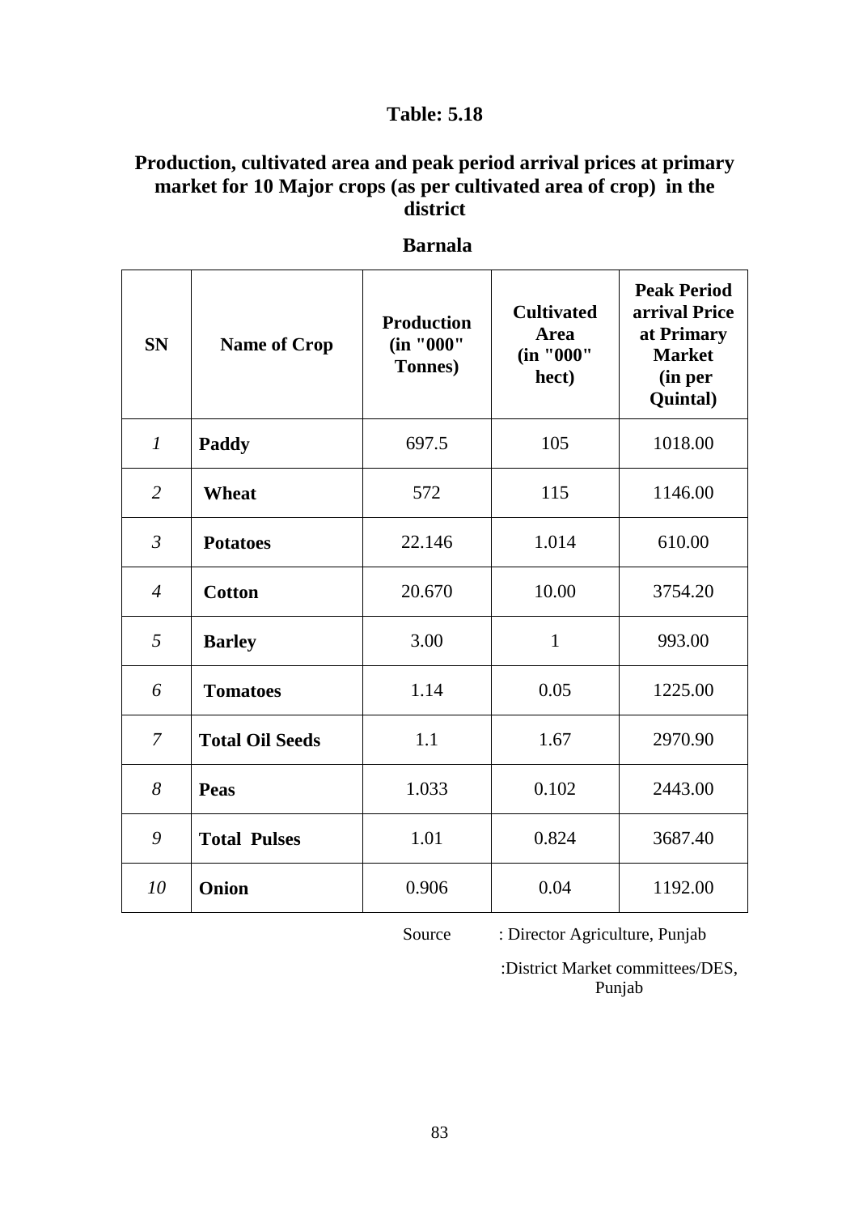### Table: 5.18

### Production, cultivated area and peak period arrival prices at primary market for 10 Major crops (as per cultivated area of crop) in the district

### Barnala

| SN | Name of Crop | Production (in "000" Tonnes) | Cultivated Area (in "000" hect) | Peak Period arrival Price at Primary Market (in per Quintal) |
|---|---|---|---|---|
| *1* | **Paddy** | 697.5 | 105 | 1018.00 |
| *2* | **Wheat** | 572 | 115 | 1146.00 |
| *3* | **Potatoes** | 22.146 | 1.014 | 610.00 |
| *4* | **Cotton** | 20.670 | 10.00 | 3754.20 |
| *5* | **Barley** | 3.00 | 1 | 993.00 |
| *6* | **Tomatoes** | 1.14 | 0.05 | 1225.00 |
| *7* | **Total Oil Seeds** | 1.1 | 1.67 | 2970.90 |
| *8* | **Peas** | 1.033 | 0.102 | 2443.00 |
| *9* | **Total Pulses** | 1.01 | 0.824 | 3687.40 |
| *10* | **Onion** | 0.906 | 0.04 | 1192.00 |

Source : Director Agriculture, Punjab

:District Market committees/DES, Punjab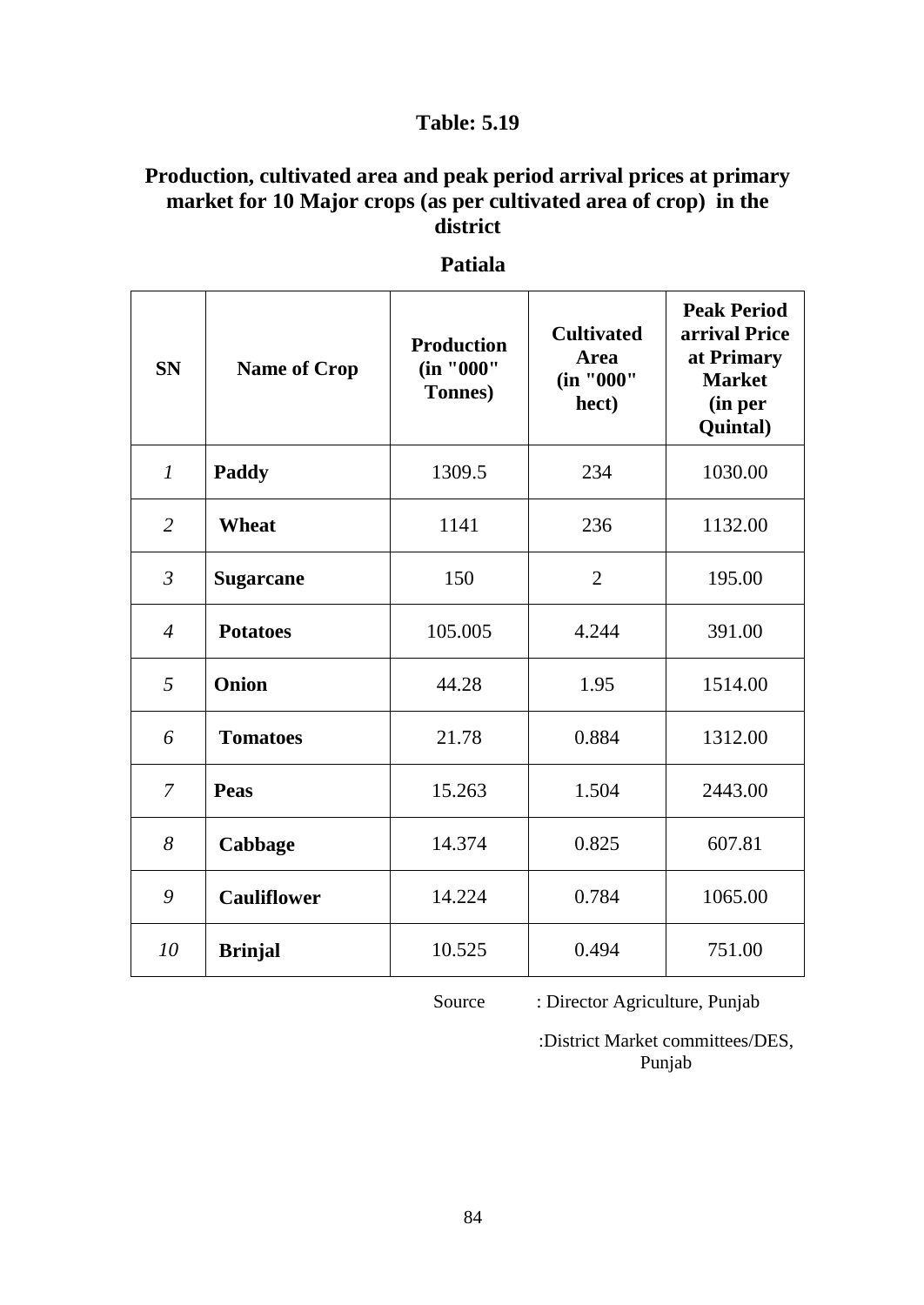**Table: 5.19**

**Production, cultivated area and peak period arrival prices at primary market for 10 Major crops (as per cultivated area of crop) in the district**

**Patiala**

| SN | Name of Crop | Production (in "000" Tonnes) | Cultivated Area (in "000" hect) | Peak Period arrival Price at Primary Market (in per Quintal) |
|---|---|---|---|---|
| *1* | **Paddy** | 1309.5 | 234 | 1030.00 |
| *2* | **Wheat** | 1141 | 236 | 1132.00 |
| *3* | **Sugarcane** | 150 | 2 | 195.00 |
| *4* | **Potatoes** | 105.005 | 4.244 | 391.00 |
| *5* | **Onion** | 44.28 | 1.95 | 1514.00 |
| *6* | **Tomatoes** | 21.78 | 0.884 | 1312.00 |
| *7* | **Peas** | 15.263 | 1.504 | 2443.00 |
| *8* | **Cabbage** | 14.374 | 0.825 | 607.81 |
| *9* | **Cauliflower** | 14.224 | 0.784 | 1065.00 |
| *10* | **Brinjal** | 10.525 | 0.494 | 751.00 |

Source : Director Agriculture, Punjab

:District Market committees/DES, Punjab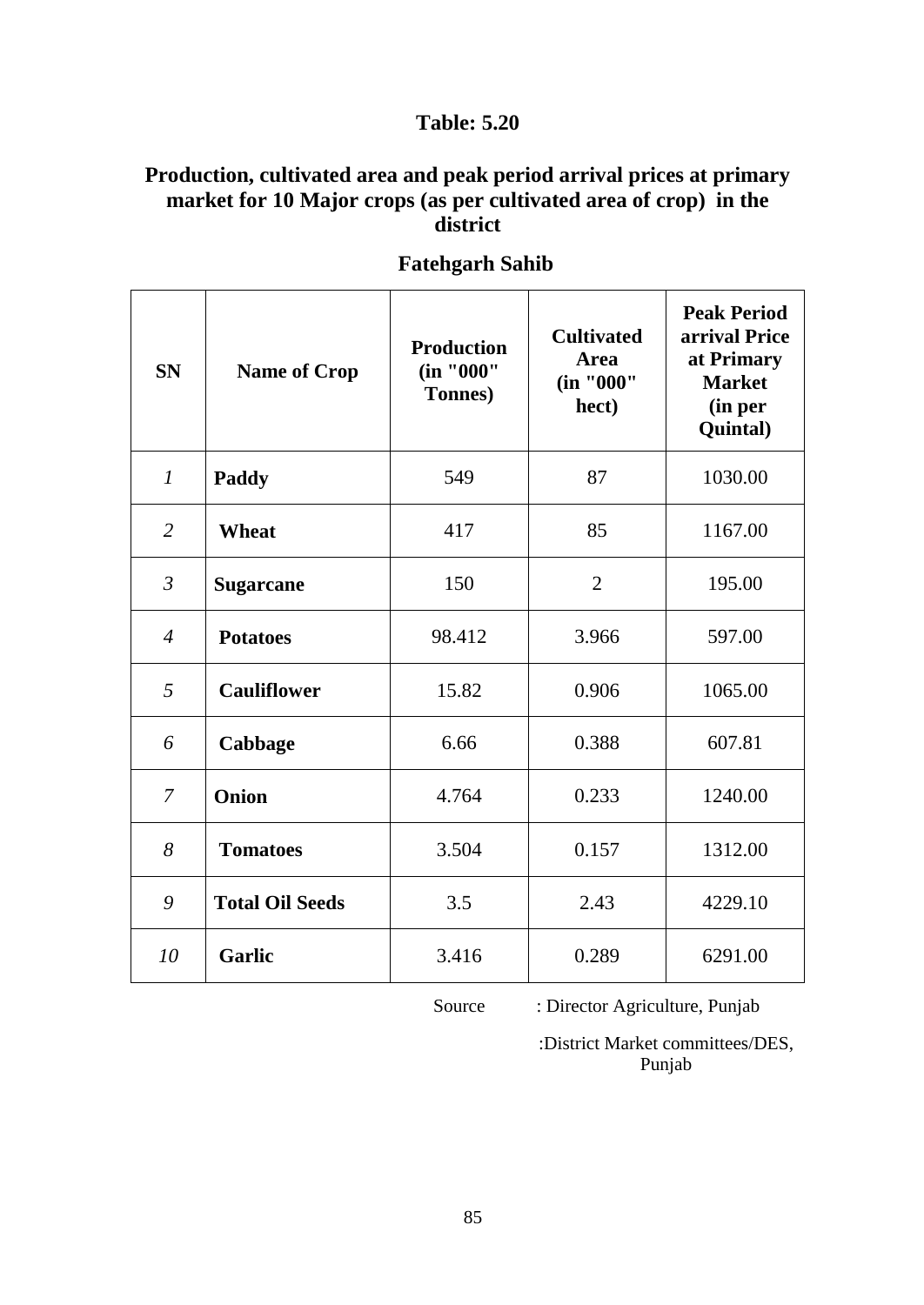## Table: 5.20

### Production, cultivated area and peak period arrival prices at primary market for 10 Major crops (as per cultivated area of crop) in the district

### Fatehgarh Sahib

| SN | Name of Crop | Production (in "000" Tonnes) | Cultivated Area (in "000" hect) | Peak Period arrival Price at Primary Market (in per Quintal) |
|---|---|---|---|---|
| *1* | **Paddy** | 549 | 87 | 1030.00 |
| *2* | **Wheat** | 417 | 85 | 1167.00 |
| *3* | **Sugarcane** | 150 | 2 | 195.00 |
| *4* | **Potatoes** | 98.412 | 3.966 | 597.00 |
| *5* | **Cauliflower** | 15.82 | 0.906 | 1065.00 |
| *6* | **Cabbage** | 6.66 | 0.388 | 607.81 |
| *7* | **Onion** | 4.764 | 0.233 | 1240.00 |
| *8* | **Tomatoes** | 3.504 | 0.157 | 1312.00 |
| *9* | **Total Oil Seeds** | 3.5 | 2.43 | 4229.10 |
| *10* | **Garlic** | 3.416 | 0.289 | 6291.00 |

Source : Director Agriculture, Punjab

:District Market committees/DES, Punjab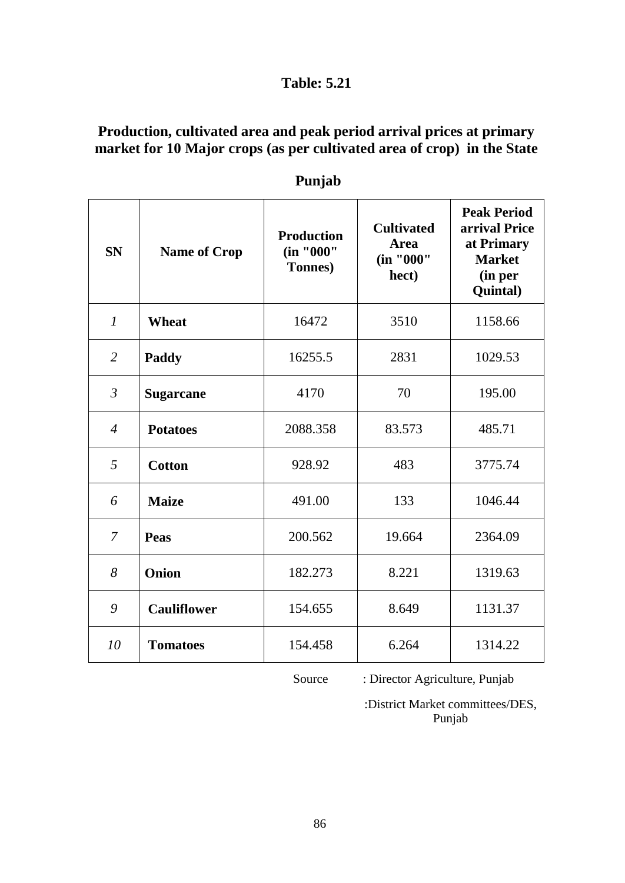**Table: 5.21**

**Production, cultivated area and peak period arrival prices at primary market for 10 Major crops (as per cultivated area of crop) in the State**

**Punjab**

| SN | Name of Crop | Production (in "000" Tonnes) | Cultivated Area (in "000" hect) | Peak Period arrival Price at Primary Market (in per Quintal) |
|---|---|---|---|---|
| *1* | **Wheat** | 16472 | 3510 | 1158.66 |
| *2* | **Paddy** | 16255.5 | 2831 | 1029.53 |
| *3* | **Sugarcane** | 4170 | 70 | 195.00 |
| *4* | **Potatoes** | 2088.358 | 83.573 | 485.71 |
| *5* | **Cotton** | 928.92 | 483 | 3775.74 |
| *6* | **Maize** | 491.00 | 133 | 1046.44 |
| *7* | **Peas** | 200.562 | 19.664 | 2364.09 |
| *8* | **Onion** | 182.273 | 8.221 | 1319.63 |
| *9* | **Cauliflower** | 154.655 | 8.649 | 1131.37 |
| *10* | **Tomatoes** | 154.458 | 6.264 | 1314.22 |

Source : Director Agriculture, Punjab

:District Market committees/DES, Punjab